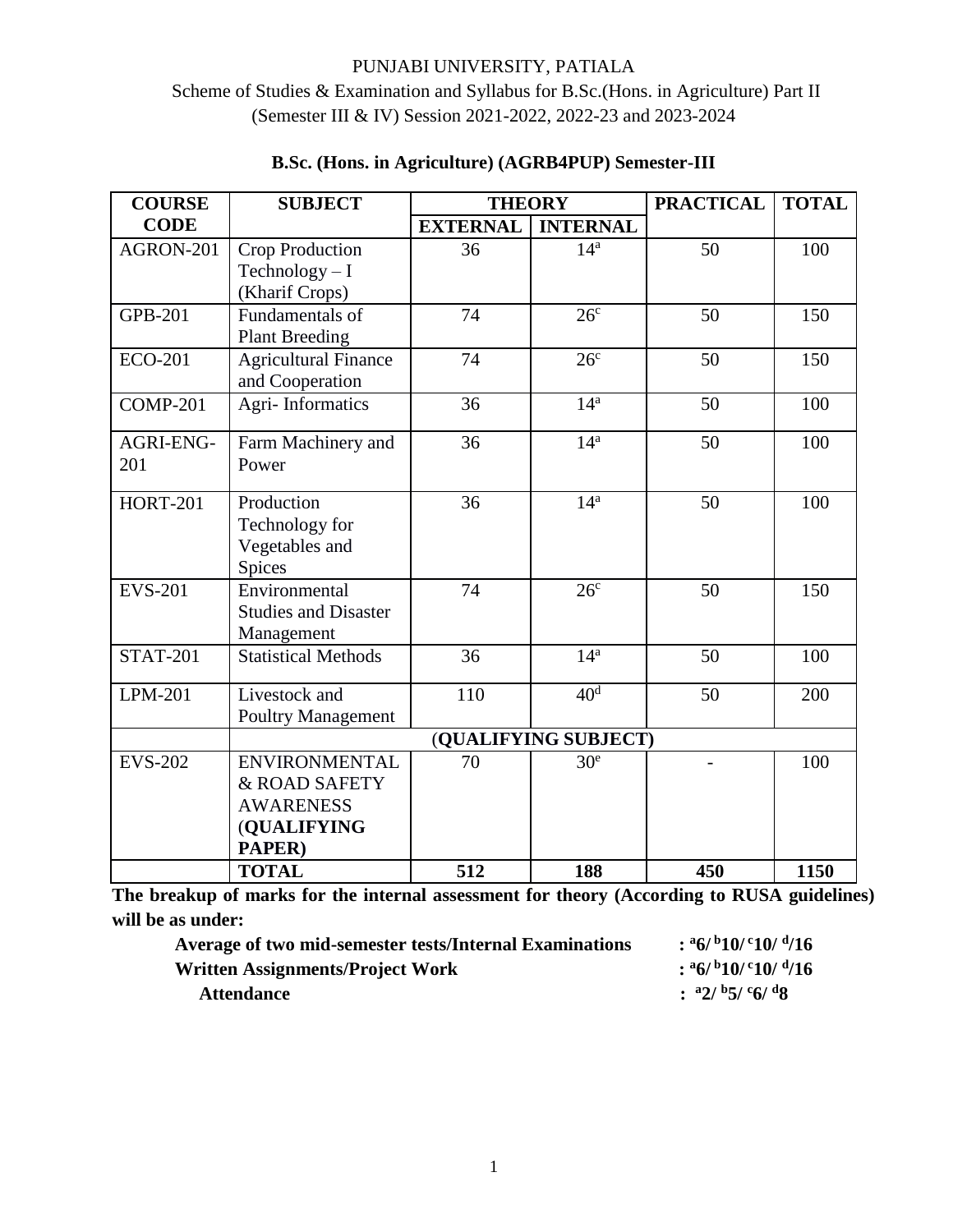PUNJABI UNIVERSITY, PATIALA

Scheme of Studies & Examination and Syllabus for B.Sc.(Hons. in Agriculture) Part II (Semester III & IV) Session 2021-2022, 2022-23 and 2023-2024

**B.Sc. (Hons. in Agriculture) (AGRB4PUP) Semester-III**

| COURSE CODE | SUBJECT | THEORY | | PRACTICAL | TOTAL |
|---|---|---|---|---|---|
| | | EXTERNAL | INTERNAL | | |
| AGRON-201 | Crop Production Technology – I (Kharif Crops) | 36 | 14[a] | 50 | 100 |
| GPB-201 | Fundamentals of Plant Breeding | 74 | 26[c] | 50 | 150 |
| ECO-201 | Agricultural Finance and Cooperation | 74 | 26[c] | 50 | 150 |
| COMP-201 | Agri- Informatics | 36 | 14[a] | 50 | 100 |
| AGRI-ENG-201 | Farm Machinery and Power | 36 | 14[a] | 50 | 100 |
| HORT-201 | Production Technology for Vegetables and Spices | 36 | 14[a] | 50 | 100 |
| EVS-201 | Environmental Studies and Disaster Management | 74 | 26[c] | 50 | 150 |
| STAT-201 | Statistical Methods | 36 | 14[a] | 50 | 100 |
| LPM-201 | Livestock and Poultry Management | 110 | 40[d] | 50 | 200 |
| | (**QUALIFYING SUBJECT**) | | | | |
| EVS-202 | ENVIRONMENTAL & ROAD SAFETY AWARENESS (**QUALIFYING PAPER)** | 70 | 30[e] | - | 100 |
| | **TOTAL** | **512** | **188** | **450** | **1150** |

**The breakup of marks for the internal assessment for theory (According to RUSA guidelines) will be as under:**

| | |
|---|---|
| **Average of two mid-semester tests/Internal Examinations** | **: [a]6/ [b]10/ [c]10/ [d]/16** |
| **Written Assignments/Project Work** | **: [a]6/ [b]10/ [c]10/ [d]/16** |
| **Attendance** | **: [a]2/ [b]5/ [c]6/ [d]8** |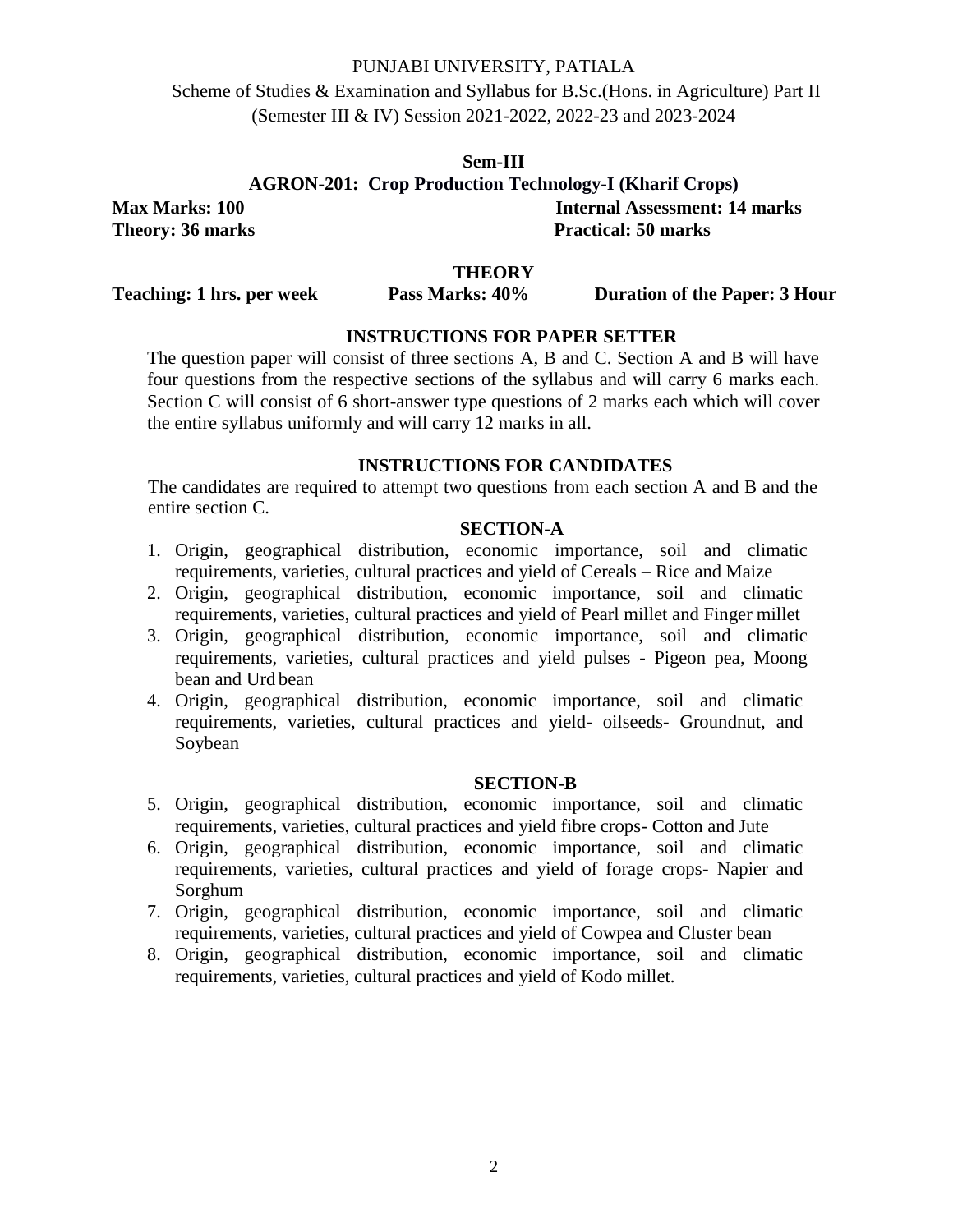PUNJABI UNIVERSITY, PATIALA

Scheme of Studies & Examination and Syllabus for B.Sc.(Hons. in Agriculture) Part II (Semester III & IV) Session 2021-2022, 2022-23 and 2023-2024

## Sem-III

## AGRON-201: Crop Production Technology-I (Kharif Crops)

**Max Marks: 100** **Internal Assessment: 14 marks**

**Theory: 36 marks** **Practical: 50 marks**

### THEORY

**Teaching: 1 hrs. per week** **Pass Marks: 40%** **Duration of the Paper: 3 Hour**

### INSTRUCTIONS FOR PAPER SETTER

The question paper will consist of three sections A, B and C. Section A and B will have four questions from the respective sections of the syllabus and will carry 6 marks each. Section C will consist of 6 short-answer type questions of 2 marks each which will cover the entire syllabus uniformly and will carry 12 marks in all.

### INSTRUCTIONS FOR CANDIDATES

The candidates are required to attempt two questions from each section A and B and the entire section C.

### SECTION-A

1. Origin, geographical distribution, economic importance, soil and climatic requirements, varieties, cultural practices and yield of Cereals – Rice and Maize
2. Origin, geographical distribution, economic importance, soil and climatic requirements, varieties, cultural practices and yield of Pearl millet and Finger millet
3. Origin, geographical distribution, economic importance, soil and climatic requirements, varieties, cultural practices and yield pulses - Pigeon pea, Moong bean and Urd bean
4. Origin, geographical distribution, economic importance, soil and climatic requirements, varieties, cultural practices and yield- oilseeds- Groundnut, and Soybean

### SECTION-B

5. Origin, geographical distribution, economic importance, soil and climatic requirements, varieties, cultural practices and yield fibre crops- Cotton and Jute
6. Origin, geographical distribution, economic importance, soil and climatic requirements, varieties, cultural practices and yield of forage crops- Napier and Sorghum
7. Origin, geographical distribution, economic importance, soil and climatic requirements, varieties, cultural practices and yield of Cowpea and Cluster bean
8. Origin, geographical distribution, economic importance, soil and climatic requirements, varieties, cultural practices and yield of Kodo millet.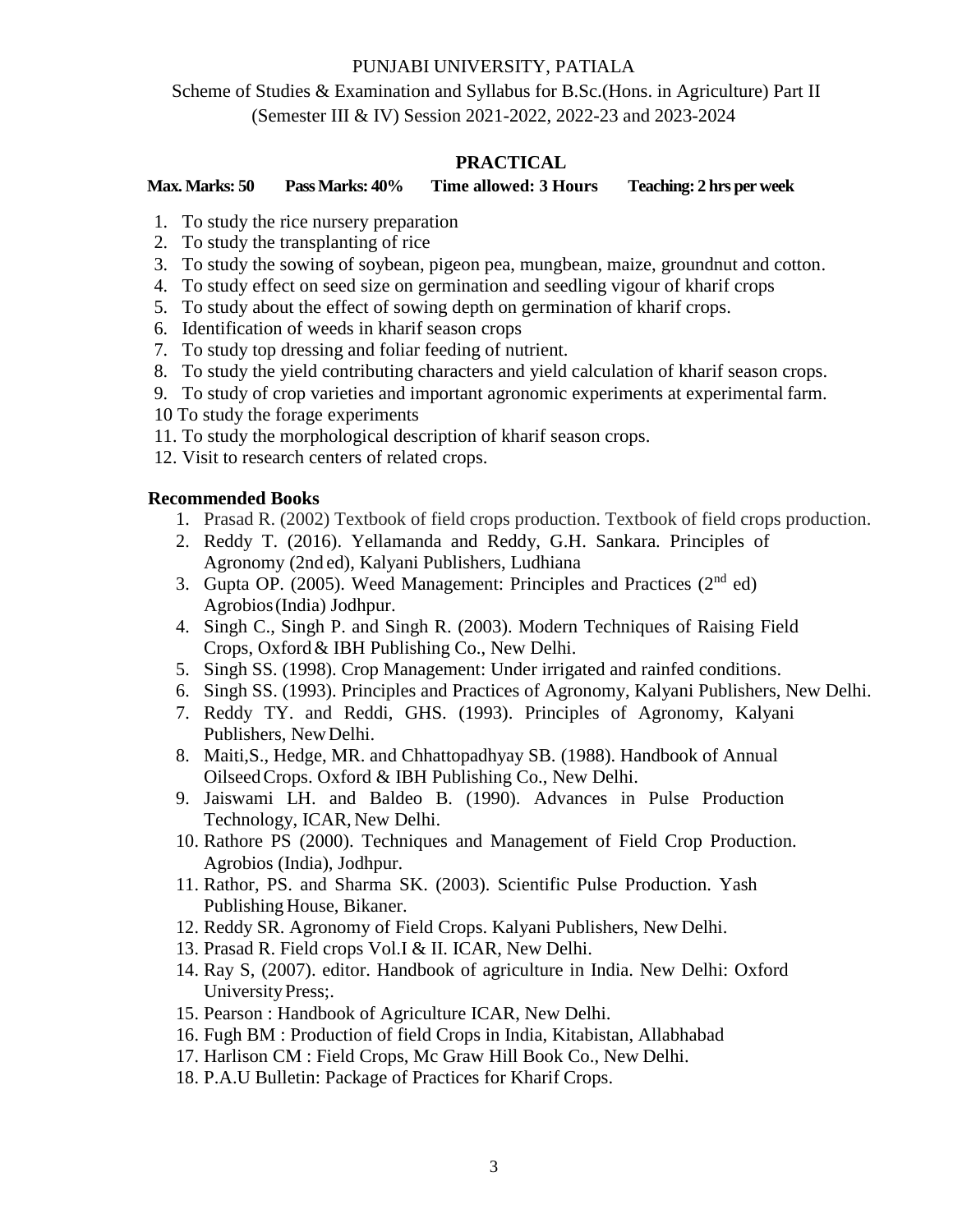PUNJABI UNIVERSITY, PATIALA

Scheme of Studies & Examination and Syllabus for B.Sc.(Hons. in Agriculture) Part II (Semester III & IV) Session 2021-2022, 2022-23 and 2023-2024

## PRACTICAL

**Max. Marks: 50 Pass Marks: 40% Time allowed: 3 Hours Teaching: 2 hrs per week**

1. To study the rice nursery preparation
2. To study the transplanting of rice
3. To study the sowing of soybean, pigeon pea, mungbean, maize, groundnut and cotton.
4. To study effect on seed size on germination and seedling vigour of kharif crops
5. To study about the effect of sowing depth on germination of kharif crops.
6. Identification of weeds in kharif season crops
7. To study top dressing and foliar feeding of nutrient.
8. To study the yield contributing characters and yield calculation of kharif season crops.
9. To study of crop varieties and important agronomic experiments at experimental farm.

10 To study the forage experiments

11. To study the morphological description of kharif season crops.
12. Visit to research centers of related crops.

### Recommended Books

1. Prasad R. (2002) Textbook of field crops production. Textbook of field crops production.
2. Reddy T. (2016). Yellamanda and Reddy, G.H. Sankara. Principles of Agronomy (2nd ed), Kalyani Publishers, Ludhiana
3. Gupta OP. (2005). Weed Management: Principles and Practices (2nd ed) Agrobios (India) Jodhpur.
4. Singh C., Singh P. and Singh R. (2003). Modern Techniques of Raising Field Crops, Oxford & IBH Publishing Co., New Delhi.
5. Singh SS. (1998). Crop Management: Under irrigated and rainfed conditions.
6. Singh SS. (1993). Principles and Practices of Agronomy, Kalyani Publishers, New Delhi.
7. Reddy TY. and Reddi, GHS. (1993). Principles of Agronomy, Kalyani Publishers, New Delhi.
8. Maiti,S., Hedge, MR. and Chhattopadhyay SB. (1988). Handbook of Annual Oilseed Crops. Oxford & IBH Publishing Co., New Delhi.
9. Jaiswami LH. and Baldeo B. (1990). Advances in Pulse Production Technology, ICAR, New Delhi.
10. Rathore PS (2000). Techniques and Management of Field Crop Production. Agrobios (India), Jodhpur.
11. Rathor, PS. and Sharma SK. (2003). Scientific Pulse Production. Yash Publishing House, Bikaner.
12. Reddy SR. Agronomy of Field Crops. Kalyani Publishers, New Delhi.
13. Prasad R. Field crops Vol.I & II. ICAR, New Delhi.
14. Ray S, (2007). editor. Handbook of agriculture in India. New Delhi: Oxford University Press;.
15. Pearson : Handbook of Agriculture ICAR, New Delhi.
16. Fugh BM : Production of field Crops in India, Kitabistan, Allabhabad
17. Harlison CM : Field Crops, Mc Graw Hill Book Co., New Delhi.
18. P.A.U Bulletin: Package of Practices for Kharif Crops.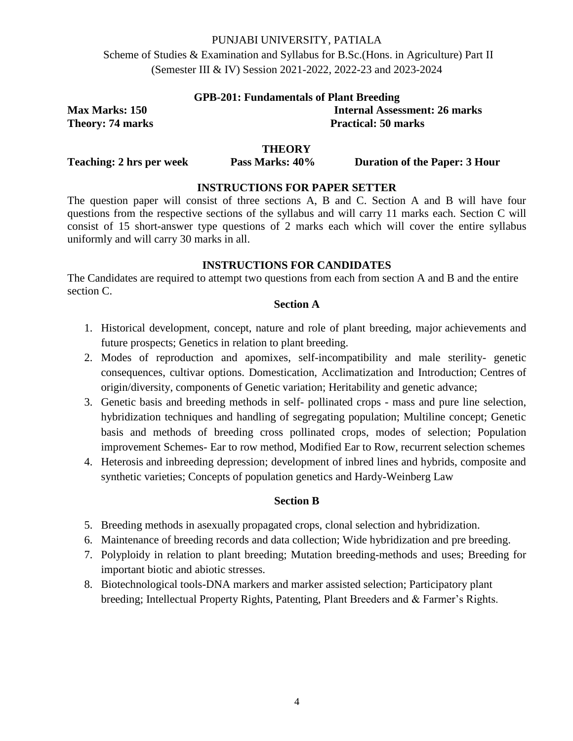PUNJABI UNIVERSITY, PATIALA

Scheme of Studies & Examination and Syllabus for B.Sc.(Hons. in Agriculture) Part II (Semester III & IV) Session 2021-2022, 2022-23 and 2023-2024

## GPB-201: Fundamentals of Plant Breeding

**Max Marks: 150** **Internal Assessment: 26 marks**

**Theory: 74 marks** **Practical: 50 marks**

### THEORY

**Teaching: 2 hrs per week** **Pass Marks: 40%** **Duration of the Paper: 3 Hour**

### INSTRUCTIONS FOR PAPER SETTER

The question paper will consist of three sections A, B and C. Section A and B will have four questions from the respective sections of the syllabus and will carry 11 marks each. Section C will consist of 15 short-answer type questions of 2 marks each which will cover the entire syllabus uniformly and will carry 30 marks in all.

### INSTRUCTIONS FOR CANDIDATES

The Candidates are required to attempt two questions from each from section A and B and the entire section C.

### Section A

1. Historical development, concept, nature and role of plant breeding, major achievements and future prospects; Genetics in relation to plant breeding.
2. Modes of reproduction and apomixes, self-incompatibility and male sterility- genetic consequences, cultivar options. Domestication, Acclimatization and Introduction; Centres of origin/diversity, components of Genetic variation; Heritability and genetic advance;
3. Genetic basis and breeding methods in self- pollinated crops - mass and pure line selection, hybridization techniques and handling of segregating population; Multiline concept; Genetic basis and methods of breeding cross pollinated crops, modes of selection; Population improvement Schemes- Ear to row method, Modified Ear to Row, recurrent selection schemes
4. Heterosis and inbreeding depression; development of inbred lines and hybrids, composite and synthetic varieties; Concepts of population genetics and Hardy-Weinberg Law

### Section B

5. Breeding methods in asexually propagated crops, clonal selection and hybridization.
6. Maintenance of breeding records and data collection; Wide hybridization and pre breeding.
7. Polyploidy in relation to plant breeding; Mutation breeding-methods and uses; Breeding for important biotic and abiotic stresses.
8. Biotechnological tools-DNA markers and marker assisted selection; Participatory plant breeding; Intellectual Property Rights, Patenting, Plant Breeders and & Farmer's Rights.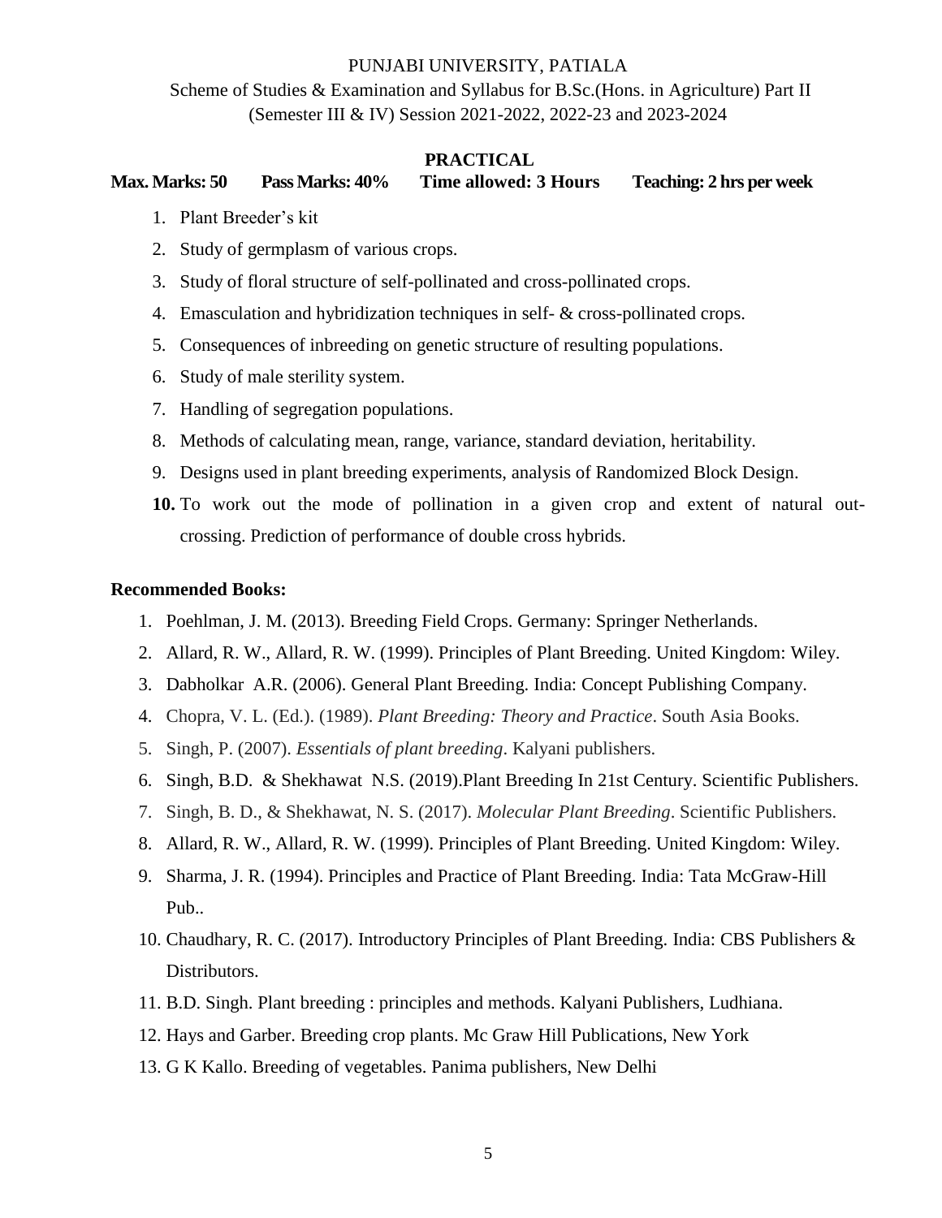PUNJABI UNIVERSITY, PATIALA

Scheme of Studies & Examination and Syllabus for B.Sc.(Hons. in Agriculture) Part II (Semester III & IV) Session 2021-2022, 2022-23 and 2023-2024

## PRACTICAL

**Max. Marks: 50 Pass Marks: 40% Time allowed: 3 Hours Teaching: 2 hrs per week**

1. Plant Breeder's kit
2. Study of germplasm of various crops.
3. Study of floral structure of self-pollinated and cross-pollinated crops.
4. Emasculation and hybridization techniques in self- & cross-pollinated crops.
5. Consequences of inbreeding on genetic structure of resulting populations.
6. Study of male sterility system.
7. Handling of segregation populations.
8. Methods of calculating mean, range, variance, standard deviation, heritability.
9. Designs used in plant breeding experiments, analysis of Randomized Block Design.
10. To work out the mode of pollination in a given crop and extent of natural out-crossing. Prediction of performance of double cross hybrids.

**Recommended Books:**

1. Poehlman, J. M. (2013). Breeding Field Crops. Germany: Springer Netherlands.
2. Allard, R. W., Allard, R. W. (1999). Principles of Plant Breeding. United Kingdom: Wiley.
3. Dabholkar A.R. (2006). General Plant Breeding. India: Concept Publishing Company.
4. Chopra, V. L. (Ed.). (1989). *Plant Breeding: Theory and Practice*. South Asia Books.
5. Singh, P. (2007). *Essentials of plant breeding*. Kalyani publishers.
6. Singh, B.D. & Shekhawat N.S. (2019).Plant Breeding In 21st Century. Scientific Publishers.
7. Singh, B. D., & Shekhawat, N. S. (2017). *Molecular Plant Breeding*. Scientific Publishers.
8. Allard, R. W., Allard, R. W. (1999). Principles of Plant Breeding. United Kingdom: Wiley.
9. Sharma, J. R. (1994). Principles and Practice of Plant Breeding. India: Tata McGraw-Hill Pub..
10. Chaudhary, R. C. (2017). Introductory Principles of Plant Breeding. India: CBS Publishers & Distributors.
11. B.D. Singh. Plant breeding : principles and methods. Kalyani Publishers, Ludhiana.
12. Hays and Garber. Breeding crop plants. Mc Graw Hill Publications, New York
13. G K Kallo. Breeding of vegetables. Panima publishers, New Delhi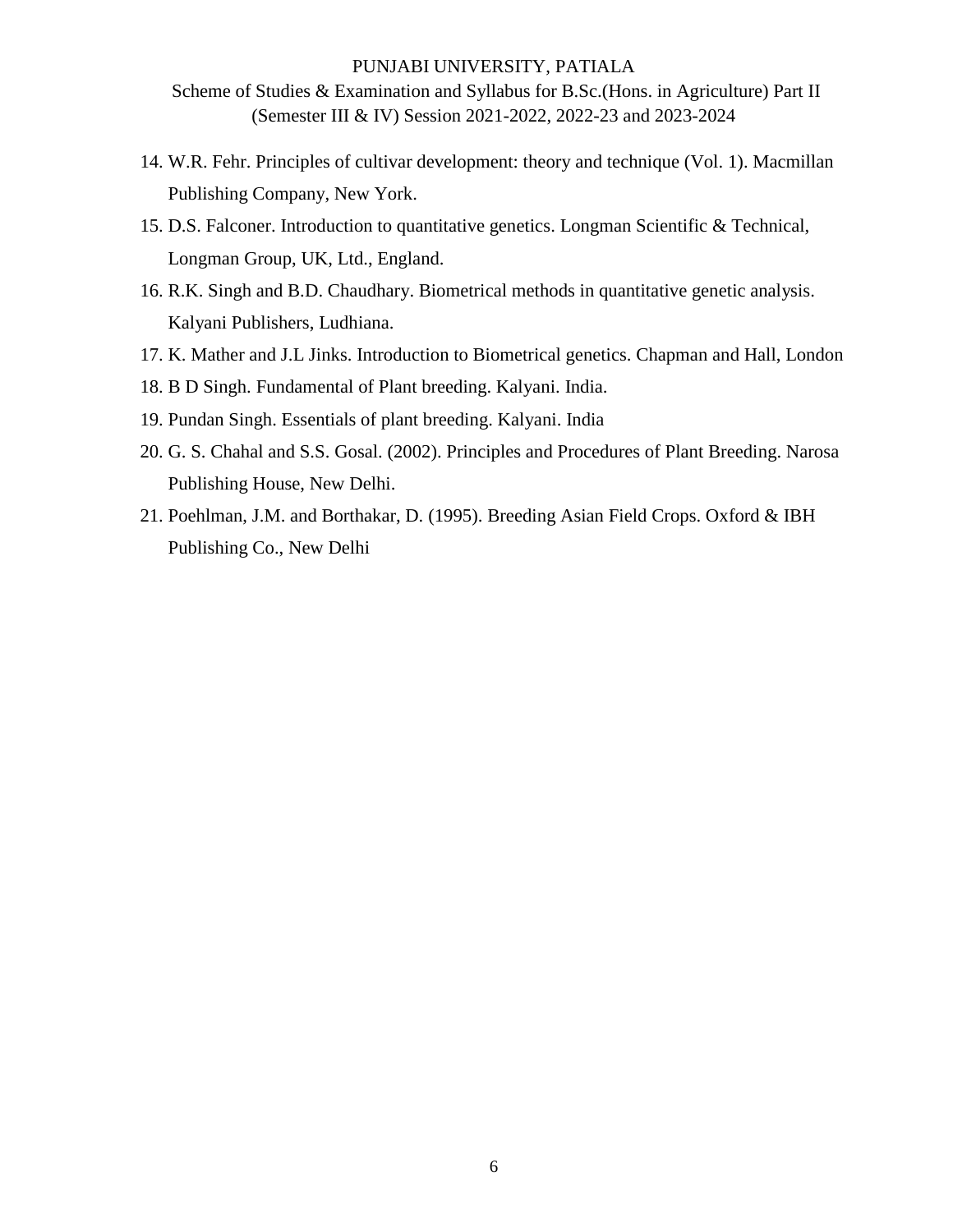14. W.R. Fehr. Principles of cultivar development: theory and technique (Vol. 1). Macmillan Publishing Company, New York.
15. D.S. Falconer. Introduction to quantitative genetics. Longman Scientific & Technical, Longman Group, UK, Ltd., England.
16. R.K. Singh and B.D. Chaudhary. Biometrical methods in quantitative genetic analysis. Kalyani Publishers, Ludhiana.
17. K. Mather and J.L Jinks. Introduction to Biometrical genetics. Chapman and Hall, London
18. B D Singh. Fundamental of Plant breeding. Kalyani. India.
19. Pundan Singh. Essentials of plant breeding. Kalyani. India
20. G. S. Chahal and S.S. Gosal. (2002). Principles and Procedures of Plant Breeding. Narosa Publishing House, New Delhi.
21. Poehlman, J.M. and Borthakar, D. (1995). Breeding Asian Field Crops. Oxford & IBH Publishing Co., New Delhi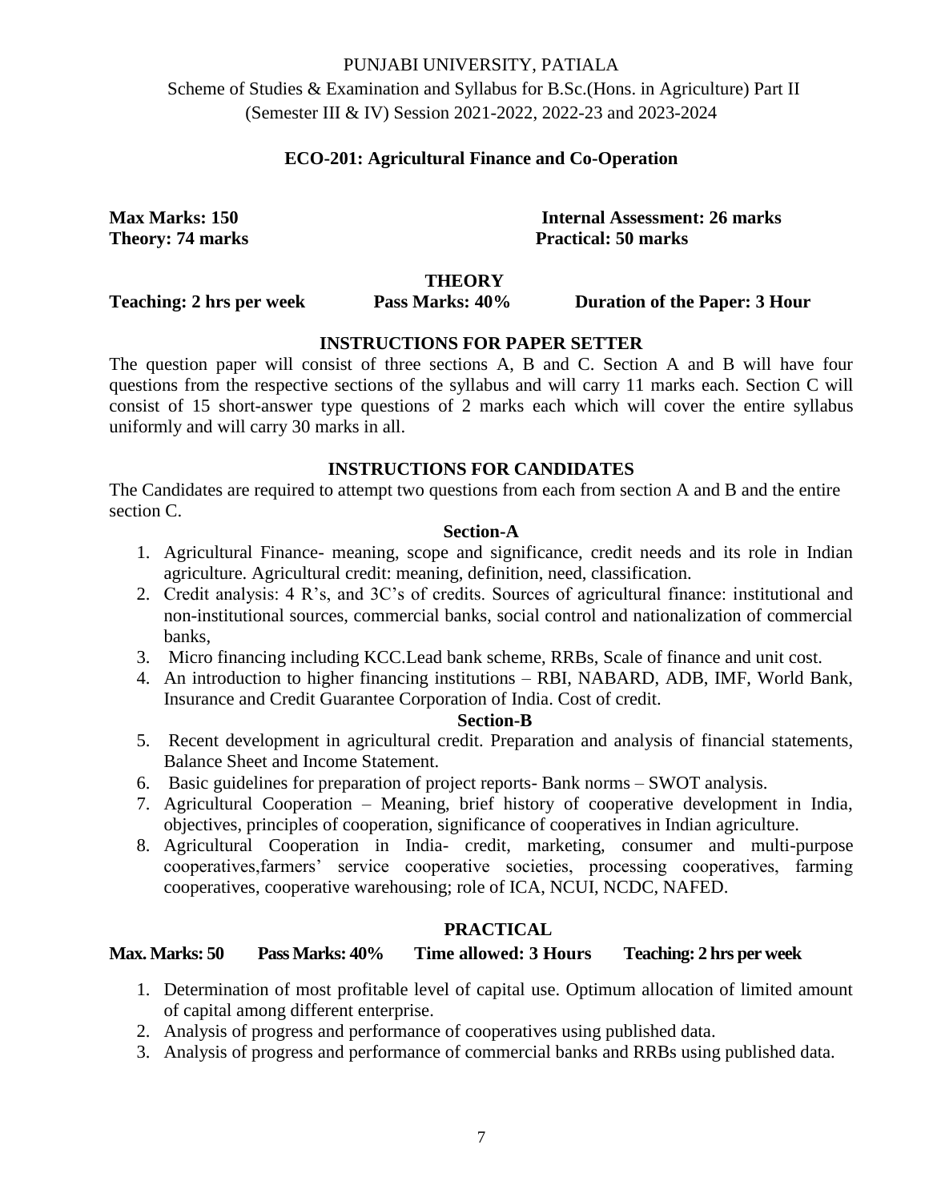PUNJABI UNIVERSITY, PATIALA

Scheme of Studies & Examination and Syllabus for B.Sc.(Hons. in Agriculture) Part II (Semester III & IV) Session 2021-2022, 2022-23 and 2023-2024

## ECO-201: Agricultural Finance and Co-Operation

**Max Marks: 150** **Internal Assessment: 26 marks**

**Theory: 74 marks** **Practical: 50 marks**

### THEORY

**Teaching: 2 hrs per week** **Pass Marks: 40%** **Duration of the Paper: 3 Hour**

### INSTRUCTIONS FOR PAPER SETTER

The question paper will consist of three sections A, B and C. Section A and B will have four questions from the respective sections of the syllabus and will carry 11 marks each. Section C will consist of 15 short-answer type questions of 2 marks each which will cover the entire syllabus uniformly and will carry 30 marks in all.

### INSTRUCTIONS FOR CANDIDATES

The Candidates are required to attempt two questions from each from section A and B and the entire section C.

#### Section-A

1. Agricultural Finance- meaning, scope and significance, credit needs and its role in Indian agriculture. Agricultural credit: meaning, definition, need, classification.
2. Credit analysis: 4 R's, and 3C's of credits. Sources of agricultural finance: institutional and non-institutional sources, commercial banks, social control and nationalization of commercial banks,
3. Micro financing including KCC.Lead bank scheme, RRBs, Scale of finance and unit cost.
4. An introduction to higher financing institutions – RBI, NABARD, ADB, IMF, World Bank, Insurance and Credit Guarantee Corporation of India. Cost of credit.

#### Section-B

5. Recent development in agricultural credit. Preparation and analysis of financial statements, Balance Sheet and Income Statement.
6. Basic guidelines for preparation of project reports- Bank norms – SWOT analysis.
7. Agricultural Cooperation – Meaning, brief history of cooperative development in India, objectives, principles of cooperation, significance of cooperatives in Indian agriculture.
8. Agricultural Cooperation in India- credit, marketing, consumer and multi-purpose cooperatives,farmers' service cooperative societies, processing cooperatives, farming cooperatives, cooperative warehousing; role of ICA, NCUI, NCDC, NAFED.

### PRACTICAL

**Max. Marks: 50** **Pass Marks: 40%** **Time allowed: 3 Hours** **Teaching: 2 hrs per week**

1. Determination of most profitable level of capital use. Optimum allocation of limited amount of capital among different enterprise.
2. Analysis of progress and performance of cooperatives using published data.
3. Analysis of progress and performance of commercial banks and RRBs using published data.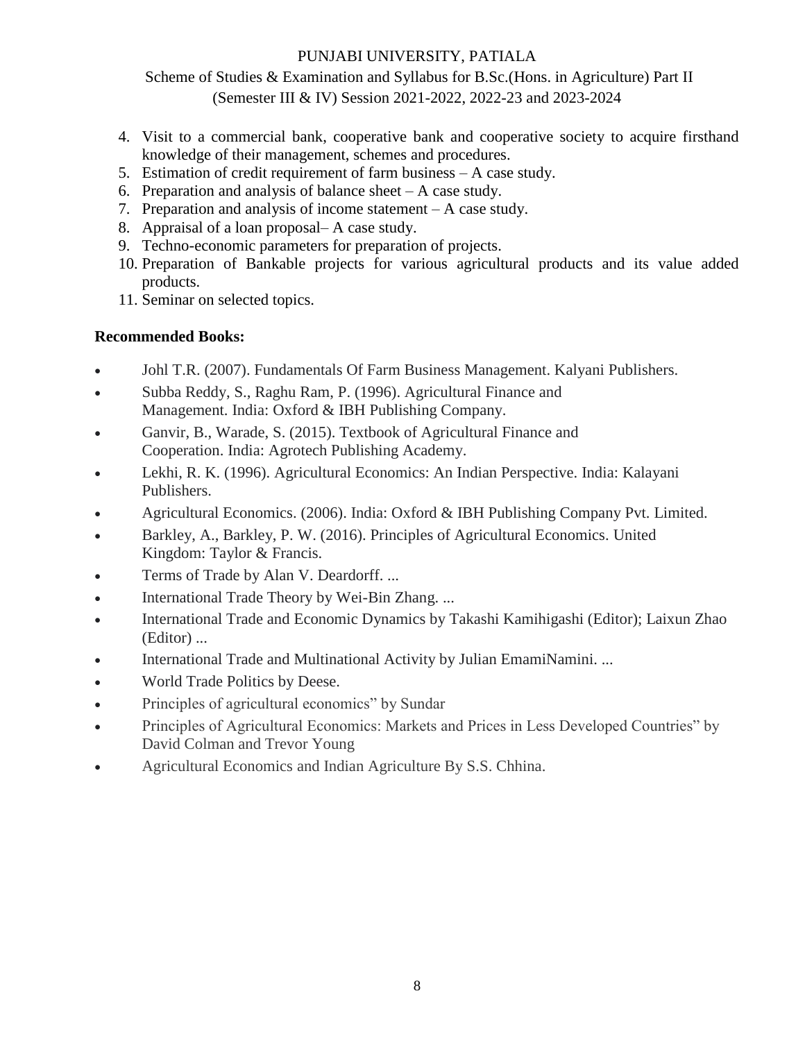4. Visit to a commercial bank, cooperative bank and cooperative society to acquire firsthand knowledge of their management, schemes and procedures.
5. Estimation of credit requirement of farm business – A case study.
6. Preparation and analysis of balance sheet – A case study.
7. Preparation and analysis of income statement – A case study.
8. Appraisal of a loan proposal– A case study.
9. Techno-economic parameters for preparation of projects.
10. Preparation of Bankable projects for various agricultural products and its value added products.
11. Seminar on selected topics.

**Recommended Books:**

- Johl T.R. (2007). Fundamentals Of Farm Business Management. Kalyani Publishers.
- Subba Reddy, S., Raghu Ram, P. (1996). Agricultural Finance and Management. India: Oxford & IBH Publishing Company.
- Ganvir, B., Warade, S. (2015). Textbook of Agricultural Finance and Cooperation. India: Agrotech Publishing Academy.
- Lekhi, R. K. (1996). Agricultural Economics: An Indian Perspective. India: Kalayani Publishers.
- Agricultural Economics. (2006). India: Oxford & IBH Publishing Company Pvt. Limited.
- Barkley, A., Barkley, P. W. (2016). Principles of Agricultural Economics. United Kingdom: Taylor & Francis.
- Terms of Trade by Alan V. Deardorff. ...
- International Trade Theory by Wei-Bin Zhang. ...
- International Trade and Economic Dynamics by Takashi Kamihigashi (Editor); Laixun Zhao (Editor) ...
- International Trade and Multinational Activity by Julian EmamiNamini. ...
- World Trade Politics by Deese.
- Principles of agricultural economics" by Sundar
- Principles of Agricultural Economics: Markets and Prices in Less Developed Countries" by David Colman and Trevor Young
- Agricultural Economics and Indian Agriculture By S.S. Chhina.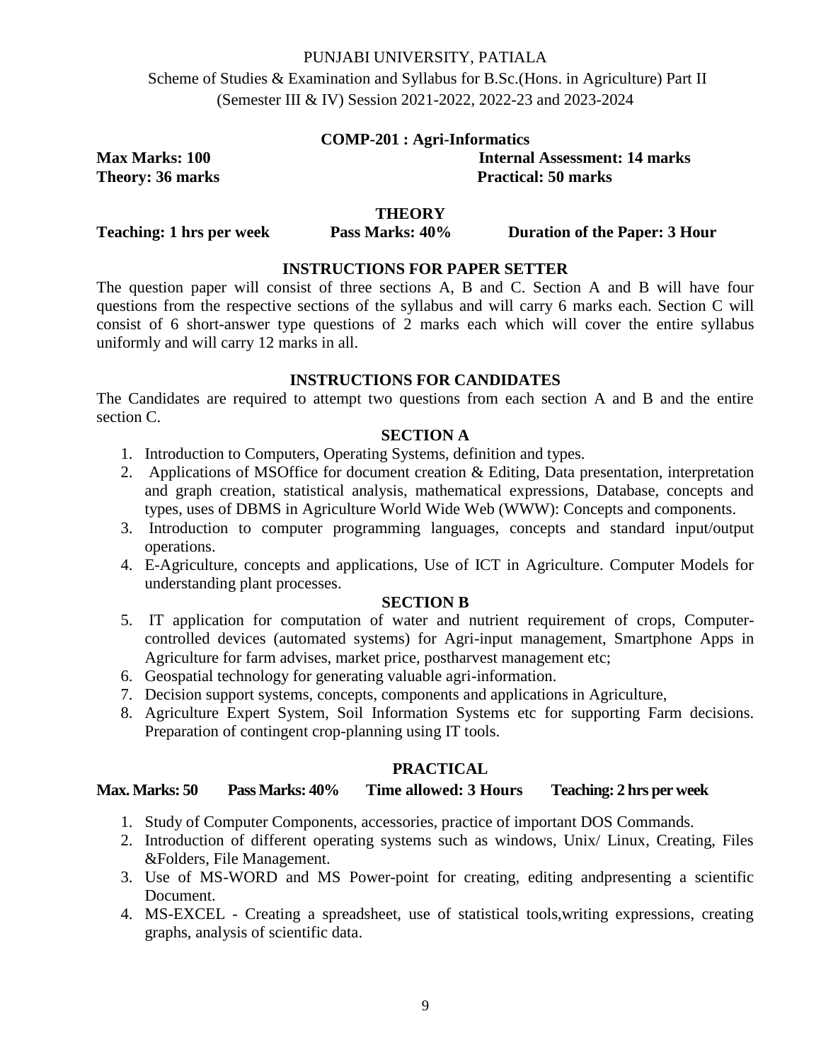PUNJABI UNIVERSITY, PATIALA

Scheme of Studies & Examination and Syllabus for B.Sc.(Hons. in Agriculture) Part II (Semester III & IV) Session 2021-2022, 2022-23 and 2023-2024

## COMP-201 : Agri-Informatics

**Max Marks: 100** | **Internal Assessment: 14 marks**

**Theory: 36 marks** | **Practical: 50 marks**

### THEORY

**Teaching: 1 hrs per week** | **Pass Marks: 40%** | **Duration of the Paper: 3 Hour**

### INSTRUCTIONS FOR PAPER SETTER

The question paper will consist of three sections A, B and C. Section A and B will have four questions from the respective sections of the syllabus and will carry 6 marks each. Section C will consist of 6 short-answer type questions of 2 marks each which will cover the entire syllabus uniformly and will carry 12 marks in all.

### INSTRUCTIONS FOR CANDIDATES

The Candidates are required to attempt two questions from each section A and B and the entire section C.

### SECTION A

1. Introduction to Computers, Operating Systems, definition and types.
2. Applications of MSOffice for document creation & Editing, Data presentation, interpretation and graph creation, statistical analysis, mathematical expressions, Database, concepts and types, uses of DBMS in Agriculture World Wide Web (WWW): Concepts and components.
3. Introduction to computer programming languages, concepts and standard input/output operations.
4. E-Agriculture, concepts and applications, Use of ICT in Agriculture. Computer Models for understanding plant processes.

### SECTION B

5. IT application for computation of water and nutrient requirement of crops, Computer-controlled devices (automated systems) for Agri-input management, Smartphone Apps in Agriculture for farm advises, market price, postharvest management etc;
6. Geospatial technology for generating valuable agri-information.
7. Decision support systems, concepts, components and applications in Agriculture,
8. Agriculture Expert System, Soil Information Systems etc for supporting Farm decisions. Preparation of contingent crop-planning using IT tools.

### PRACTICAL

**Max. Marks: 50** | **Pass Marks: 40%** | **Time allowed: 3 Hours** | **Teaching: 2 hrs per week**

1. Study of Computer Components, accessories, practice of important DOS Commands.
2. Introduction of different operating systems such as windows, Unix/ Linux, Creating, Files &Folders, File Management.
3. Use of MS-WORD and MS Power-point for creating, editing andpresenting a scientific Document.
4. MS-EXCEL - Creating a spreadsheet, use of statistical tools,writing expressions, creating graphs, analysis of scientific data.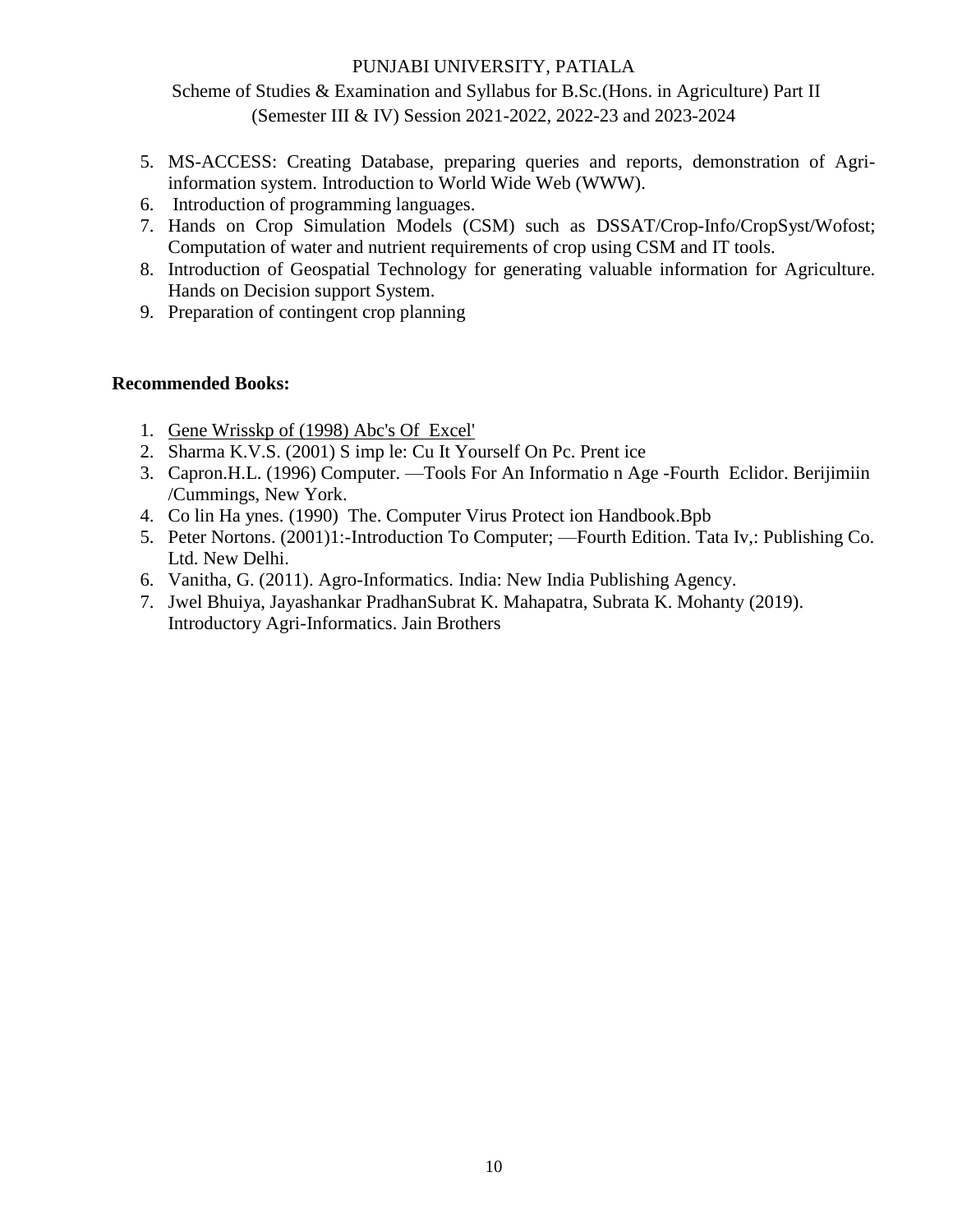5. MS-ACCESS: Creating Database, preparing queries and reports, demonstration of Agri-information system. Introduction to World Wide Web (WWW).
6. Introduction of programming languages.
7. Hands on Crop Simulation Models (CSM) such as DSSAT/Crop-Info/CropSyst/Wofost; Computation of water and nutrient requirements of crop using CSM and IT tools.
8. Introduction of Geospatial Technology for generating valuable information for Agriculture. Hands on Decision support System.
9. Preparation of contingent crop planning

**Recommended Books:**

1. Gene Wrisskp of (1998) Abc's Of Excel'
2. Sharma K.V.S. (2001) S imp le: Cu It Yourself On Pc. Prent ice
3. Capron.H.L. (1996) Computer. —Tools For An Informatio n Age -Fourth Eclidor. Berijimiin /Cummings, New York.
4. Co lin Ha ynes. (1990) The. Computer Virus Protect ion Handbook.Bpb
5. Peter Nortons. (2001)1:-Introduction To Computer; —Fourth Edition. Tata Iv,: Publishing Co. Ltd. New Delhi.
6. Vanitha, G. (2011). Agro-Informatics. India: New India Publishing Agency.
7. Jwel Bhuiya, Jayashankar PradhanSubrat K. Mahapatra, Subrata K. Mohanty (2019). Introductory Agri-Informatics. Jain Brothers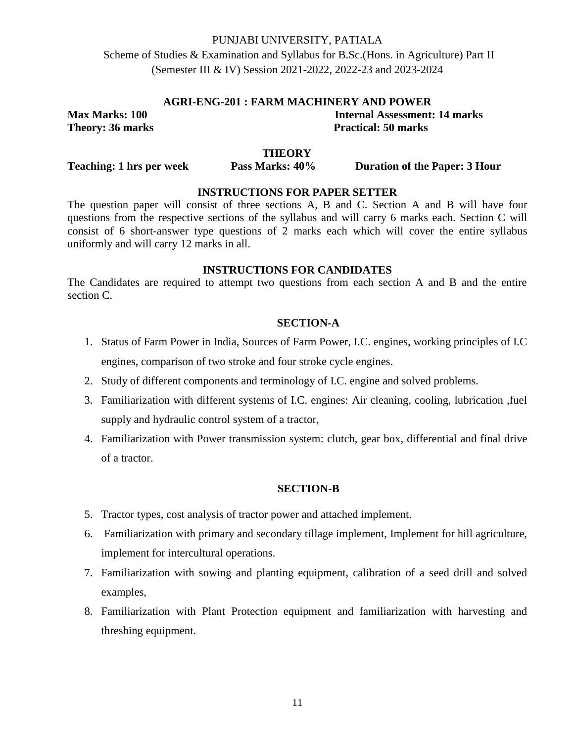PUNJABI UNIVERSITY, PATIALA

Scheme of Studies & Examination and Syllabus for B.Sc.(Hons. in Agriculture) Part II (Semester III & IV) Session 2021-2022, 2022-23 and 2023-2024

## AGRI-ENG-201 : FARM MACHINERY AND POWER

**Max Marks: 100** | **Internal Assessment: 14 marks**

**Theory: 36 marks** | **Practical: 50 marks**

### THEORY

**Teaching: 1 hrs per week** | **Pass Marks: 40%** | **Duration of the Paper: 3 Hour**

### INSTRUCTIONS FOR PAPER SETTER

The question paper will consist of three sections A, B and C. Section A and B will have four questions from the respective sections of the syllabus and will carry 6 marks each. Section C will consist of 6 short-answer type questions of 2 marks each which will cover the entire syllabus uniformly and will carry 12 marks in all.

### INSTRUCTIONS FOR CANDIDATES

The Candidates are required to attempt two questions from each section A and B and the entire section C.

### SECTION-A

1. Status of Farm Power in India, Sources of Farm Power, I.C. engines, working principles of I.C engines, comparison of two stroke and four stroke cycle engines.
2. Study of different components and terminology of I.C. engine and solved problems.
3. Familiarization with different systems of I.C. engines: Air cleaning, cooling, lubrication ,fuel supply and hydraulic control system of a tractor,
4. Familiarization with Power transmission system: clutch, gear box, differential and final drive of a tractor.

### SECTION-B

5. Tractor types, cost analysis of tractor power and attached implement.
6. Familiarization with primary and secondary tillage implement, Implement for hill agriculture, implement for intercultural operations.
7. Familiarization with sowing and planting equipment, calibration of a seed drill and solved examples,
8. Familiarization with Plant Protection equipment and familiarization with harvesting and threshing equipment.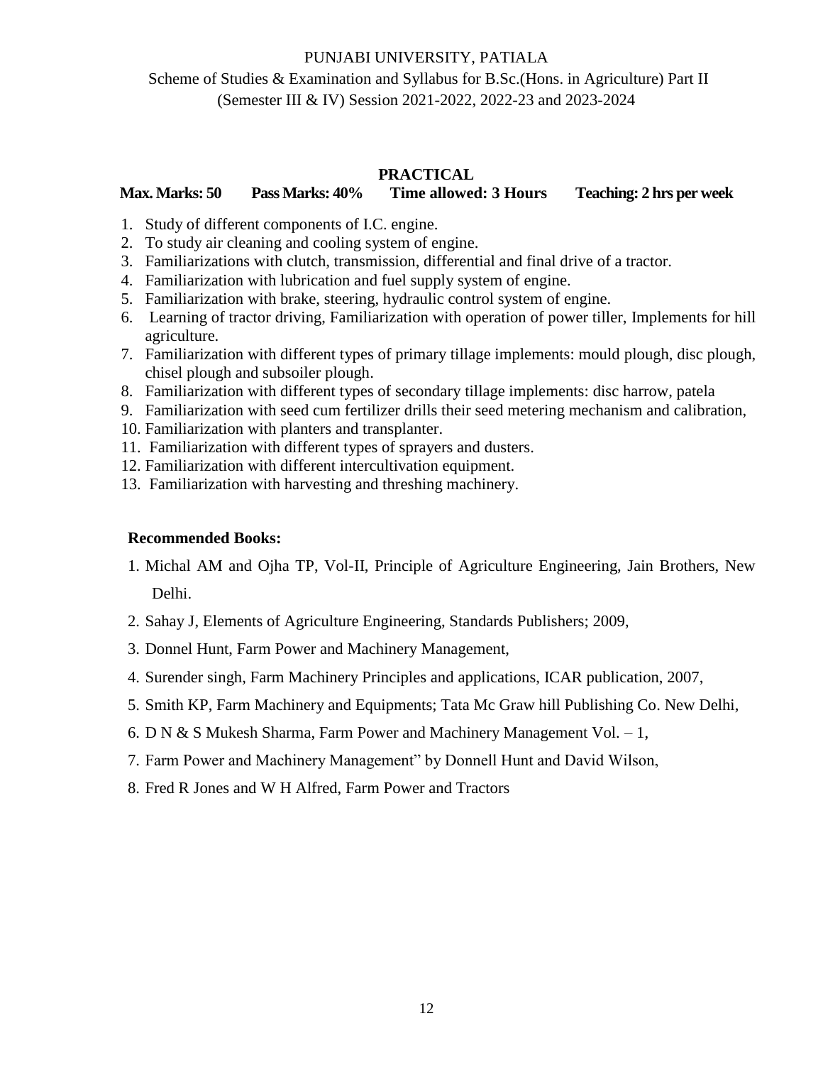PUNJABI UNIVERSITY, PATIALA

Scheme of Studies & Examination and Syllabus for B.Sc.(Hons. in Agriculture) Part II (Semester III & IV) Session 2021-2022, 2022-23 and 2023-2024

## PRACTICAL

**Max. Marks: 50 Pass Marks: 40% Time allowed: 3 Hours Teaching: 2 hrs per week**

1. Study of different components of I.C. engine.
2. To study air cleaning and cooling system of engine.
3. Familiarizations with clutch, transmission, differential and final drive of a tractor.
4. Familiarization with lubrication and fuel supply system of engine.
5. Familiarization with brake, steering, hydraulic control system of engine.
6. Learning of tractor driving, Familiarization with operation of power tiller, Implements for hill agriculture.
7. Familiarization with different types of primary tillage implements: mould plough, disc plough, chisel plough and subsoiler plough.
8. Familiarization with different types of secondary tillage implements: disc harrow, patela
9. Familiarization with seed cum fertilizer drills their seed metering mechanism and calibration,
10. Familiarization with planters and transplanter.
11. Familiarization with different types of sprayers and dusters.
12. Familiarization with different intercultivation equipment.
13. Familiarization with harvesting and threshing machinery.

**Recommended Books:**

1. Michal AM and Ojha TP, Vol-II, Principle of Agriculture Engineering, Jain Brothers, New Delhi.
2. Sahay J, Elements of Agriculture Engineering, Standards Publishers; 2009,
3. Donnel Hunt, Farm Power and Machinery Management,
4. Surender singh, Farm Machinery Principles and applications, ICAR publication, 2007,
5. Smith KP, Farm Machinery and Equipments; Tata Mc Graw hill Publishing Co. New Delhi,
6. D N & S Mukesh Sharma, Farm Power and Machinery Management Vol. – 1,
7. Farm Power and Machinery Management" by Donnell Hunt and David Wilson,
8. Fred R Jones and W H Alfred, Farm Power and Tractors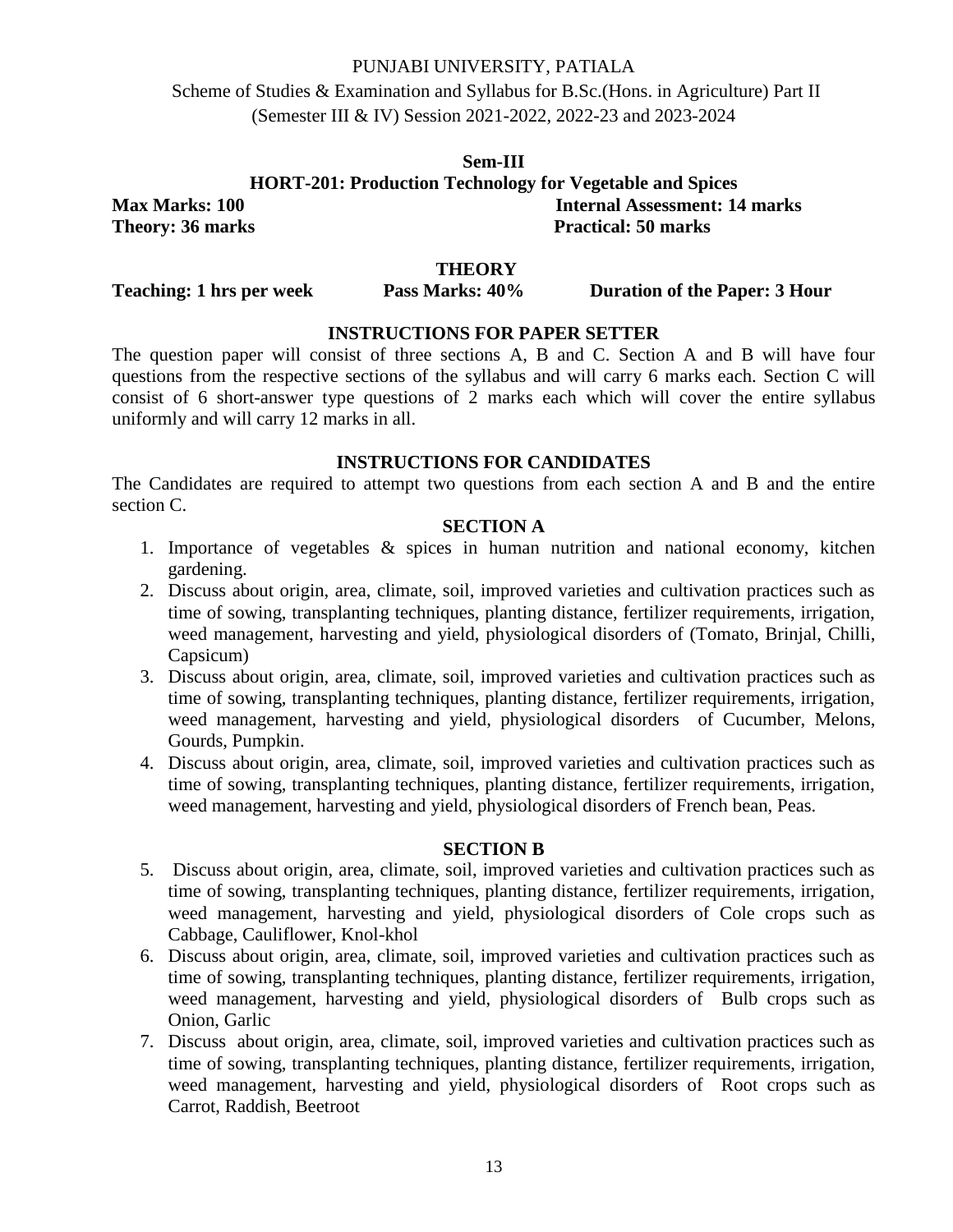PUNJABI UNIVERSITY, PATIALA

Scheme of Studies & Examination and Syllabus for B.Sc.(Hons. in Agriculture) Part II (Semester III & IV) Session 2021-2022, 2022-23 and 2023-2024

**Sem-III**

**HORT-201: Production Technology for Vegetable and Spices**

**Max Marks: 100** **Internal Assessment: 14 marks**

**Theory: 36 marks** **Practical: 50 marks**

**THEORY**

**Teaching: 1 hrs per week** **Pass Marks: 40%** **Duration of the Paper: 3 Hour**

**INSTRUCTIONS FOR PAPER SETTER**

The question paper will consist of three sections A, B and C. Section A and B will have four questions from the respective sections of the syllabus and will carry 6 marks each. Section C will consist of 6 short-answer type questions of 2 marks each which will cover the entire syllabus uniformly and will carry 12 marks in all.

**INSTRUCTIONS FOR CANDIDATES**

The Candidates are required to attempt two questions from each section A and B and the entire section C.

**SECTION A**

1. Importance of vegetables & spices in human nutrition and national economy, kitchen gardening.
2. Discuss about origin, area, climate, soil, improved varieties and cultivation practices such as time of sowing, transplanting techniques, planting distance, fertilizer requirements, irrigation, weed management, harvesting and yield, physiological disorders of (Tomato, Brinjal, Chilli, Capsicum)
3. Discuss about origin, area, climate, soil, improved varieties and cultivation practices such as time of sowing, transplanting techniques, planting distance, fertilizer requirements, irrigation, weed management, harvesting and yield, physiological disorders of Cucumber, Melons, Gourds, Pumpkin.
4. Discuss about origin, area, climate, soil, improved varieties and cultivation practices such as time of sowing, transplanting techniques, planting distance, fertilizer requirements, irrigation, weed management, harvesting and yield, physiological disorders of French bean, Peas.

**SECTION B**

5. Discuss about origin, area, climate, soil, improved varieties and cultivation practices such as time of sowing, transplanting techniques, planting distance, fertilizer requirements, irrigation, weed management, harvesting and yield, physiological disorders of Cole crops such as Cabbage, Cauliflower, Knol-khol
6. Discuss about origin, area, climate, soil, improved varieties and cultivation practices such as time of sowing, transplanting techniques, planting distance, fertilizer requirements, irrigation, weed management, harvesting and yield, physiological disorders of Bulb crops such as Onion, Garlic
7. Discuss about origin, area, climate, soil, improved varieties and cultivation practices such as time of sowing, transplanting techniques, planting distance, fertilizer requirements, irrigation, weed management, harvesting and yield, physiological disorders of Root crops such as Carrot, Raddish, Beetroot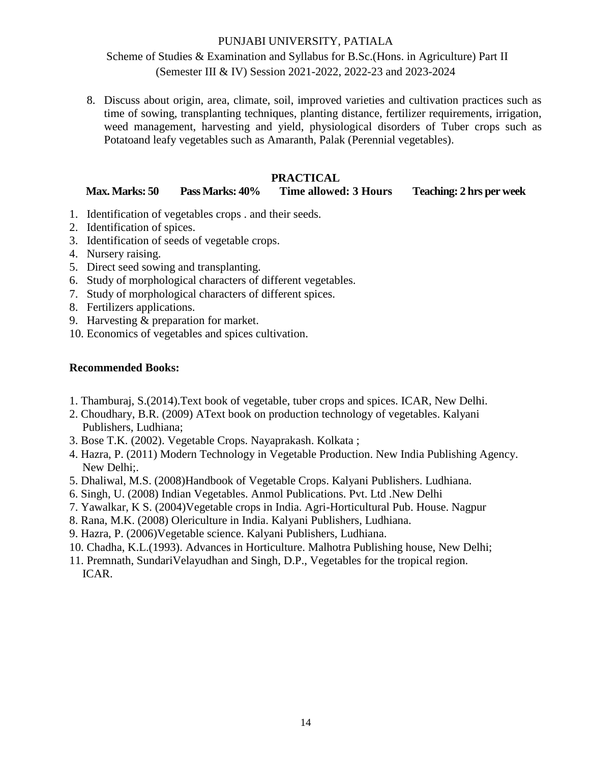8. Discuss about origin, area, climate, soil, improved varieties and cultivation practices such as time of sowing, transplanting techniques, planting distance, fertilizer requirements, irrigation, weed management, harvesting and yield, physiological disorders of Tuber crops such as Potatoand leafy vegetables such as Amaranth, Palak (Perennial vegetables).

## PRACTICAL

**Max. Marks: 50 Pass Marks: 40% Time allowed: 3 Hours Teaching: 2 hrs per week**

1. Identification of vegetables crops . and their seeds.
2. Identification of spices.
3. Identification of seeds of vegetable crops.
4. Nursery raising.
5. Direct seed sowing and transplanting.
6. Study of morphological characters of different vegetables.
7. Study of morphological characters of different spices.
8. Fertilizers applications.
9. Harvesting & preparation for market.
10. Economics of vegetables and spices cultivation.

**Recommended Books:**

1. Thamburaj, S.(2014).Text book of vegetable, tuber crops and spices. ICAR, New Delhi.
2. Choudhary, B.R. (2009) AText book on production technology of vegetables. Kalyani Publishers, Ludhiana;
3. Bose T.K. (2002). Vegetable Crops. Nayaprakash. Kolkata ;
4. Hazra, P. (2011) Modern Technology in Vegetable Production. New India Publishing Agency. New Delhi;.
5. Dhaliwal, M.S. (2008)Handbook of Vegetable Crops. Kalyani Publishers. Ludhiana.
6. Singh, U. (2008) Indian Vegetables. Anmol Publications. Pvt. Ltd .New Delhi
7. Yawalkar, K S. (2004)Vegetable crops in India. Agri-Horticultural Pub. House. Nagpur
8. Rana, M.K. (2008) Olericulture in India. Kalyani Publishers, Ludhiana.
9. Hazra, P. (2006)Vegetable science. Kalyani Publishers, Ludhiana.
10. Chadha, K.L.(1993). Advances in Horticulture. Malhotra Publishing house, New Delhi;
11. Premnath, SundariVelayudhan and Singh, D.P., Vegetables for the tropical region. ICAR.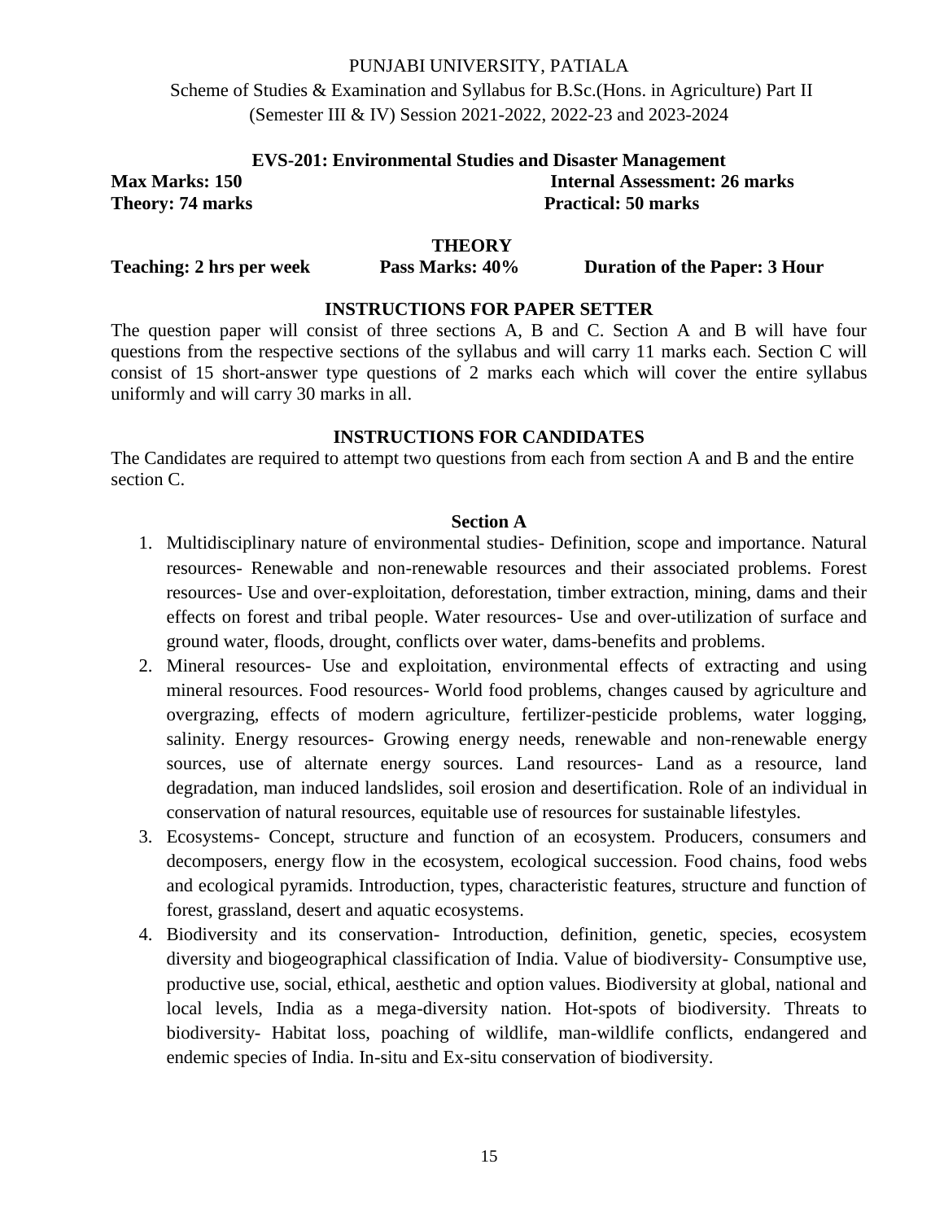PUNJABI UNIVERSITY, PATIALA

Scheme of Studies & Examination and Syllabus for B.Sc.(Hons. in Agriculture) Part II (Semester III & IV) Session 2021-2022, 2022-23 and 2023-2024

## EVS-201: Environmental Studies and Disaster Management

**Max Marks: 150** | **Internal Assessment: 26 marks**

**Theory: 74 marks** | **Practical: 50 marks**

### THEORY

**Teaching: 2 hrs per week** | **Pass Marks: 40%** | **Duration of the Paper: 3 Hour**

### INSTRUCTIONS FOR PAPER SETTER

The question paper will consist of three sections A, B and C. Section A and B will have four questions from the respective sections of the syllabus and will carry 11 marks each. Section C will consist of 15 short-answer type questions of 2 marks each which will cover the entire syllabus uniformly and will carry 30 marks in all.

### INSTRUCTIONS FOR CANDIDATES

The Candidates are required to attempt two questions from each from section A and B and the entire section C.

### Section A

1. Multidisciplinary nature of environmental studies- Definition, scope and importance. Natural resources- Renewable and non-renewable resources and their associated problems. Forest resources- Use and over-exploitation, deforestation, timber extraction, mining, dams and their effects on forest and tribal people. Water resources- Use and over-utilization of surface and ground water, floods, drought, conflicts over water, dams-benefits and problems.
2. Mineral resources- Use and exploitation, environmental effects of extracting and using mineral resources. Food resources- World food problems, changes caused by agriculture and overgrazing, effects of modern agriculture, fertilizer-pesticide problems, water logging, salinity. Energy resources- Growing energy needs, renewable and non-renewable energy sources, use of alternate energy sources. Land resources- Land as a resource, land degradation, man induced landslides, soil erosion and desertification. Role of an individual in conservation of natural resources, equitable use of resources for sustainable lifestyles.
3. Ecosystems- Concept, structure and function of an ecosystem. Producers, consumers and decomposers, energy flow in the ecosystem, ecological succession. Food chains, food webs and ecological pyramids. Introduction, types, characteristic features, structure and function of forest, grassland, desert and aquatic ecosystems.
4. Biodiversity and its conservation- Introduction, definition, genetic, species, ecosystem diversity and biogeographical classification of India. Value of biodiversity- Consumptive use, productive use, social, ethical, aesthetic and option values. Biodiversity at global, national and local levels, India as a mega-diversity nation. Hot-spots of biodiversity. Threats to biodiversity- Habitat loss, poaching of wildlife, man-wildlife conflicts, endangered and endemic species of India. In-situ and Ex-situ conservation of biodiversity.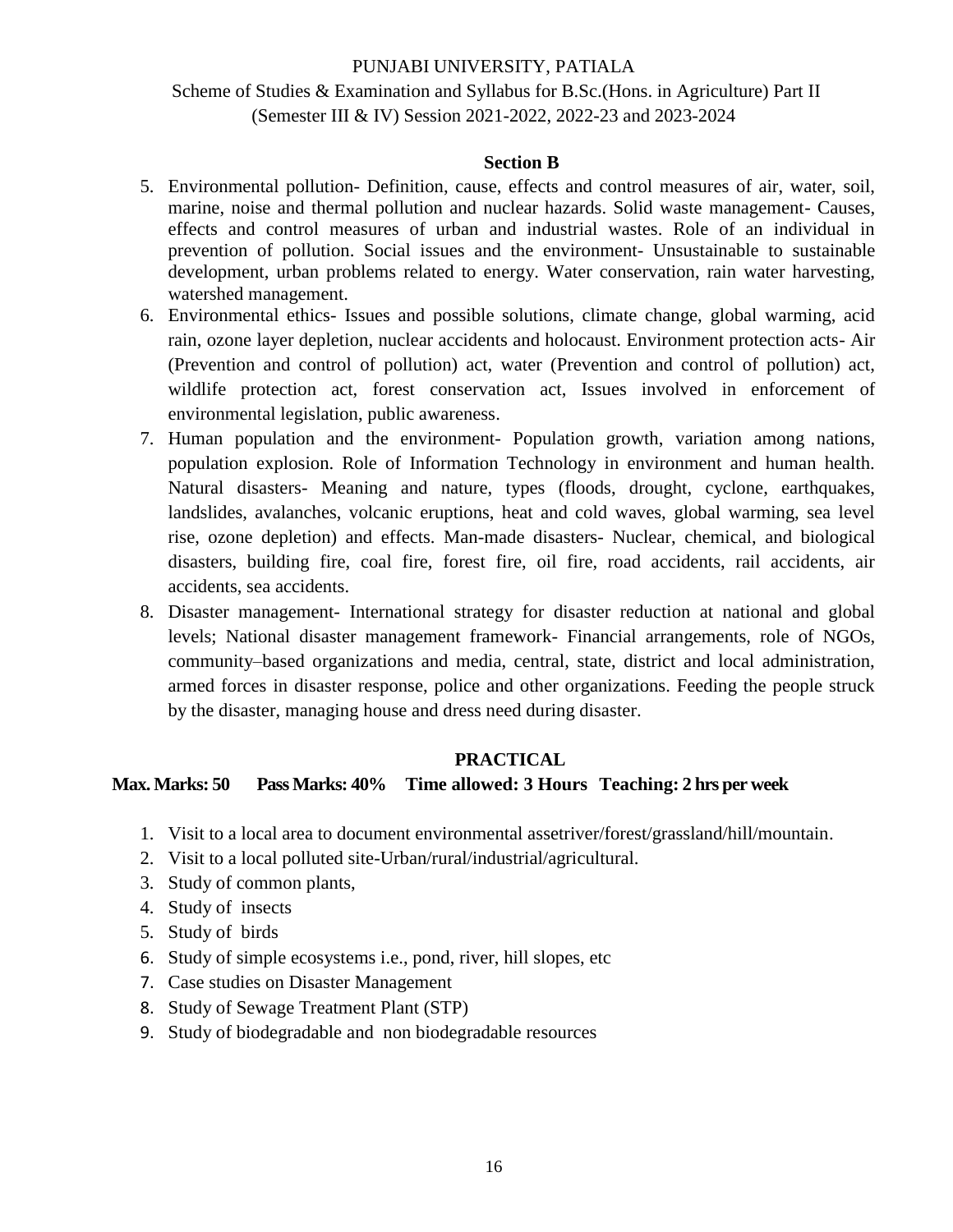### Section B

5. Environmental pollution- Definition, cause, effects and control measures of air, water, soil, marine, noise and thermal pollution and nuclear hazards. Solid waste management- Causes, effects and control measures of urban and industrial wastes. Role of an individual in prevention of pollution. Social issues and the environment- Unsustainable to sustainable development, urban problems related to energy. Water conservation, rain water harvesting, watershed management.
6. Environmental ethics- Issues and possible solutions, climate change, global warming, acid rain, ozone layer depletion, nuclear accidents and holocaust. Environment protection acts- Air (Prevention and control of pollution) act, water (Prevention and control of pollution) act, wildlife protection act, forest conservation act, Issues involved in enforcement of environmental legislation, public awareness.
7. Human population and the environment- Population growth, variation among nations, population explosion. Role of Information Technology in environment and human health. Natural disasters- Meaning and nature, types (floods, drought, cyclone, earthquakes, landslides, avalanches, volcanic eruptions, heat and cold waves, global warming, sea level rise, ozone depletion) and effects. Man-made disasters- Nuclear, chemical, and biological disasters, building fire, coal fire, forest fire, oil fire, road accidents, rail accidents, air accidents, sea accidents.
8. Disaster management- International strategy for disaster reduction at national and global levels; National disaster management framework- Financial arrangements, role of NGOs, community–based organizations and media, central, state, district and local administration, armed forces in disaster response, police and other organizations. Feeding the people struck by the disaster, managing house and dress need during disaster.

### PRACTICAL

**Max. Marks: 50 Pass Marks: 40% Time allowed: 3 Hours Teaching: 2 hrs per week**

1. Visit to a local area to document environmental assetriver/forest/grassland/hill/mountain.
2. Visit to a local polluted site-Urban/rural/industrial/agricultural.
3. Study of common plants,
4. Study of insects
5. Study of birds
6. Study of simple ecosystems i.e., pond, river, hill slopes, etc
7. Case studies on Disaster Management
8. Study of Sewage Treatment Plant (STP)
9. Study of biodegradable and non biodegradable resources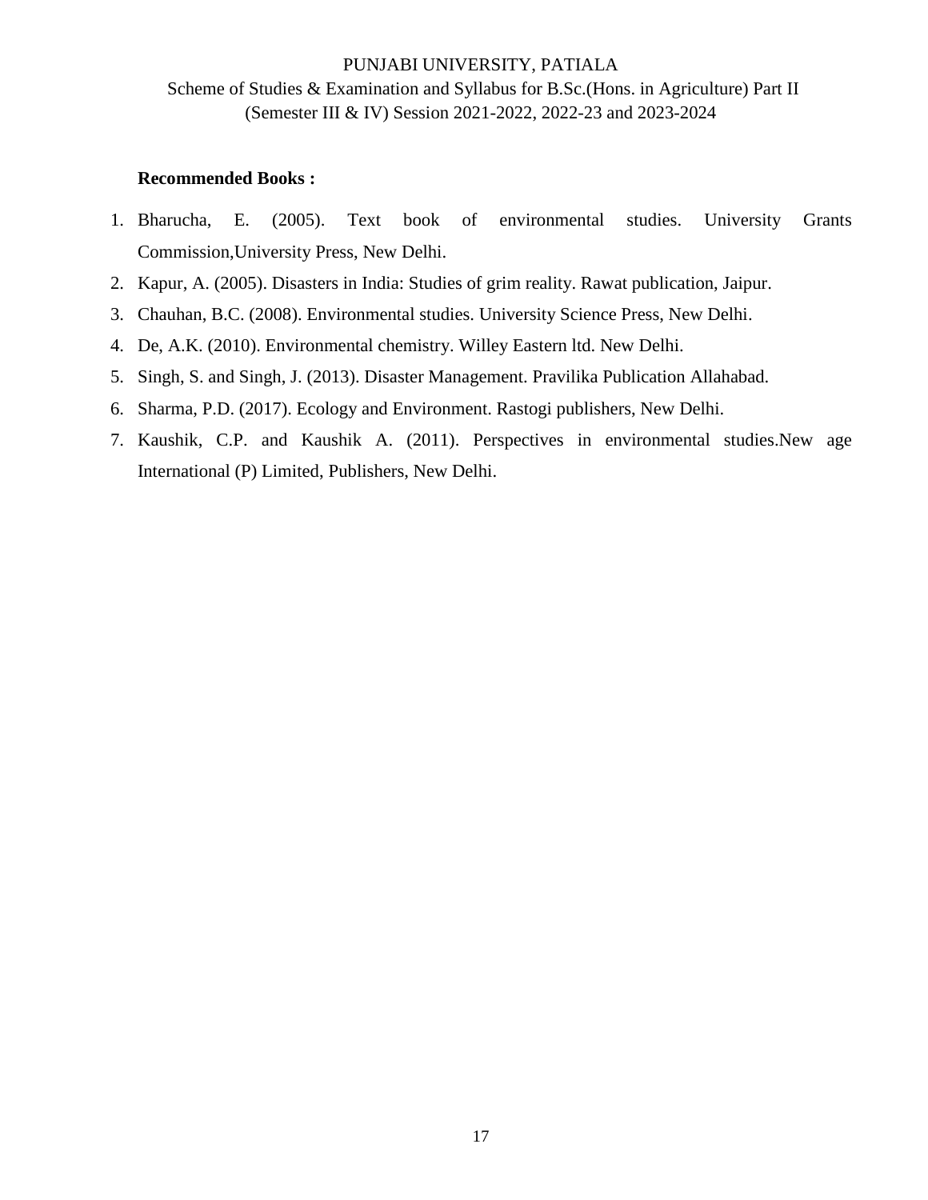**Recommended Books :**

1. Bharucha, E. (2005). Text book of environmental studies. University Grants Commission,University Press, New Delhi.
2. Kapur, A. (2005). Disasters in India: Studies of grim reality. Rawat publication, Jaipur.
3. Chauhan, B.C. (2008). Environmental studies. University Science Press, New Delhi.
4. De, A.K. (2010). Environmental chemistry. Willey Eastern ltd. New Delhi.
5. Singh, S. and Singh, J. (2013). Disaster Management. Pravilika Publication Allahabad.
6. Sharma, P.D. (2017). Ecology and Environment. Rastogi publishers, New Delhi.
7. Kaushik, C.P. and Kaushik A. (2011). Perspectives in environmental studies.New age International (P) Limited, Publishers, New Delhi.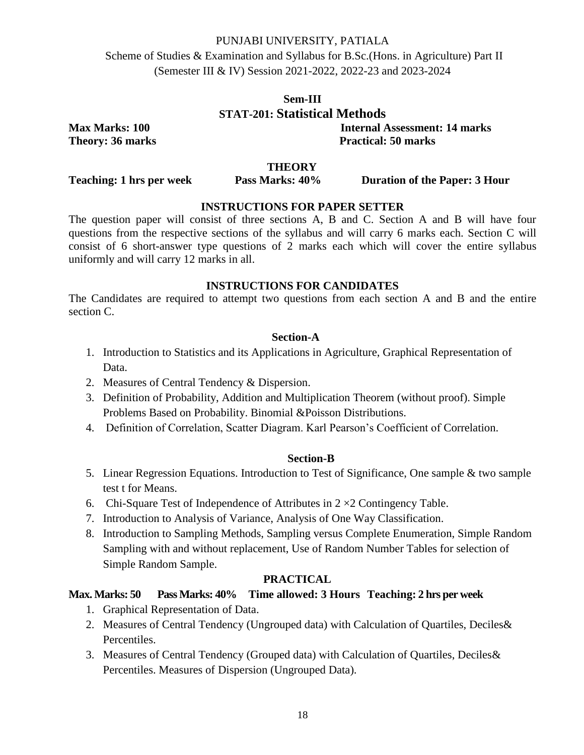PUNJABI UNIVERSITY, PATIALA

Scheme of Studies & Examination and Syllabus for B.Sc.(Hons. in Agriculture) Part II (Semester III & IV) Session 2021-2022, 2022-23 and 2023-2024

## Sem-III

## STAT-201: Statistical Methods

**Max Marks: 100** **Internal Assessment: 14 marks**

**Theory: 36 marks** **Practical: 50 marks**

### THEORY

**Teaching: 1 hrs per week** **Pass Marks: 40%** **Duration of the Paper: 3 Hour**

### INSTRUCTIONS FOR PAPER SETTER

The question paper will consist of three sections A, B and C. Section A and B will have four questions from the respective sections of the syllabus and will carry 6 marks each. Section C will consist of 6 short-answer type questions of 2 marks each which will cover the entire syllabus uniformly and will carry 12 marks in all.

### INSTRUCTIONS FOR CANDIDATES

The Candidates are required to attempt two questions from each section A and B and the entire section C.

### Section-A

1. Introduction to Statistics and its Applications in Agriculture, Graphical Representation of Data.
2. Measures of Central Tendency & Dispersion.
3. Definition of Probability, Addition and Multiplication Theorem (without proof). Simple Problems Based on Probability. Binomial &Poisson Distributions.
4. Definition of Correlation, Scatter Diagram. Karl Pearson's Coefficient of Correlation.

### Section-B

5. Linear Regression Equations. Introduction to Test of Significance, One sample & two sample test t for Means.
6. Chi-Square Test of Independence of Attributes in $2 \times 2$ Contingency Table.
7. Introduction to Analysis of Variance, Analysis of One Way Classification.
8. Introduction to Sampling Methods, Sampling versus Complete Enumeration, Simple Random Sampling with and without replacement, Use of Random Number Tables for selection of Simple Random Sample.

### PRACTICAL

**Max. Marks: 50** **Pass Marks: 40%** **Time allowed: 3 Hours** **Teaching: 2 hrs per week**

1. Graphical Representation of Data.
2. Measures of Central Tendency (Ungrouped data) with Calculation of Quartiles, Deciles& Percentiles.
3. Measures of Central Tendency (Grouped data) with Calculation of Quartiles, Deciles& Percentiles. Measures of Dispersion (Ungrouped Data).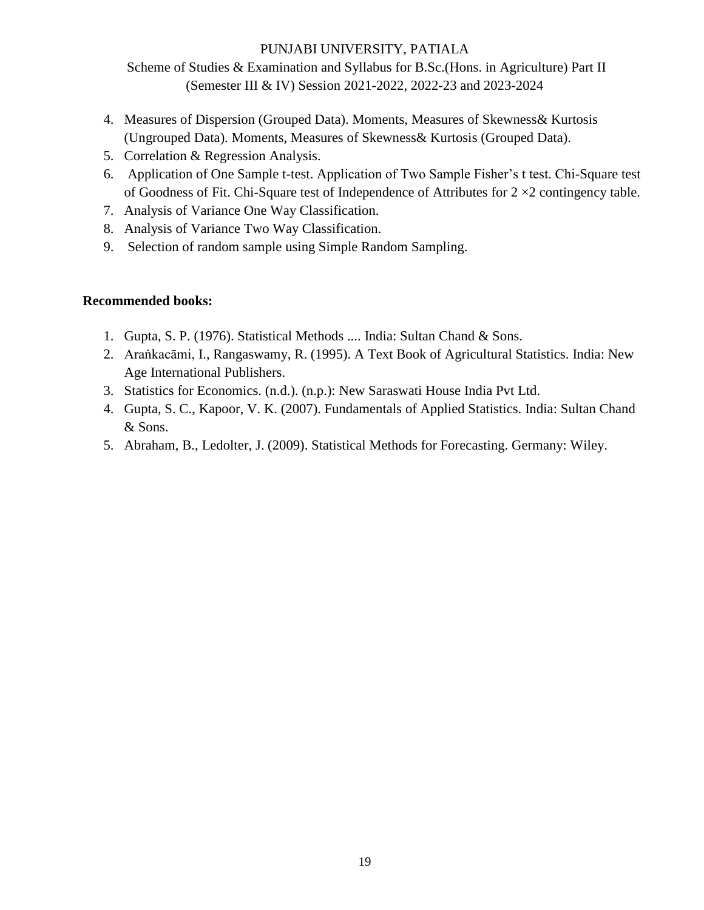4. Measures of Dispersion (Grouped Data). Moments, Measures of Skewness& Kurtosis (Ungrouped Data). Moments, Measures of Skewness& Kurtosis (Grouped Data).
5. Correlation & Regression Analysis.
6. Application of One Sample t-test. Application of Two Sample Fisher's t test. Chi-Square test of Goodness of Fit. Chi-Square test of Independence of Attributes for $2 \times 2$ contingency table.
7. Analysis of Variance One Way Classification.
8. Analysis of Variance Two Way Classification.
9. Selection of random sample using Simple Random Sampling.

**Recommended books:**

1. Gupta, S. P. (1976). Statistical Methods .... India: Sultan Chand & Sons.
2. Araṅkacāmi, I., Rangaswamy, R. (1995). A Text Book of Agricultural Statistics. India: New Age International Publishers.
3. Statistics for Economics. (n.d.). (n.p.): New Saraswati House India Pvt Ltd.
4. Gupta, S. C., Kapoor, V. K. (2007). Fundamentals of Applied Statistics. India: Sultan Chand & Sons.
5. Abraham, B., Ledolter, J. (2009). Statistical Methods for Forecasting. Germany: Wiley.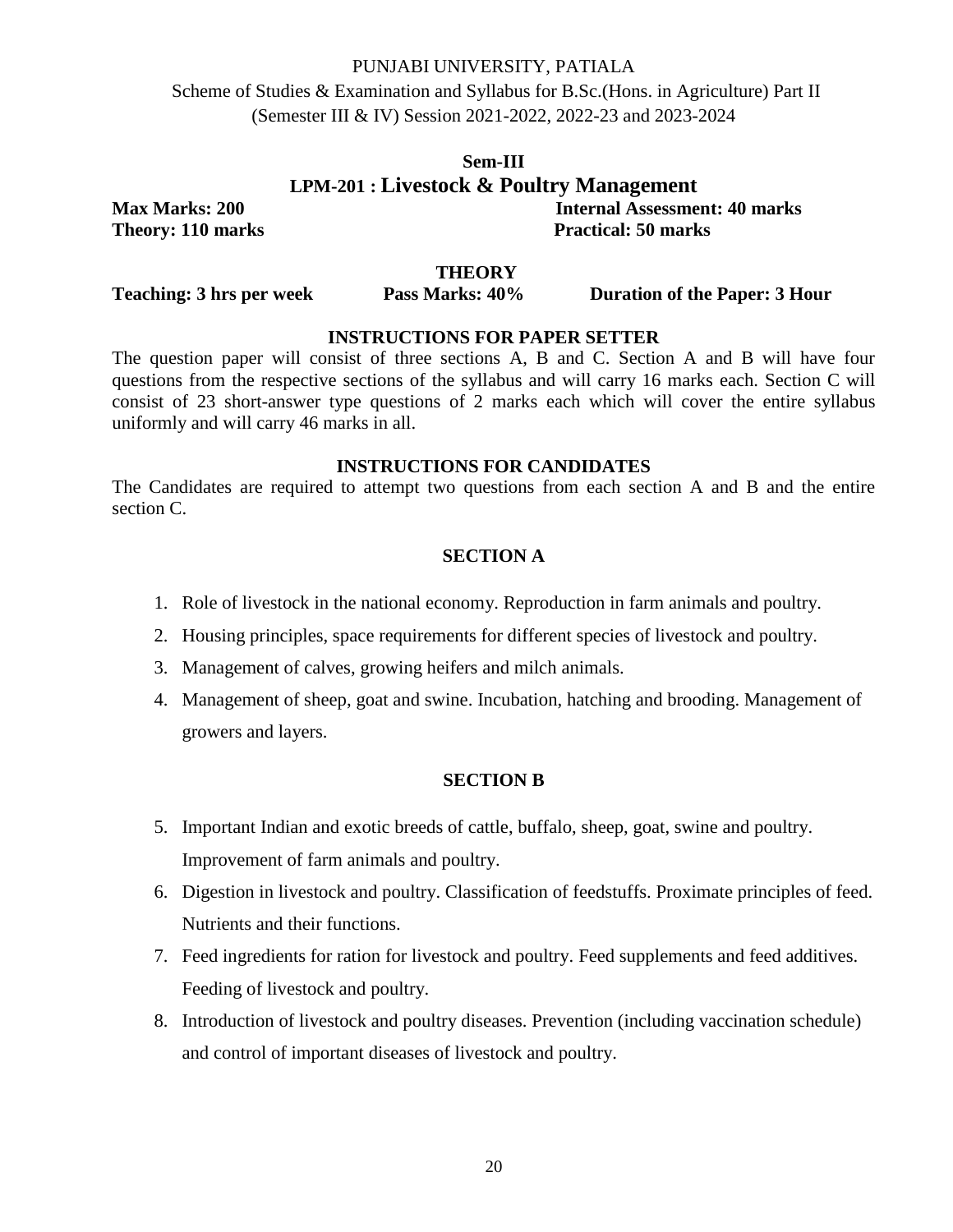PUNJABI UNIVERSITY, PATIALA

Scheme of Studies & Examination and Syllabus for B.Sc.(Hons. in Agriculture) Part II (Semester III & IV) Session 2021-2022, 2022-23 and 2023-2024

## Sem-III

## LPM-201 : Livestock & Poultry Management

**Max Marks: 200** **Internal Assessment: 40 marks**

**Theory: 110 marks** **Practical: 50 marks**

### THEORY

**Teaching: 3 hrs per week** **Pass Marks: 40%** **Duration of the Paper: 3 Hour**

### INSTRUCTIONS FOR PAPER SETTER

The question paper will consist of three sections A, B and C. Section A and B will have four questions from the respective sections of the syllabus and will carry 16 marks each. Section C will consist of 23 short-answer type questions of 2 marks each which will cover the entire syllabus uniformly and will carry 46 marks in all.

### INSTRUCTIONS FOR CANDIDATES

The Candidates are required to attempt two questions from each section A and B and the entire section C.

### SECTION A

1. Role of livestock in the national economy. Reproduction in farm animals and poultry.
2. Housing principles, space requirements for different species of livestock and poultry.
3. Management of calves, growing heifers and milch animals.
4. Management of sheep, goat and swine. Incubation, hatching and brooding. Management of growers and layers.

### SECTION B

5. Important Indian and exotic breeds of cattle, buffalo, sheep, goat, swine and poultry. Improvement of farm animals and poultry.
6. Digestion in livestock and poultry. Classification of feedstuffs. Proximate principles of feed. Nutrients and their functions.
7. Feed ingredients for ration for livestock and poultry. Feed supplements and feed additives. Feeding of livestock and poultry.
8. Introduction of livestock and poultry diseases. Prevention (including vaccination schedule) and control of important diseases of livestock and poultry.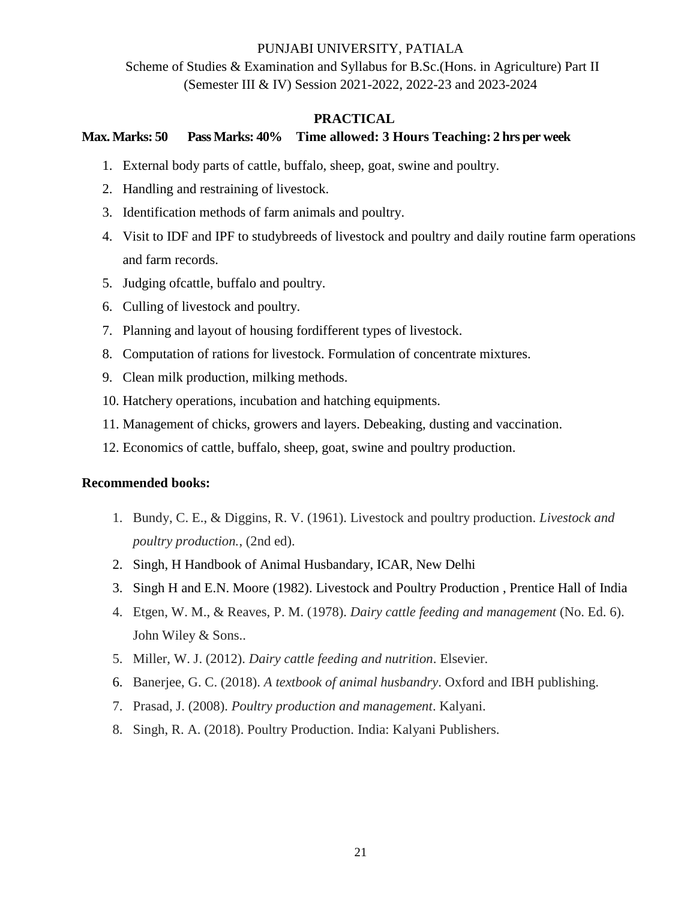PUNJABI UNIVERSITY, PATIALA

Scheme of Studies & Examination and Syllabus for B.Sc.(Hons. in Agriculture) Part II (Semester III & IV) Session 2021-2022, 2022-23 and 2023-2024

## PRACTICAL

**Max. Marks: 50 Pass Marks: 40% Time allowed: 3 Hours Teaching: 2 hrs per week**

1. External body parts of cattle, buffalo, sheep, goat, swine and poultry.
2. Handling and restraining of livestock.
3. Identification methods of farm animals and poultry.
4. Visit to IDF and IPF to studybreeds of livestock and poultry and daily routine farm operations and farm records.
5. Judging ofcattle, buffalo and poultry.
6. Culling of livestock and poultry.
7. Planning and layout of housing fordifferent types of livestock.
8. Computation of rations for livestock. Formulation of concentrate mixtures.
9. Clean milk production, milking methods.
10. Hatchery operations, incubation and hatching equipments.
11. Management of chicks, growers and layers. Debeaking, dusting and vaccination.
12. Economics of cattle, buffalo, sheep, goat, swine and poultry production.

**Recommended books:**

1. Bundy, C. E., & Diggins, R. V. (1961). Livestock and poultry production. *Livestock and poultry production.*, (2nd ed).
2. Singh, H Handbook of Animal Husbandary, ICAR, New Delhi
3. Singh H and E.N. Moore (1982). Livestock and Poultry Production , Prentice Hall of India
4. Etgen, W. M., & Reaves, P. M. (1978). *Dairy cattle feeding and management* (No. Ed. 6). John Wiley & Sons..
5. Miller, W. J. (2012). *Dairy cattle feeding and nutrition*. Elsevier.
6. Banerjee, G. C. (2018). *A textbook of animal husbandry*. Oxford and IBH publishing.
7. Prasad, J. (2008). *Poultry production and management*. Kalyani.
8. Singh, R. A. (2018). Poultry Production. India: Kalyani Publishers.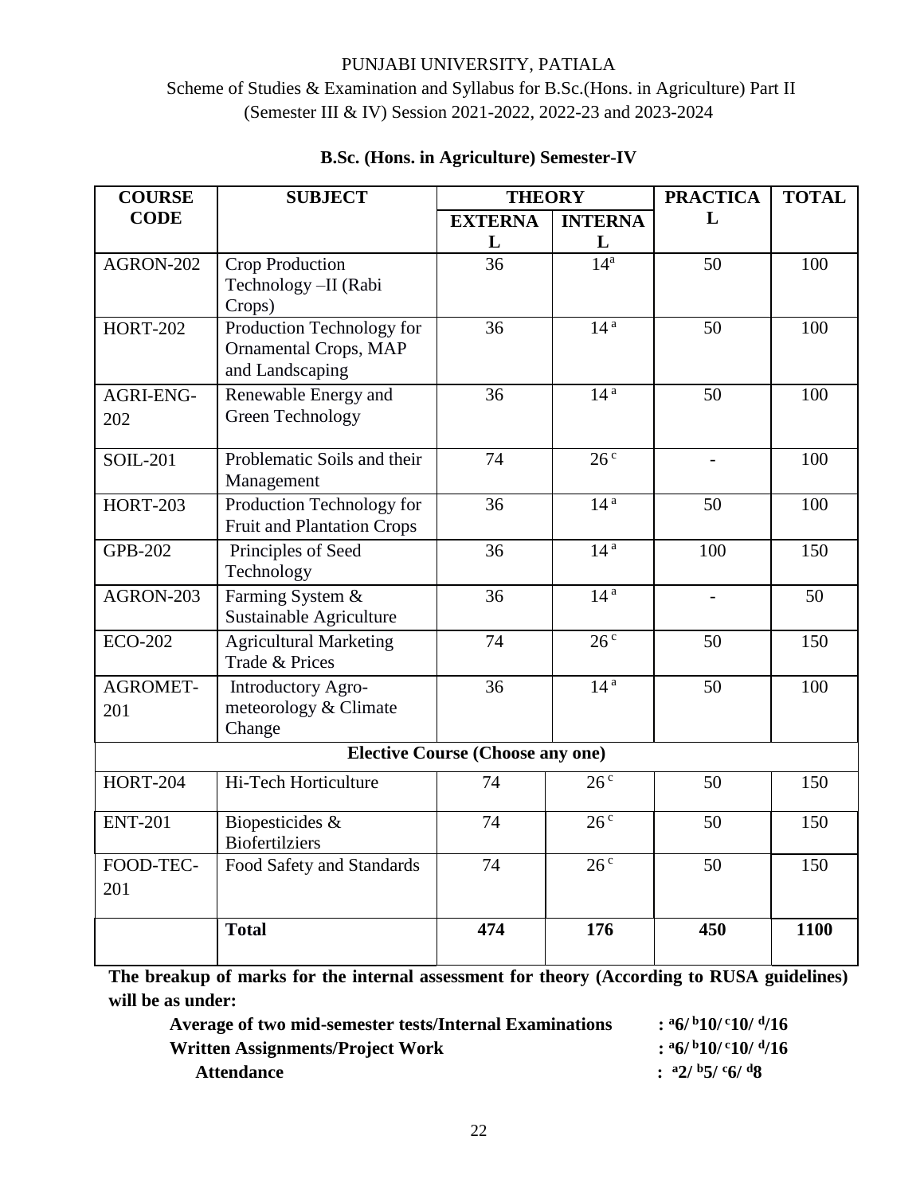PUNJABI UNIVERSITY, PATIALA

Scheme of Studies & Examination and Syllabus for B.Sc.(Hons. in Agriculture) Part II (Semester III & IV) Session 2021-2022, 2022-23 and 2023-2024

## B.Sc. (Hons. in Agriculture) Semester-IV

| COURSE CODE | SUBJECT | THEORY | | PRACTICAL | TOTAL |
|---|---|---|---|---|---|
| | | EXTERNAL | INTERNAL | | |
| AGRON-202 | Crop Production Technology –II (Rabi Crops) | 36 | 14[a] | 50 | 100 |
| HORT-202 | Production Technology for Ornamental Crops, MAP and Landscaping | 36 | 14[a] | 50 | 100 |
| AGRI-ENG-202 | Renewable Energy and Green Technology | 36 | 14[a] | 50 | 100 |
| SOIL-201 | Problematic Soils and their Management | 74 | 26[c] | - | 100 |
| HORT-203 | Production Technology for Fruit and Plantation Crops | 36 | 14[a] | 50 | 100 |
| GPB-202 | Principles of Seed Technology | 36 | 14[a] | 100 | 150 |
| AGRON-203 | Farming System & Sustainable Agriculture | 36 | 14[a] | - | 50 |
| ECO-202 | Agricultural Marketing Trade & Prices | 74 | 26[c] | 50 | 150 |
| AGROMET-201 | Introductory Agro-meteorology & Climate Change | 36 | 14[a] | 50 | 100 |
| **Elective Course (Choose any one)** | | | | | |
| HORT-204 | Hi-Tech Horticulture | 74 | 26[c] | 50 | 150 |
| ENT-201 | Biopesticides & Biofertilziers | 74 | 26[c] | 50 | 150 |
| FOOD-TEC-201 | Food Safety and Standards | 74 | 26[c] | 50 | 150 |
| | **Total** | **474** | **176** | **450** | **1100** |

**The breakup of marks for the internal assessment for theory (According to RUSA guidelines) will be as under:**

| | |
|---|---|
| **Average of two mid-semester tests/Internal Examinations** | **: [a]6/ [b]10/ [c]10/ [d]/16** |
| **Written Assignments/Project Work** | **: [a]6/ [b]10/ [c]10/ [d]/16** |
| **Attendance** | **: [a]2/ [b]5/ [c]6/ [d]8** |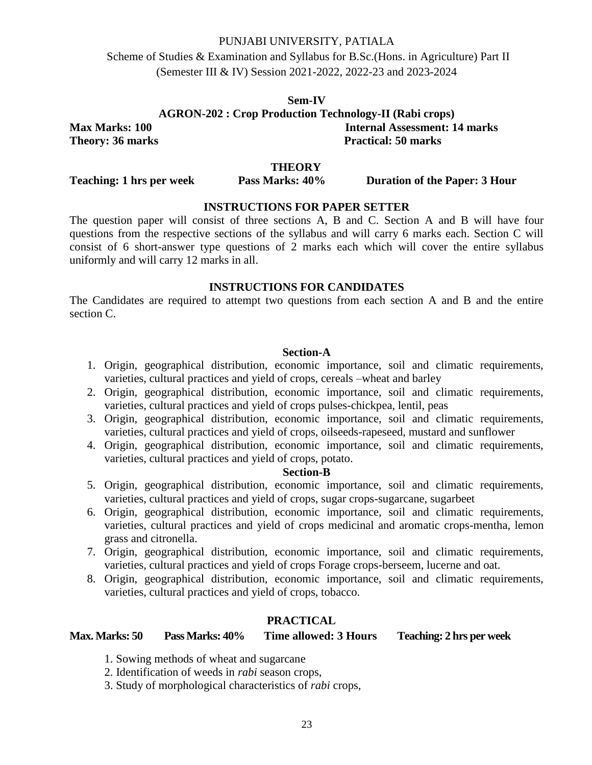PUNJABI UNIVERSITY, PATIALA

Scheme of Studies & Examination and Syllabus for B.Sc.(Hons. in Agriculture) Part II (Semester III & IV) Session 2021-2022, 2022-23 and 2023-2024

## Sem-IV

## AGRON-202 : Crop Production Technology-II (Rabi crops)

**Max Marks: 100** **Internal Assessment: 14 marks**

**Theory: 36 marks** **Practical: 50 marks**

### THEORY

**Teaching: 1 hrs per week** **Pass Marks: 40%** **Duration of the Paper: 3 Hour**

### INSTRUCTIONS FOR PAPER SETTER

The question paper will consist of three sections A, B and C. Section A and B will have four questions from the respective sections of the syllabus and will carry 6 marks each. Section C will consist of 6 short-answer type questions of 2 marks each which will cover the entire syllabus uniformly and will carry 12 marks in all.

### INSTRUCTIONS FOR CANDIDATES

The Candidates are required to attempt two questions from each section A and B and the entire section C.

### Section-A

1. Origin, geographical distribution, economic importance, soil and climatic requirements, varieties, cultural practices and yield of crops, cereals –wheat and barley
2. Origin, geographical distribution, economic importance, soil and climatic requirements, varieties, cultural practices and yield of crops pulses-chickpea, lentil, peas
3. Origin, geographical distribution, economic importance, soil and climatic requirements, varieties, cultural practices and yield of crops, oilseeds-rapeseed, mustard and sunflower
4. Origin, geographical distribution, economic importance, soil and climatic requirements, varieties, cultural practices and yield of crops, potato.

### Section-B

5. Origin, geographical distribution, economic importance, soil and climatic requirements, varieties, cultural practices and yield of crops, sugar crops-sugarcane, sugarbeet
6. Origin, geographical distribution, economic importance, soil and climatic requirements, varieties, cultural practices and yield of crops medicinal and aromatic crops-mentha, lemon grass and citronella.
7. Origin, geographical distribution, economic importance, soil and climatic requirements, varieties, cultural practices and yield of crops Forage crops-berseem, lucerne and oat.
8. Origin, geographical distribution, economic importance, soil and climatic requirements, varieties, cultural practices and yield of crops, tobacco.

### PRACTICAL

**Max. Marks: 50** **Pass Marks: 40%** **Time allowed: 3 Hours** **Teaching: 2 hrs per week**

1. Sowing methods of wheat and sugarcane
2. Identification of weeds in *rabi* season crops,
3. Study of morphological characteristics of *rabi* crops,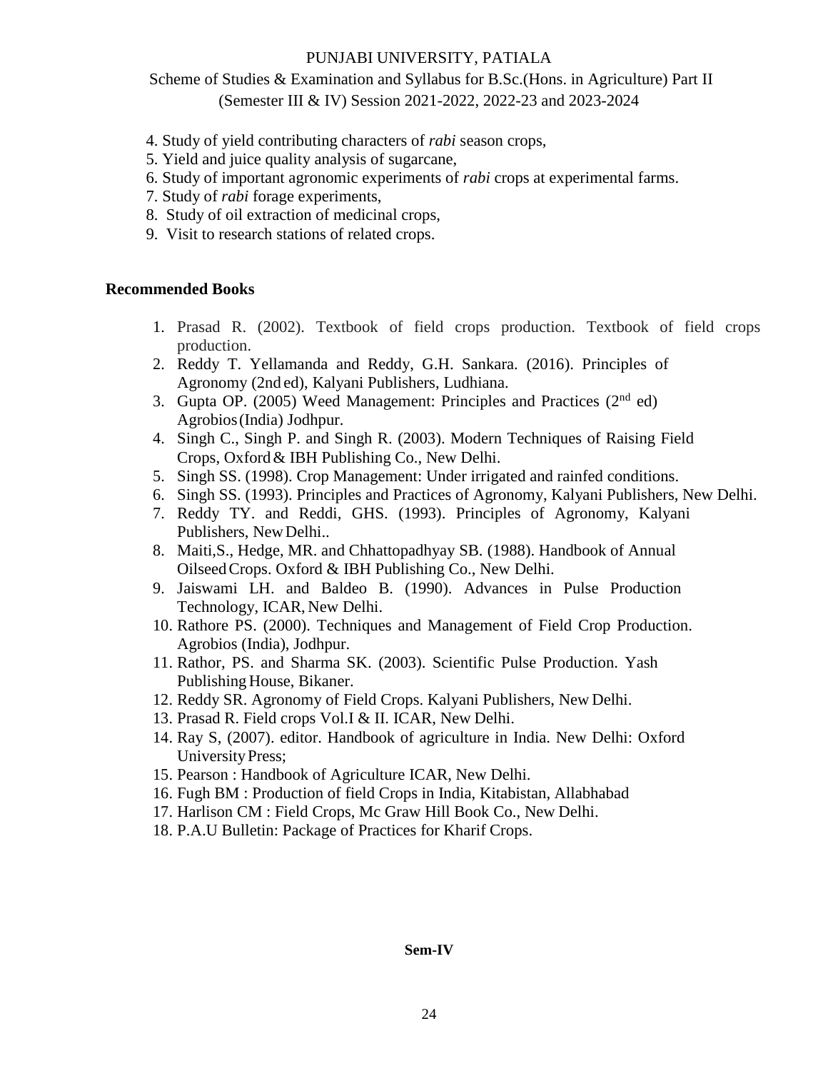4. Study of yield contributing characters of *rabi* season crops,
5. Yield and juice quality analysis of sugarcane,
6. Study of important agronomic experiments of *rabi* crops at experimental farms.
7. Study of *rabi* forage experiments,
8. Study of oil extraction of medicinal crops,
9. Visit to research stations of related crops.

**Recommended Books**

1. Prasad R. (2002). Textbook of field crops production. Textbook of field crops production.
2. Reddy T. Yellamanda and Reddy, G.H. Sankara. (2016). Principles of Agronomy (2nd ed), Kalyani Publishers, Ludhiana.
3. Gupta OP. (2005) Weed Management: Principles and Practices (2nd ed) Agrobios (India) Jodhpur.
4. Singh C., Singh P. and Singh R. (2003). Modern Techniques of Raising Field Crops, Oxford & IBH Publishing Co., New Delhi.
5. Singh SS. (1998). Crop Management: Under irrigated and rainfed conditions.
6. Singh SS. (1993). Principles and Practices of Agronomy, Kalyani Publishers, New Delhi.
7. Reddy TY. and Reddi, GHS. (1993). Principles of Agronomy, Kalyani Publishers, New Delhi..
8. Maiti,S., Hedge, MR. and Chhattopadhyay SB. (1988). Handbook of Annual Oilseed Crops. Oxford & IBH Publishing Co., New Delhi.
9. Jaiswami LH. and Baldeo B. (1990). Advances in Pulse Production Technology, ICAR, New Delhi.
10. Rathore PS. (2000). Techniques and Management of Field Crop Production. Agrobios (India), Jodhpur.
11. Rathor, PS. and Sharma SK. (2003). Scientific Pulse Production. Yash Publishing House, Bikaner.
12. Reddy SR. Agronomy of Field Crops. Kalyani Publishers, New Delhi.
13. Prasad R. Field crops Vol.I & II. ICAR, New Delhi.
14. Ray S, (2007). editor. Handbook of agriculture in India. New Delhi: Oxford University Press;
15. Pearson : Handbook of Agriculture ICAR, New Delhi.
16. Fugh BM : Production of field Crops in India, Kitabistan, Allabhabad
17. Harlison CM : Field Crops, Mc Graw Hill Book Co., New Delhi.
18. P.A.U Bulletin: Package of Practices for Kharif Crops.

**Sem-IV**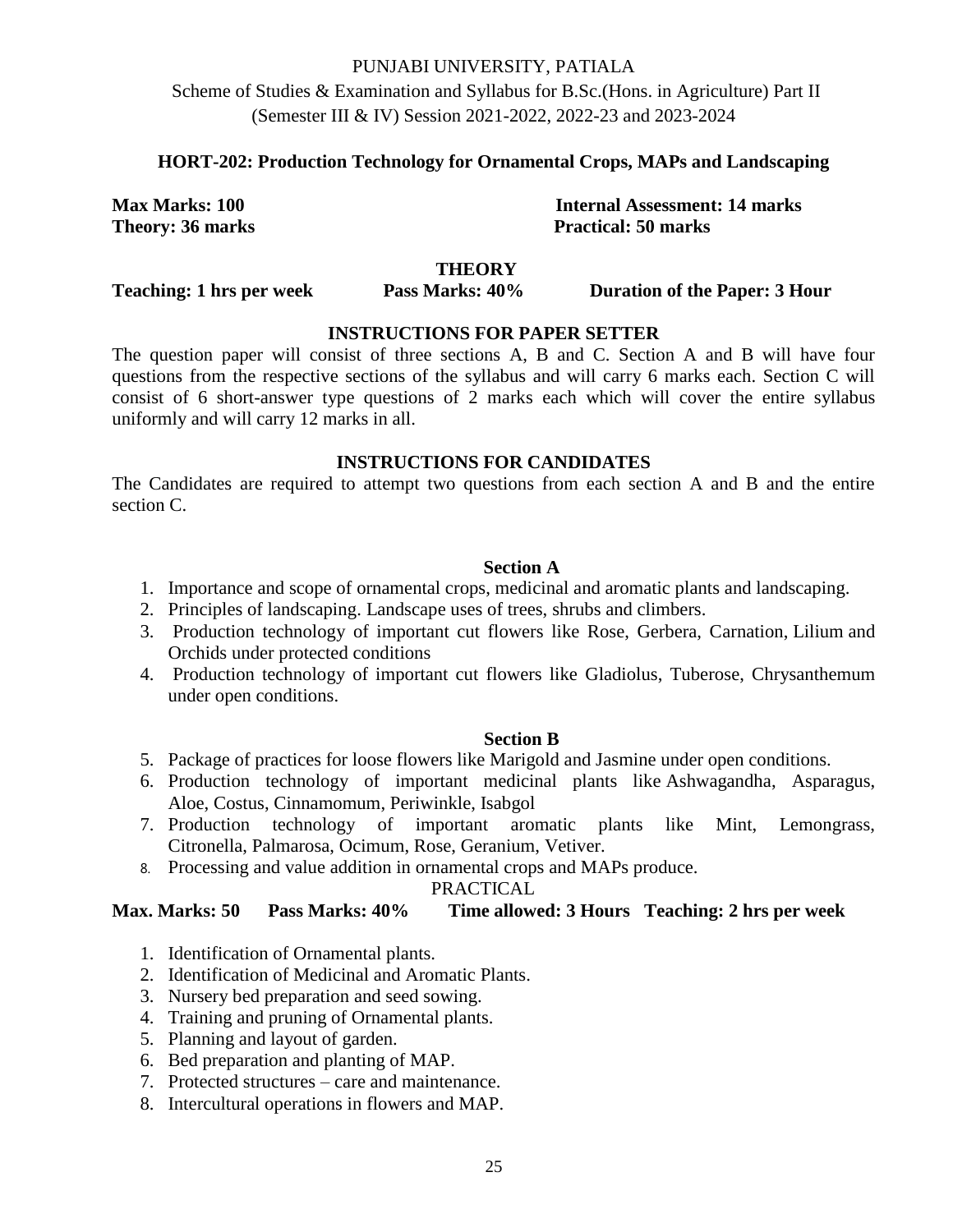PUNJABI UNIVERSITY, PATIALA

Scheme of Studies & Examination and Syllabus for B.Sc.(Hons. in Agriculture) Part II (Semester III & IV) Session 2021-2022, 2022-23 and 2023-2024

## HORT-202: Production Technology for Ornamental Crops, MAPs and Landscaping

**Max Marks: 100** **Internal Assessment: 14 marks**
**Theory: 36 marks** **Practical: 50 marks**

### THEORY

**Teaching: 1 hrs per week** **Pass Marks: 40%** **Duration of the Paper: 3 Hour**

### INSTRUCTIONS FOR PAPER SETTER

The question paper will consist of three sections A, B and C. Section A and B will have four questions from the respective sections of the syllabus and will carry 6 marks each. Section C will consist of 6 short-answer type questions of 2 marks each which will cover the entire syllabus uniformly and will carry 12 marks in all.

### INSTRUCTIONS FOR CANDIDATES

The Candidates are required to attempt two questions from each section A and B and the entire section C.

### Section A

1. Importance and scope of ornamental crops, medicinal and aromatic plants and landscaping.
2. Principles of landscaping. Landscape uses of trees, shrubs and climbers.
3. Production technology of important cut flowers like Rose, Gerbera, Carnation, Lilium and Orchids under protected conditions
4. Production technology of important cut flowers like Gladiolus, Tuberose, Chrysanthemum under open conditions.

### Section B

5. Package of practices for loose flowers like Marigold and Jasmine under open conditions.
6. Production technology of important medicinal plants like Ashwagandha, Asparagus, Aloe, Costus, Cinnamomum, Periwinkle, Isabgol
7. Production technology of important aromatic plants like Mint, Lemongrass, Citronella, Palmarosa, Ocimum, Rose, Geranium, Vetiver.
8. Processing and value addition in ornamental crops and MAPs produce.

### PRACTICAL

**Max. Marks: 50** **Pass Marks: 40%** **Time allowed: 3 Hours** **Teaching: 2 hrs per week**

1. Identification of Ornamental plants.
2. Identification of Medicinal and Aromatic Plants.
3. Nursery bed preparation and seed sowing.
4. Training and pruning of Ornamental plants.
5. Planning and layout of garden.
6. Bed preparation and planting of MAP.
7. Protected structures – care and maintenance.
8. Intercultural operations in flowers and MAP.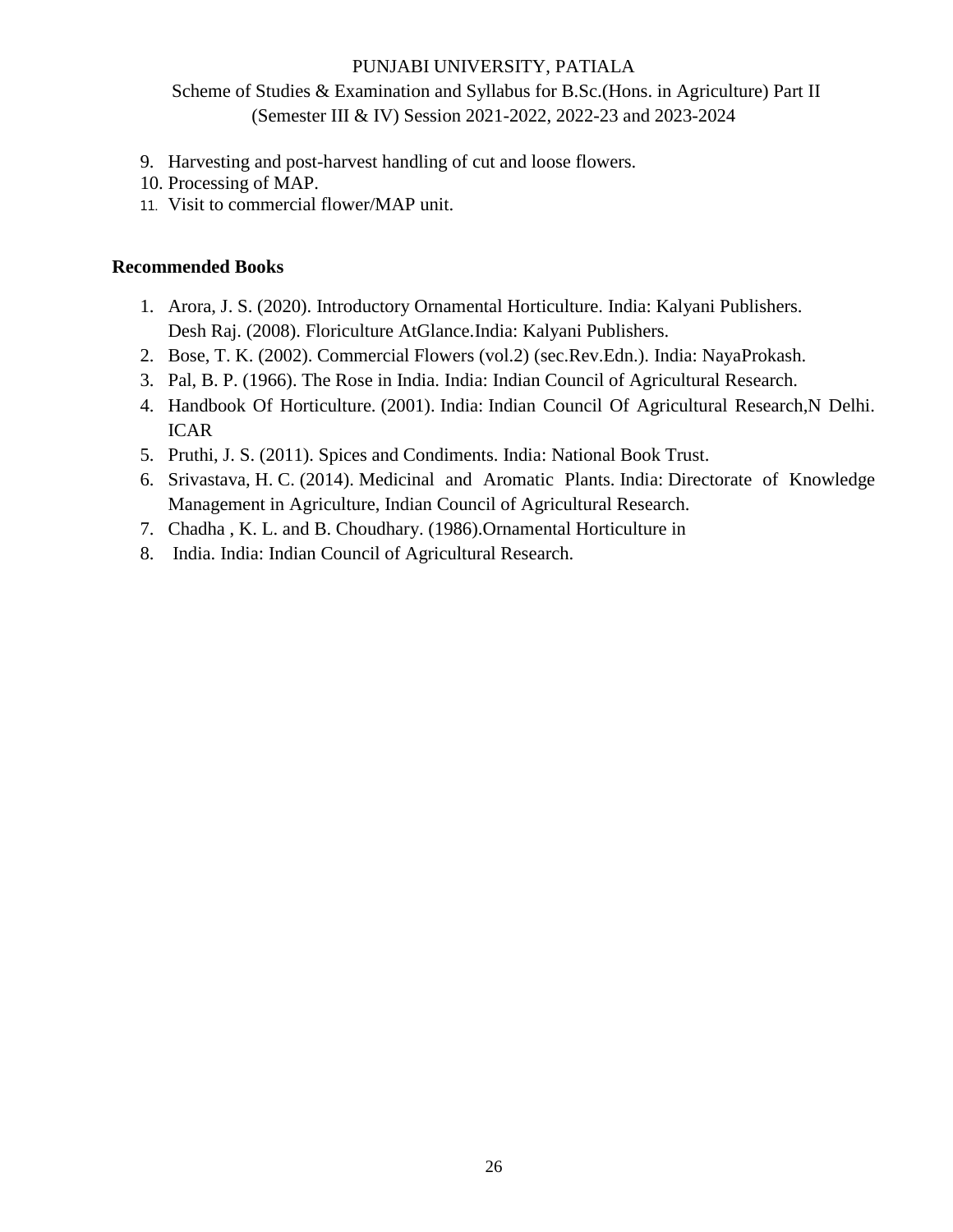9. Harvesting and post-harvest handling of cut and loose flowers.
10. Processing of MAP.
11. Visit to commercial flower/MAP unit.

**Recommended Books**

1. Arora, J. S. (2020). Introductory Ornamental Horticulture. India: Kalyani Publishers.
   Desh Raj. (2008). Floriculture AtGlance.India: Kalyani Publishers.
2. Bose, T. K. (2002). Commercial Flowers (vol.2) (sec.Rev.Edn.). India: NayaProkash.
3. Pal, B. P. (1966). The Rose in India. India: Indian Council of Agricultural Research.
4. Handbook Of Horticulture. (2001). India: Indian Council Of Agricultural Research,N Delhi. ICAR
5. Pruthi, J. S. (2011). Spices and Condiments. India: National Book Trust.
6. Srivastava, H. C. (2014). Medicinal and Aromatic Plants. India: Directorate of Knowledge Management in Agriculture, Indian Council of Agricultural Research.
7. Chadha , K. L. and B. Choudhary. (1986).Ornamental Horticulture in
8. India. India: Indian Council of Agricultural Research.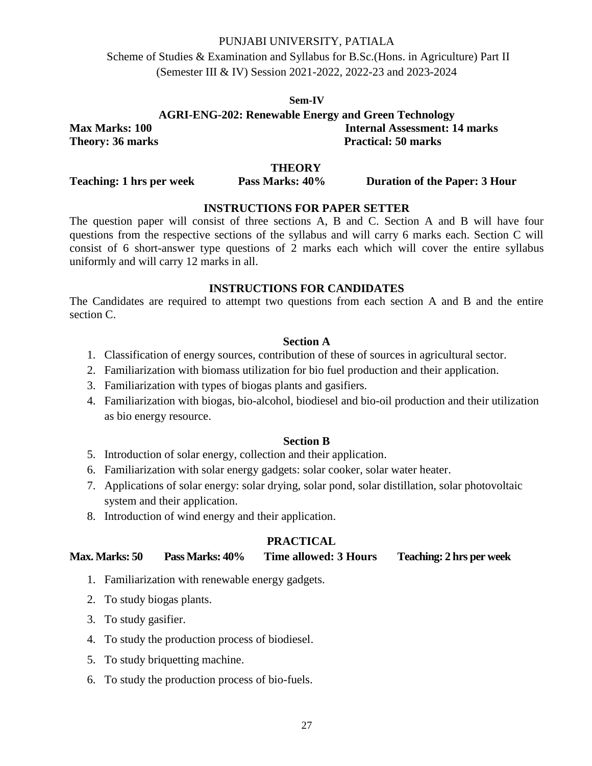PUNJABI UNIVERSITY, PATIALA

Scheme of Studies & Examination and Syllabus for B.Sc.(Hons. in Agriculture) Part II (Semester III & IV) Session 2021-2022, 2022-23 and 2023-2024

**Sem-IV**

## AGRI-ENG-202: Renewable Energy and Green Technology

**Max Marks: 100** | **Internal Assessment: 14 marks**

**Theory: 36 marks** | **Practical: 50 marks**

### THEORY

**Teaching: 1 hrs per week** | **Pass Marks: 40%** | **Duration of the Paper: 3 Hour**

### INSTRUCTIONS FOR PAPER SETTER

The question paper will consist of three sections A, B and C. Section A and B will have four questions from the respective sections of the syllabus and will carry 6 marks each. Section C will consist of 6 short-answer type questions of 2 marks each which will cover the entire syllabus uniformly and will carry 12 marks in all.

### INSTRUCTIONS FOR CANDIDATES

The Candidates are required to attempt two questions from each section A and B and the entire section C.

### Section A

1. Classification of energy sources, contribution of these of sources in agricultural sector.
2. Familiarization with biomass utilization for bio fuel production and their application.
3. Familiarization with types of biogas plants and gasifiers.
4. Familiarization with biogas, bio-alcohol, biodiesel and bio-oil production and their utilization as bio energy resource.

### Section B

5. Introduction of solar energy, collection and their application.
6. Familiarization with solar energy gadgets: solar cooker, solar water heater.
7. Applications of solar energy: solar drying, solar pond, solar distillation, solar photovoltaic system and their application.
8. Introduction of wind energy and their application.

### PRACTICAL

**Max. Marks: 50** | **Pass Marks: 40%** | **Time allowed: 3 Hours** | **Teaching: 2 hrs per week**

1. Familiarization with renewable energy gadgets.
2. To study biogas plants.
3. To study gasifier.
4. To study the production process of biodiesel.
5. To study briquetting machine.
6. To study the production process of bio-fuels.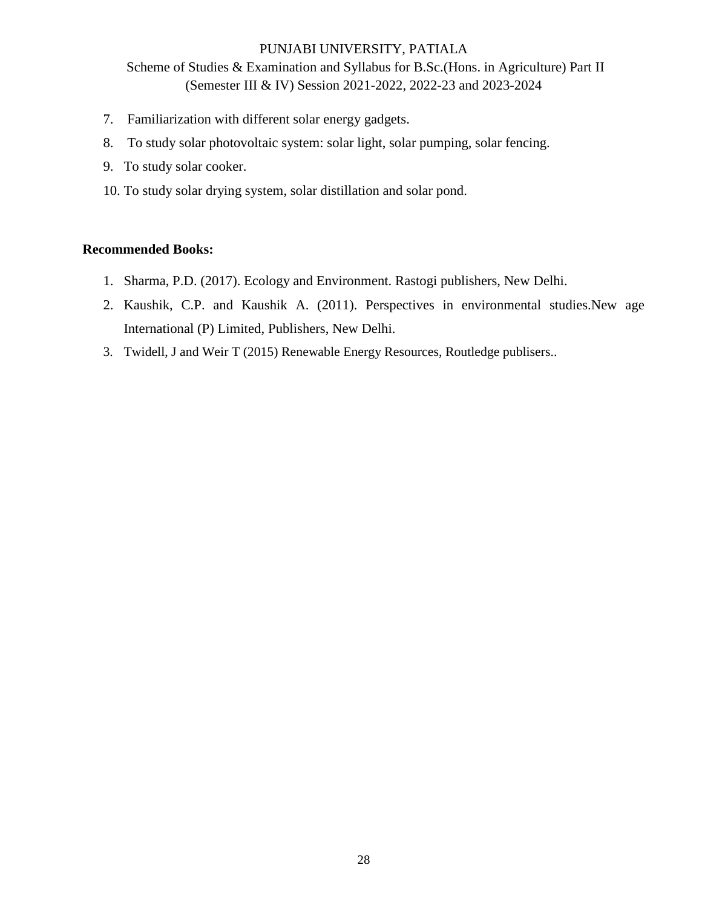7. Familiarization with different solar energy gadgets.
8. To study solar photovoltaic system: solar light, solar pumping, solar fencing.
9. To study solar cooker.
10. To study solar drying system, solar distillation and solar pond.

**Recommended Books:**

1. Sharma, P.D. (2017). Ecology and Environment. Rastogi publishers, New Delhi.
2. Kaushik, C.P. and Kaushik A. (2011). Perspectives in environmental studies.New age International (P) Limited, Publishers, New Delhi.
3. Twidell, J and Weir T (2015) Renewable Energy Resources, Routledge publisers..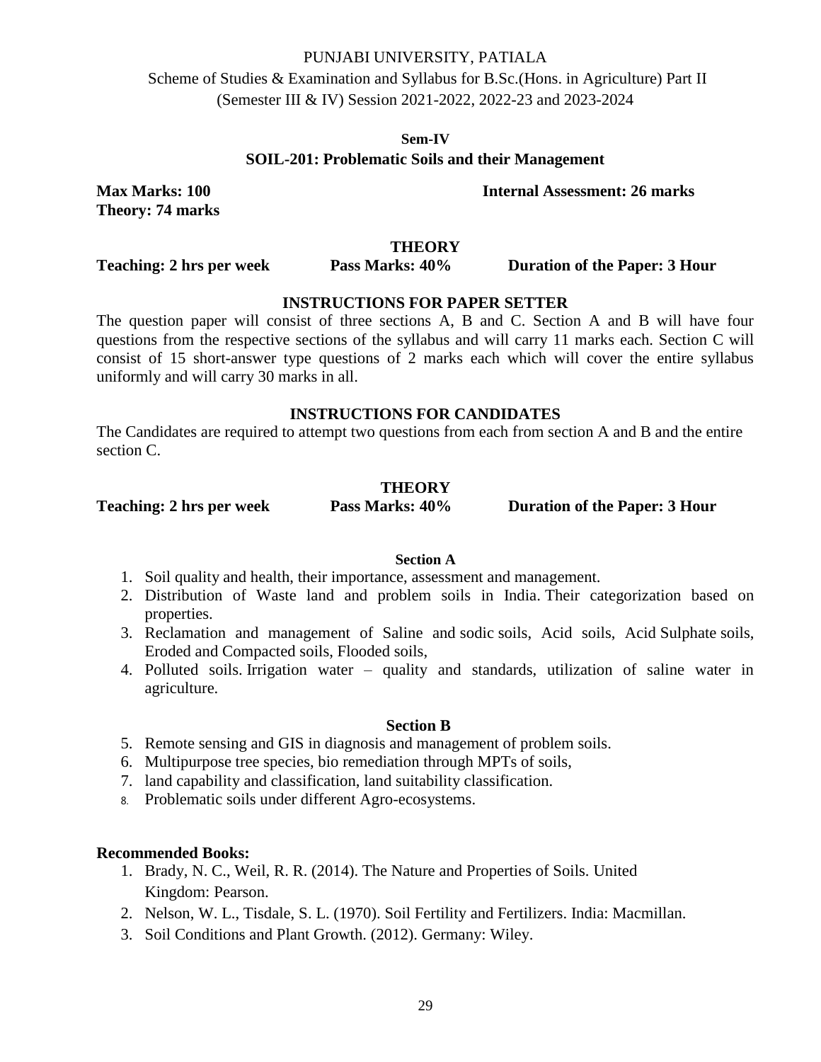PUNJABI UNIVERSITY, PATIALA

Scheme of Studies & Examination and Syllabus for B.Sc.(Hons. in Agriculture) Part II (Semester III & IV) Session 2021-2022, 2022-23 and 2023-2024

**Sem-IV**

## SOIL-201: Problematic Soils and their Management

**Max Marks: 100** **Internal Assessment: 26 marks**

**Theory: 74 marks**

**THEORY**

**Teaching: 2 hrs per week** **Pass Marks: 40%** **Duration of the Paper: 3 Hour**

### INSTRUCTIONS FOR PAPER SETTER

The question paper will consist of three sections A, B and C. Section A and B will have four questions from the respective sections of the syllabus and will carry 11 marks each. Section C will consist of 15 short-answer type questions of 2 marks each which will cover the entire syllabus uniformly and will carry 30 marks in all.

### INSTRUCTIONS FOR CANDIDATES

The Candidates are required to attempt two questions from each from section A and B and the entire section C.

**THEORY**

**Teaching: 2 hrs per week** **Pass Marks: 40%** **Duration of the Paper: 3 Hour**

### Section A

1. Soil quality and health, their importance, assessment and management.
2. Distribution of Waste land and problem soils in India. Their categorization based on properties.
3. Reclamation and management of Saline and sodic soils, Acid soils, Acid Sulphate soils, Eroded and Compacted soils, Flooded soils,
4. Polluted soils. Irrigation water – quality and standards, utilization of saline water in agriculture.

### Section B

5. Remote sensing and GIS in diagnosis and management of problem soils.
6. Multipurpose tree species, bio remediation through MPTs of soils,
7. land capability and classification, land suitability classification.
8. Problematic soils under different Agro-ecosystems.

**Recommended Books:**

1. Brady, N. C., Weil, R. R. (2014). The Nature and Properties of Soils. United Kingdom: Pearson.
2. Nelson, W. L., Tisdale, S. L. (1970). Soil Fertility and Fertilizers. India: Macmillan.
3. Soil Conditions and Plant Growth. (2012). Germany: Wiley.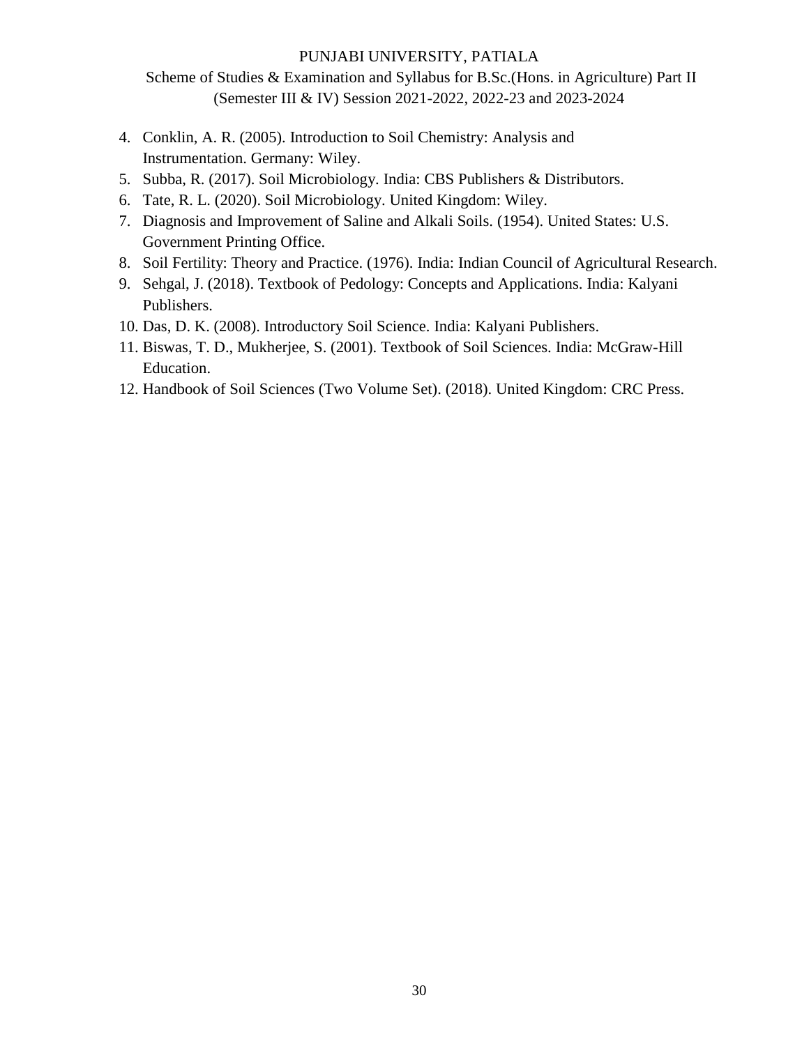4. Conklin, A. R. (2005). Introduction to Soil Chemistry: Analysis and Instrumentation. Germany: Wiley.
5. Subba, R. (2017). Soil Microbiology. India: CBS Publishers & Distributors.
6. Tate, R. L. (2020). Soil Microbiology. United Kingdom: Wiley.
7. Diagnosis and Improvement of Saline and Alkali Soils. (1954). United States: U.S. Government Printing Office.
8. Soil Fertility: Theory and Practice. (1976). India: Indian Council of Agricultural Research.
9. Sehgal, J. (2018). Textbook of Pedology: Concepts and Applications. India: Kalyani Publishers.
10. Das, D. K. (2008). Introductory Soil Science. India: Kalyani Publishers.
11. Biswas, T. D., Mukherjee, S. (2001). Textbook of Soil Sciences. India: McGraw-Hill Education.
12. Handbook of Soil Sciences (Two Volume Set). (2018). United Kingdom: CRC Press.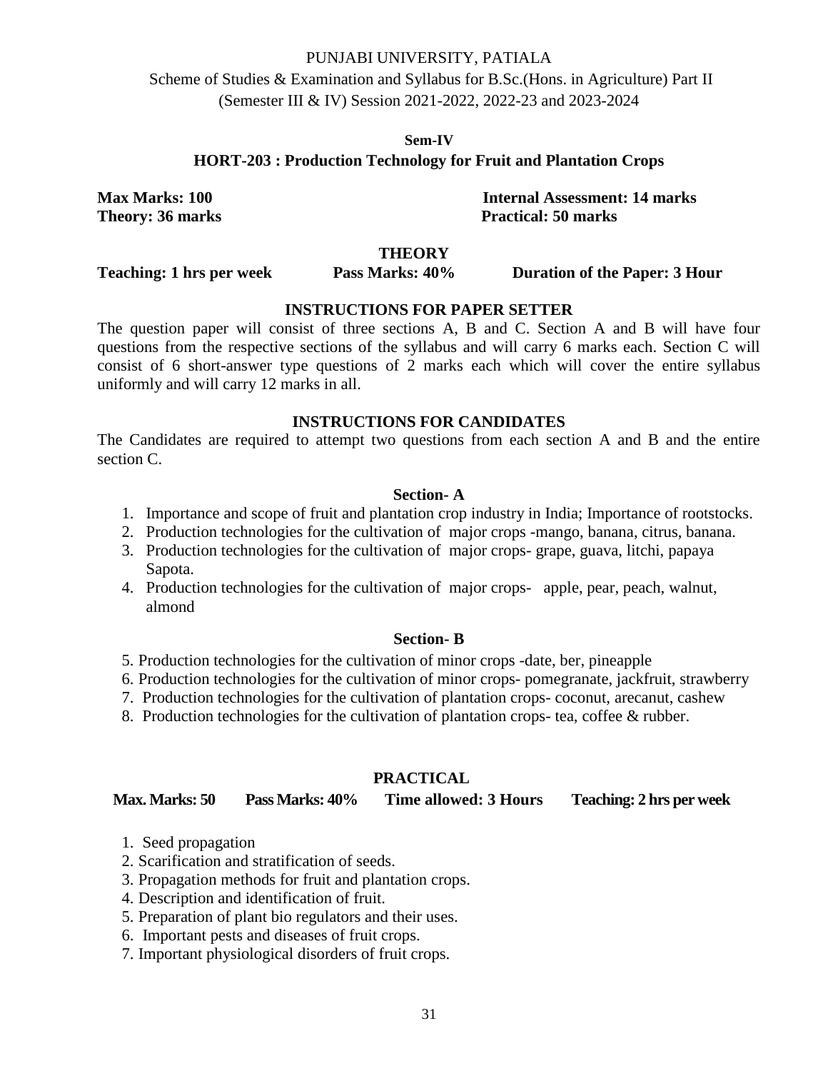PUNJABI UNIVERSITY, PATIALA

Scheme of Studies & Examination and Syllabus for B.Sc.(Hons. in Agriculture) Part II (Semester III & IV) Session 2021-2022, 2022-23 and 2023-2024

**Sem-IV**

## HORT-203 : Production Technology for Fruit and Plantation Crops

**Max Marks: 100** | **Internal Assessment: 14 marks**

**Theory: 36 marks** | **Practical: 50 marks**

### THEORY

**Teaching: 1 hrs per week** | **Pass Marks: 40%** | **Duration of the Paper: 3 Hour**

### INSTRUCTIONS FOR PAPER SETTER

The question paper will consist of three sections A, B and C. Section A and B will have four questions from the respective sections of the syllabus and will carry 6 marks each. Section C will consist of 6 short-answer type questions of 2 marks each which will cover the entire syllabus uniformly and will carry 12 marks in all.

### INSTRUCTIONS FOR CANDIDATES

The Candidates are required to attempt two questions from each section A and B and the entire section C.

### Section- A

1. Importance and scope of fruit and plantation crop industry in India; Importance of rootstocks.
2. Production technologies for the cultivation of major crops -mango, banana, citrus, banana.
3. Production technologies for the cultivation of major crops- grape, guava, litchi, papaya Sapota.
4. Production technologies for the cultivation of major crops- apple, pear, peach, walnut, almond

### Section- B

5. Production technologies for the cultivation of minor crops -date, ber, pineapple
6. Production technologies for the cultivation of minor crops- pomegranate, jackfruit, strawberry
7. Production technologies for the cultivation of plantation crops- coconut, arecanut, cashew
8. Production technologies for the cultivation of plantation crops- tea, coffee & rubber.

### PRACTICAL

**Max. Marks: 50** | **Pass Marks: 40%** | **Time allowed: 3 Hours** | **Teaching: 2 hrs per week**

1. Seed propagation
2. Scarification and stratification of seeds.
3. Propagation methods for fruit and plantation crops.
4. Description and identification of fruit.
5. Preparation of plant bio regulators and their uses.
6. Important pests and diseases of fruit crops.
7. Important physiological disorders of fruit crops.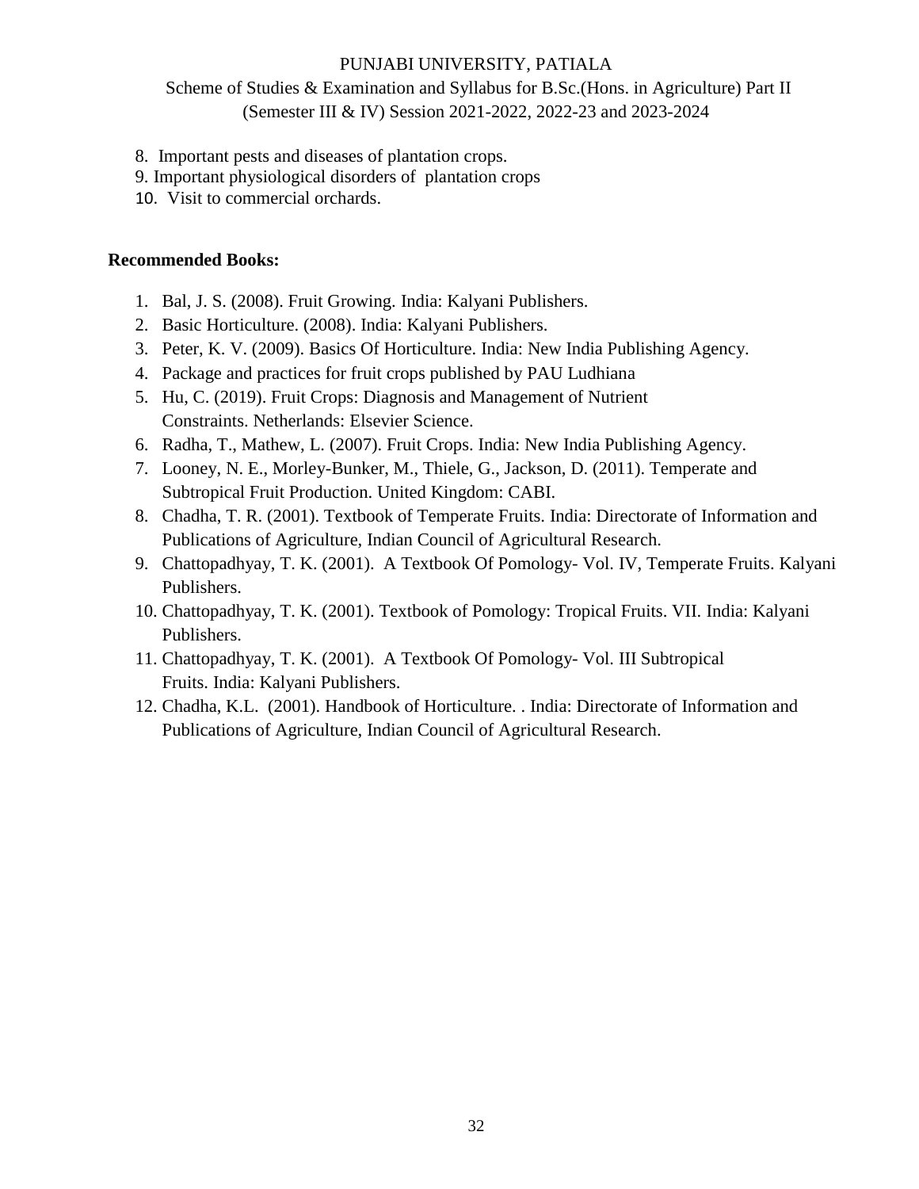8. Important pests and diseases of plantation crops.
9. Important physiological disorders of plantation crops
10. Visit to commercial orchards.

**Recommended Books:**

1. Bal, J. S. (2008). Fruit Growing. India: Kalyani Publishers.
2. Basic Horticulture. (2008). India: Kalyani Publishers.
3. Peter, K. V. (2009). Basics Of Horticulture. India: New India Publishing Agency.
4. Package and practices for fruit crops published by PAU Ludhiana
5. Hu, C. (2019). Fruit Crops: Diagnosis and Management of Nutrient Constraints. Netherlands: Elsevier Science.
6. Radha, T., Mathew, L. (2007). Fruit Crops. India: New India Publishing Agency.
7. Looney, N. E., Morley-Bunker, M., Thiele, G., Jackson, D. (2011). Temperate and Subtropical Fruit Production. United Kingdom: CABI.
8. Chadha, T. R. (2001). Textbook of Temperate Fruits. India: Directorate of Information and Publications of Agriculture, Indian Council of Agricultural Research.
9. Chattopadhyay, T. K. (2001). A Textbook Of Pomology- Vol. IV, Temperate Fruits. Kalyani Publishers.
10. Chattopadhyay, T. K. (2001). Textbook of Pomology: Tropical Fruits. VII. India: Kalyani Publishers.
11. Chattopadhyay, T. K. (2001). A Textbook Of Pomology- Vol. III Subtropical Fruits. India: Kalyani Publishers.
12. Chadha, K.L. (2001). Handbook of Horticulture. . India: Directorate of Information and Publications of Agriculture, Indian Council of Agricultural Research.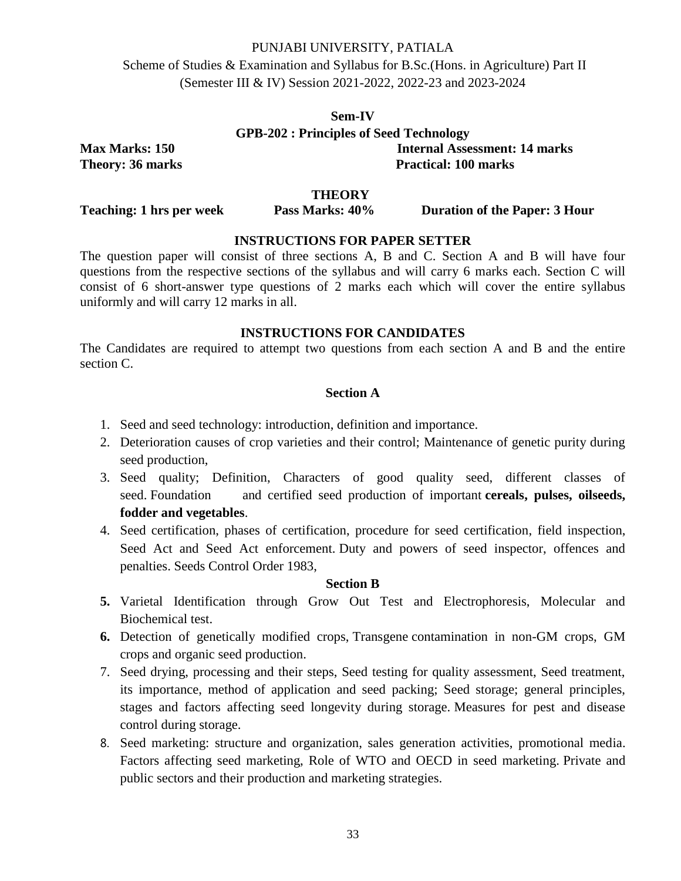PUNJABI UNIVERSITY, PATIALA

Scheme of Studies & Examination and Syllabus for B.Sc.(Hons. in Agriculture) Part II (Semester III & IV) Session 2021-2022, 2022-23 and 2023-2024

**Sem-IV**

**GPB-202 : Principles of Seed Technology**

**Max Marks: 150** | **Internal Assessment: 14 marks**

**Theory: 36 marks** | **Practical: 100 marks**

**THEORY**

**Teaching: 1 hrs per week** | **Pass Marks: 40%** | **Duration of the Paper: 3 Hour**

**INSTRUCTIONS FOR PAPER SETTER**

The question paper will consist of three sections A, B and C. Section A and B will have four questions from the respective sections of the syllabus and will carry 6 marks each. Section C will consist of 6 short-answer type questions of 2 marks each which will cover the entire syllabus uniformly and will carry 12 marks in all.

**INSTRUCTIONS FOR CANDIDATES**

The Candidates are required to attempt two questions from each section A and B and the entire section C.

**Section A**

1. Seed and seed technology: introduction, definition and importance.
2. Deterioration causes of crop varieties and their control; Maintenance of genetic purity during seed production,
3. Seed quality; Definition, Characters of good quality seed, different classes of seed. Foundation and certified seed production of important **cereals, pulses, oilseeds, fodder and vegetables**.
4. Seed certification, phases of certification, procedure for seed certification, field inspection, Seed Act and Seed Act enforcement. Duty and powers of seed inspector, offences and penalties. Seeds Control Order 1983,

**Section B**

5. Varietal Identification through Grow Out Test and Electrophoresis, Molecular and Biochemical test.
6. Detection of genetically modified crops, Transgene contamination in non-GM crops, GM crops and organic seed production.
7. Seed drying, processing and their steps, Seed testing for quality assessment, Seed treatment, its importance, method of application and seed packing; Seed storage; general principles, stages and factors affecting seed longevity during storage. Measures for pest and disease control during storage.
8. Seed marketing: structure and organization, sales generation activities, promotional media. Factors affecting seed marketing, Role of WTO and OECD in seed marketing. Private and public sectors and their production and marketing strategies.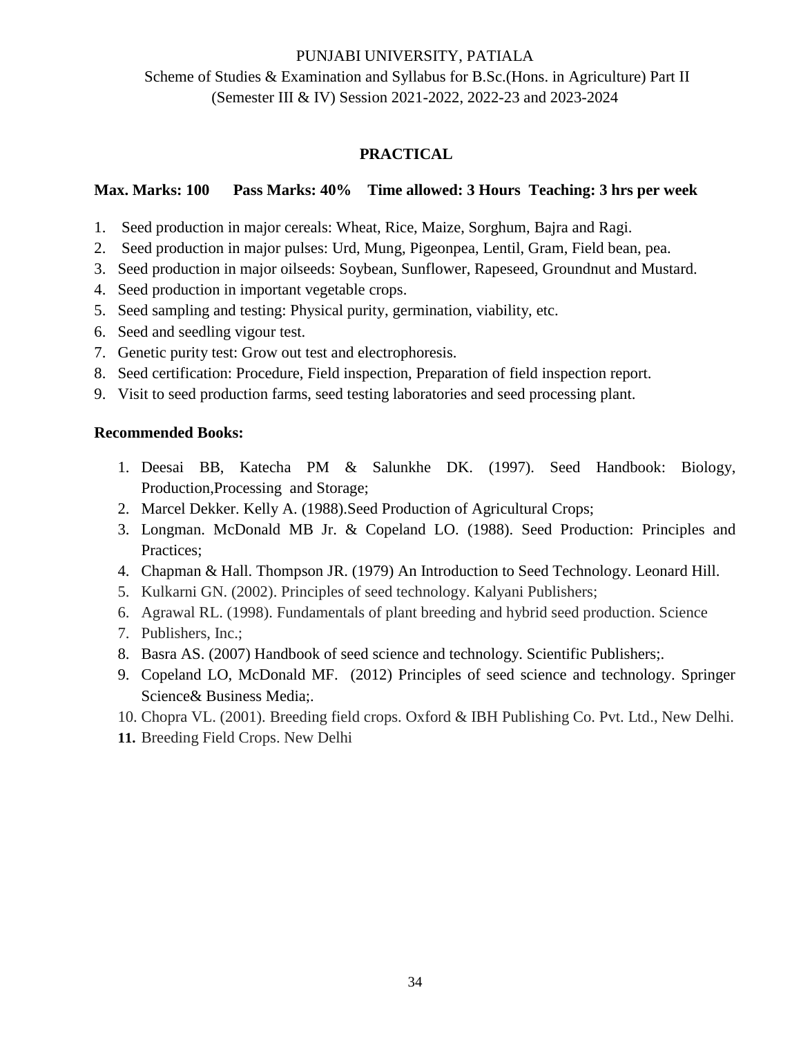PUNJABI UNIVERSITY, PATIALA

Scheme of Studies & Examination and Syllabus for B.Sc.(Hons. in Agriculture) Part II (Semester III & IV) Session 2021-2022, 2022-23 and 2023-2024

## PRACTICAL

**Max. Marks: 100 Pass Marks: 40% Time allowed: 3 Hours Teaching: 3 hrs per week**

1. Seed production in major cereals: Wheat, Rice, Maize, Sorghum, Bajra and Ragi.
2. Seed production in major pulses: Urd, Mung, Pigeonpea, Lentil, Gram, Field bean, pea.
3. Seed production in major oilseeds: Soybean, Sunflower, Rapeseed, Groundnut and Mustard.
4. Seed production in important vegetable crops.
5. Seed sampling and testing: Physical purity, germination, viability, etc.
6. Seed and seedling vigour test.
7. Genetic purity test: Grow out test and electrophoresis.
8. Seed certification: Procedure, Field inspection, Preparation of field inspection report.
9. Visit to seed production farms, seed testing laboratories and seed processing plant.

**Recommended Books:**

1. Deesai BB, Katecha PM & Salunkhe DK. (1997). Seed Handbook: Biology, Production,Processing and Storage;
2. Marcel Dekker. Kelly A. (1988).Seed Production of Agricultural Crops;
3. Longman. McDonald MB Jr. & Copeland LO. (1988). Seed Production: Principles and Practices;
4. Chapman & Hall. Thompson JR. (1979) An Introduction to Seed Technology. Leonard Hill.
5. Kulkarni GN. (2002). Principles of seed technology. Kalyani Publishers;
6. Agrawal RL. (1998). Fundamentals of plant breeding and hybrid seed production. Science
7. Publishers, Inc.;
8. Basra AS. (2007) Handbook of seed science and technology. Scientific Publishers;.
9. Copeland LO, McDonald MF. (2012) Principles of seed science and technology. Springer Science& Business Media;.
10. Chopra VL. (2001). Breeding field crops. Oxford & IBH Publishing Co. Pvt. Ltd., New Delhi.
11. Breeding Field Crops. New Delhi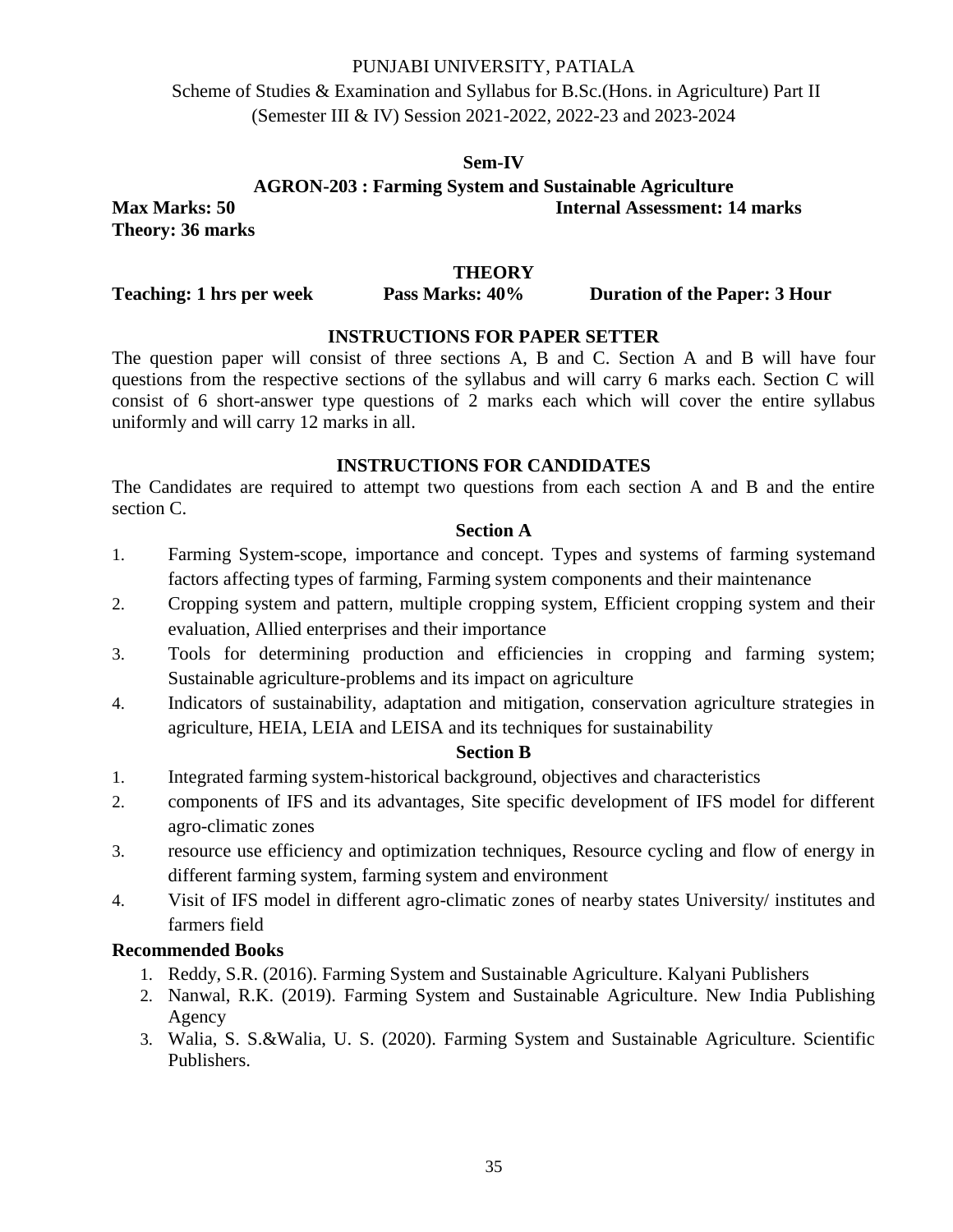PUNJABI UNIVERSITY, PATIALA

Scheme of Studies & Examination and Syllabus for B.Sc.(Hons. in Agriculture) Part II (Semester III & IV) Session 2021-2022, 2022-23 and 2023-2024

**Sem-IV**

**AGRON-203 : Farming System and Sustainable Agriculture**

**Max Marks: 50** **Internal Assessment: 14 marks**

**Theory: 36 marks**

**THEORY**

**Teaching: 1 hrs per week** **Pass Marks: 40%** **Duration of the Paper: 3 Hour**

**INSTRUCTIONS FOR PAPER SETTER**

The question paper will consist of three sections A, B and C. Section A and B will have four questions from the respective sections of the syllabus and will carry 6 marks each. Section C will consist of 6 short-answer type questions of 2 marks each which will cover the entire syllabus uniformly and will carry 12 marks in all.

**INSTRUCTIONS FOR CANDIDATES**

The Candidates are required to attempt two questions from each section A and B and the entire section C.

**Section A**

1. Farming System-scope, importance and concept. Types and systems of farming systemand factors affecting types of farming, Farming system components and their maintenance
2. Cropping system and pattern, multiple cropping system, Efficient cropping system and their evaluation, Allied enterprises and their importance
3. Tools for determining production and efficiencies in cropping and farming system; Sustainable agriculture-problems and its impact on agriculture
4. Indicators of sustainability, adaptation and mitigation, conservation agriculture strategies in agriculture, HEIA, LEIA and LEISA and its techniques for sustainability

**Section B**

1. Integrated farming system-historical background, objectives and characteristics
2. components of IFS and its advantages, Site specific development of IFS model for different agro-climatic zones
3. resource use efficiency and optimization techniques, Resource cycling and flow of energy in different farming system, farming system and environment
4. Visit of IFS model in different agro-climatic zones of nearby states University/ institutes and farmers field

**Recommended Books**

1. Reddy, S.R. (2016). Farming System and Sustainable Agriculture. Kalyani Publishers
2. Nanwal, R.K. (2019). Farming System and Sustainable Agriculture. New India Publishing Agency
3. Walia, S. S.&Walia, U. S. (2020). Farming System and Sustainable Agriculture. Scientific Publishers.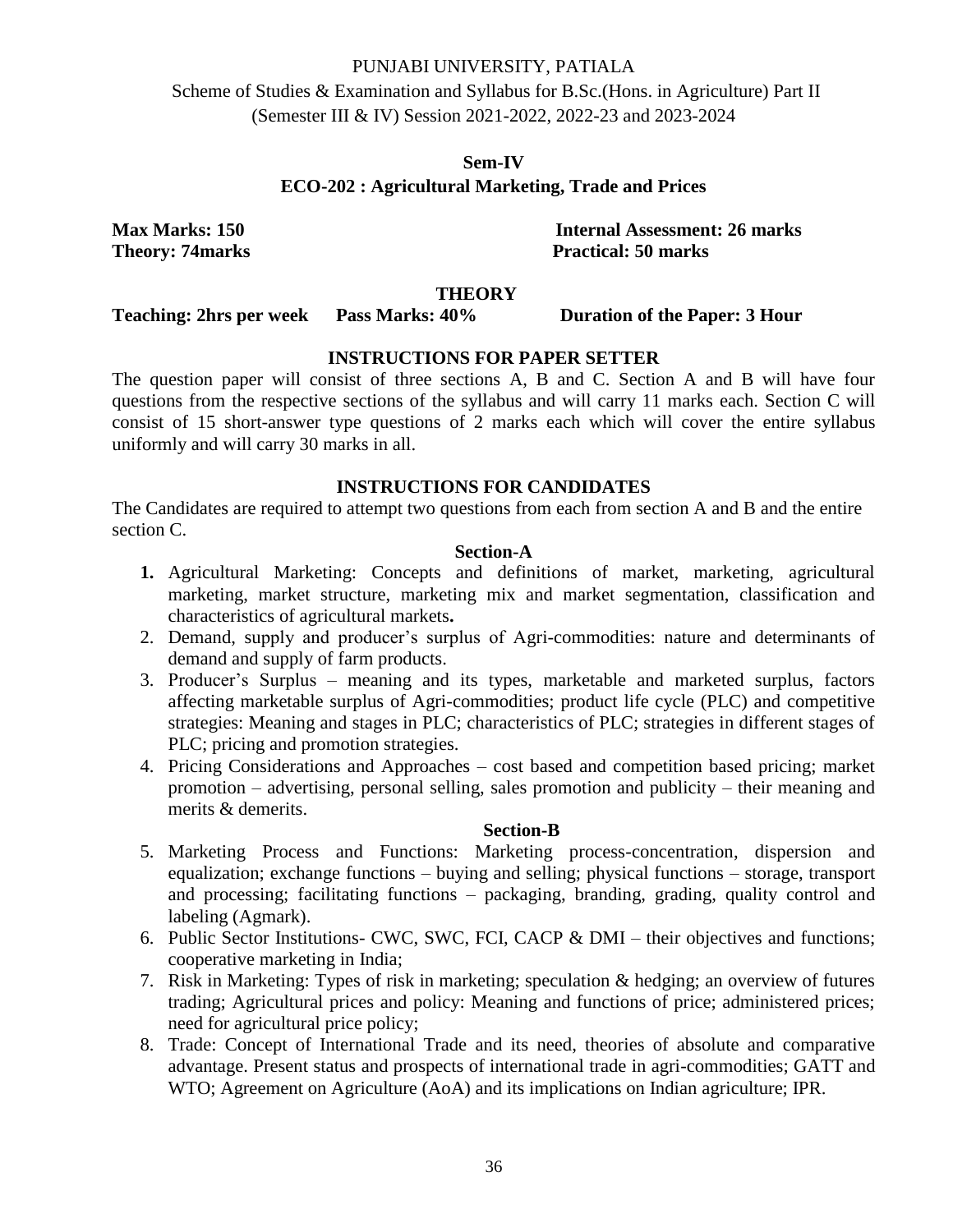PUNJABI UNIVERSITY, PATIALA

Scheme of Studies & Examination and Syllabus for B.Sc.(Hons. in Agriculture) Part II (Semester III & IV) Session 2021-2022, 2022-23 and 2023-2024

## Sem-IV

## ECO-202 : Agricultural Marketing, Trade and Prices

**Max Marks: 150** **Internal Assessment: 26 marks**
**Theory: 74marks** **Practical: 50 marks**

### THEORY

**Teaching: 2hrs per week** **Pass Marks: 40%** **Duration of the Paper: 3 Hour**

### INSTRUCTIONS FOR PAPER SETTER

The question paper will consist of three sections A, B and C. Section A and B will have four questions from the respective sections of the syllabus and will carry 11 marks each. Section C will consist of 15 short-answer type questions of 2 marks each which will cover the entire syllabus uniformly and will carry 30 marks in all.

### INSTRUCTIONS FOR CANDIDATES

The Candidates are required to attempt two questions from each from section A and B and the entire section C.

### Section-A

1. Agricultural Marketing: Concepts and definitions of market, marketing, agricultural marketing, market structure, marketing mix and market segmentation, classification and characteristics of agricultural markets.
2. Demand, supply and producer's surplus of Agri-commodities: nature and determinants of demand and supply of farm products.
3. Producer's Surplus – meaning and its types, marketable and marketed surplus, factors affecting marketable surplus of Agri-commodities; product life cycle (PLC) and competitive strategies: Meaning and stages in PLC; characteristics of PLC; strategies in different stages of PLC; pricing and promotion strategies.
4. Pricing Considerations and Approaches – cost based and competition based pricing; market promotion – advertising, personal selling, sales promotion and publicity – their meaning and merits & demerits.

### Section-B

5. Marketing Process and Functions: Marketing process-concentration, dispersion and equalization; exchange functions – buying and selling; physical functions – storage, transport and processing; facilitating functions – packaging, branding, grading, quality control and labeling (Agmark).
6. Public Sector Institutions- CWC, SWC, FCI, CACP & DMI – their objectives and functions; cooperative marketing in India;
7. Risk in Marketing: Types of risk in marketing; speculation & hedging; an overview of futures trading; Agricultural prices and policy: Meaning and functions of price; administered prices; need for agricultural price policy;
8. Trade: Concept of International Trade and its need, theories of absolute and comparative advantage. Present status and prospects of international trade in agri-commodities; GATT and WTO; Agreement on Agriculture (AoA) and its implications on Indian agriculture; IPR.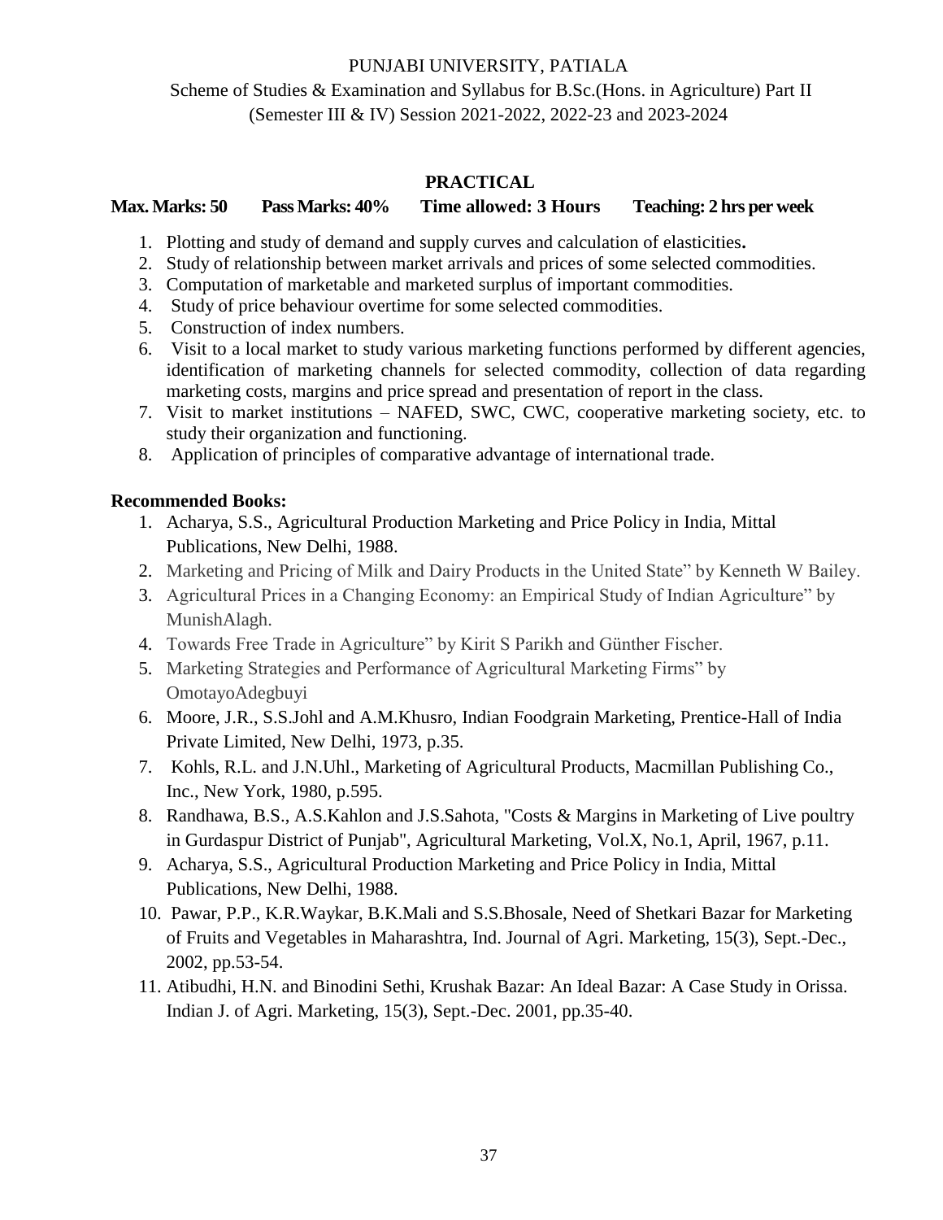PUNJABI UNIVERSITY, PATIALA

Scheme of Studies & Examination and Syllabus for B.Sc.(Hons. in Agriculture) Part II (Semester III & IV) Session 2021-2022, 2022-23 and 2023-2024

## PRACTICAL

**Max. Marks: 50 Pass Marks: 40% Time allowed: 3 Hours Teaching: 2 hrs per week**

1. Plotting and study of demand and supply curves and calculation of elasticities**.**
2. Study of relationship between market arrivals and prices of some selected commodities.
3. Computation of marketable and marketed surplus of important commodities.
4. Study of price behaviour overtime for some selected commodities.
5. Construction of index numbers.
6. Visit to a local market to study various marketing functions performed by different agencies, identification of marketing channels for selected commodity, collection of data regarding marketing costs, margins and price spread and presentation of report in the class.
7. Visit to market institutions – NAFED, SWC, CWC, cooperative marketing society, etc. to study their organization and functioning.
8. Application of principles of comparative advantage of international trade.

**Recommended Books:**

1. Acharya, S.S., Agricultural Production Marketing and Price Policy in India, Mittal Publications, New Delhi, 1988.
2. Marketing and Pricing of Milk and Dairy Products in the United State" by Kenneth W Bailey.
3. Agricultural Prices in a Changing Economy: an Empirical Study of Indian Agriculture" by MunishAlagh.
4. Towards Free Trade in Agriculture" by Kirit S Parikh and Günther Fischer.
5. Marketing Strategies and Performance of Agricultural Marketing Firms" by OmotayoAdegbuyi
6. Moore, J.R., S.S.Johl and A.M.Khusro, Indian Foodgrain Marketing, Prentice-Hall of India Private Limited, New Delhi, 1973, p.35.
7. Kohls, R.L. and J.N.Uhl., Marketing of Agricultural Products, Macmillan Publishing Co., Inc., New York, 1980, p.595.
8. Randhawa, B.S., A.S.Kahlon and J.S.Sahota, "Costs & Margins in Marketing of Live poultry in Gurdaspur District of Punjab", Agricultural Marketing, Vol.X, No.1, April, 1967, p.11.
9. Acharya, S.S., Agricultural Production Marketing and Price Policy in India, Mittal Publications, New Delhi, 1988.
10. Pawar, P.P., K.R.Waykar, B.K.Mali and S.S.Bhosale, Need of Shetkari Bazar for Marketing of Fruits and Vegetables in Maharashtra, Ind. Journal of Agri. Marketing, 15(3), Sept.-Dec., 2002, pp.53-54.
11. Atibudhi, H.N. and Binodini Sethi, Krushak Bazar: An Ideal Bazar: A Case Study in Orissa. Indian J. of Agri. Marketing, 15(3), Sept.-Dec. 2001, pp.35-40.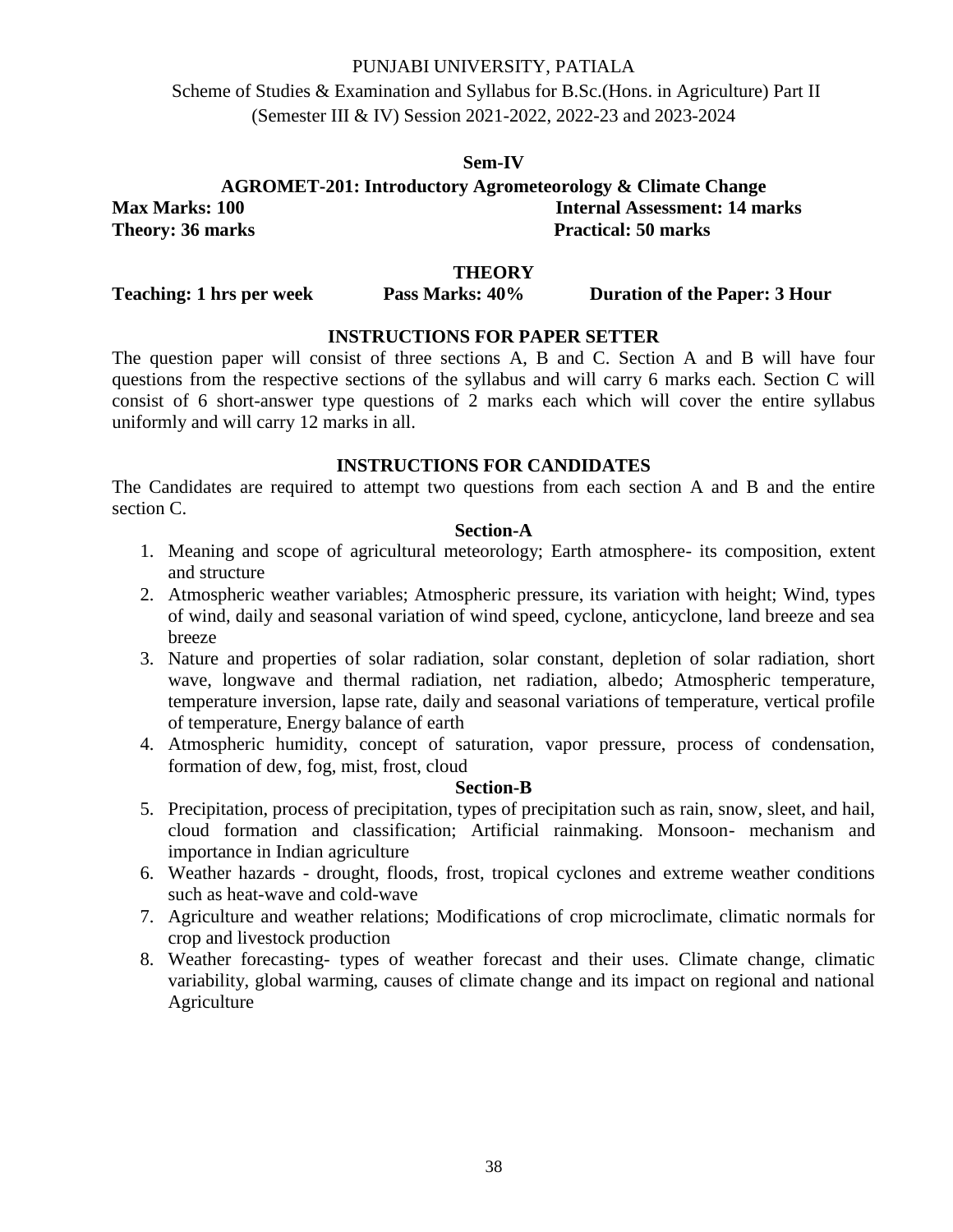PUNJABI UNIVERSITY, PATIALA

Scheme of Studies & Examination and Syllabus for B.Sc.(Hons. in Agriculture) Part II (Semester III & IV) Session 2021-2022, 2022-23 and 2023-2024

## Sem-IV

## AGROMET-201: Introductory Agrometeorology & Climate Change

**Max Marks: 100** **Internal Assessment: 14 marks**

**Theory: 36 marks** **Practical: 50 marks**

### THEORY

**Teaching: 1 hrs per week** **Pass Marks: 40%** **Duration of the Paper: 3 Hour**

### INSTRUCTIONS FOR PAPER SETTER

The question paper will consist of three sections A, B and C. Section A and B will have four questions from the respective sections of the syllabus and will carry 6 marks each. Section C will consist of 6 short-answer type questions of 2 marks each which will cover the entire syllabus uniformly and will carry 12 marks in all.

### INSTRUCTIONS FOR CANDIDATES

The Candidates are required to attempt two questions from each section A and B and the entire section C.

### Section-A

1. Meaning and scope of agricultural meteorology; Earth atmosphere- its composition, extent and structure
2. Atmospheric weather variables; Atmospheric pressure, its variation with height; Wind, types of wind, daily and seasonal variation of wind speed, cyclone, anticyclone, land breeze and sea breeze
3. Nature and properties of solar radiation, solar constant, depletion of solar radiation, short wave, longwave and thermal radiation, net radiation, albedo; Atmospheric temperature, temperature inversion, lapse rate, daily and seasonal variations of temperature, vertical profile of temperature, Energy balance of earth
4. Atmospheric humidity, concept of saturation, vapor pressure, process of condensation, formation of dew, fog, mist, frost, cloud

### Section-B

5. Precipitation, process of precipitation, types of precipitation such as rain, snow, sleet, and hail, cloud formation and classification; Artificial rainmaking. Monsoon- mechanism and importance in Indian agriculture
6. Weather hazards - drought, floods, frost, tropical cyclones and extreme weather conditions such as heat-wave and cold-wave
7. Agriculture and weather relations; Modifications of crop microclimate, climatic normals for crop and livestock production
8. Weather forecasting- types of weather forecast and their uses. Climate change, climatic variability, global warming, causes of climate change and its impact on regional and national Agriculture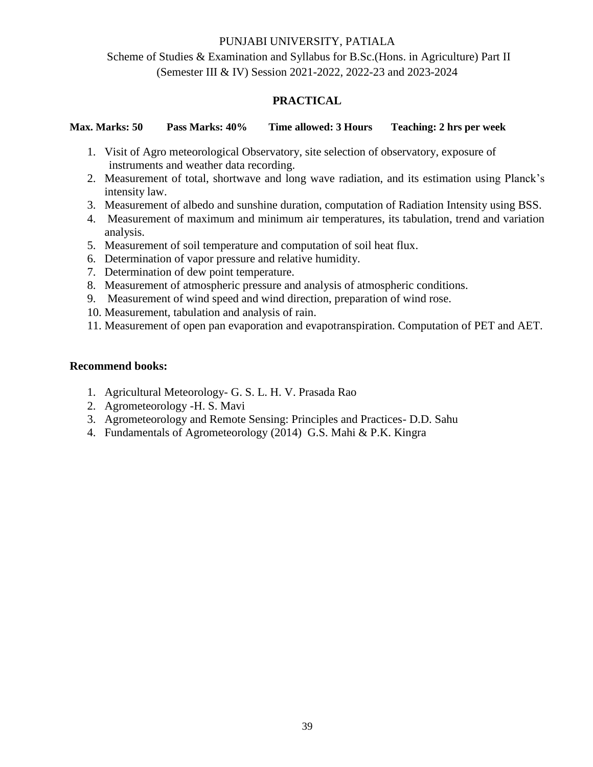PUNJABI UNIVERSITY, PATIALA

Scheme of Studies & Examination and Syllabus for B.Sc.(Hons. in Agriculture) Part II (Semester III & IV) Session 2021-2022, 2022-23 and 2023-2024

## PRACTICAL

**Max. Marks: 50 Pass Marks: 40% Time allowed: 3 Hours Teaching: 2 hrs per week**

1. Visit of Agro meteorological Observatory, site selection of observatory, exposure of instruments and weather data recording.
2. Measurement of total, shortwave and long wave radiation, and its estimation using Planck's intensity law.
3. Measurement of albedo and sunshine duration, computation of Radiation Intensity using BSS.
4. Measurement of maximum and minimum air temperatures, its tabulation, trend and variation analysis.
5. Measurement of soil temperature and computation of soil heat flux.
6. Determination of vapor pressure and relative humidity.
7. Determination of dew point temperature.
8. Measurement of atmospheric pressure and analysis of atmospheric conditions.
9. Measurement of wind speed and wind direction, preparation of wind rose.
10. Measurement, tabulation and analysis of rain.
11. Measurement of open pan evaporation and evapotranspiration. Computation of PET and AET.

**Recommend books:**

1. Agricultural Meteorology- G. S. L. H. V. Prasada Rao
2. Agrometeorology -H. S. Mavi
3. Agrometeorology and Remote Sensing: Principles and Practices- D.D. Sahu
4. Fundamentals of Agrometeorology (2014) G.S. Mahi & P.K. Kingra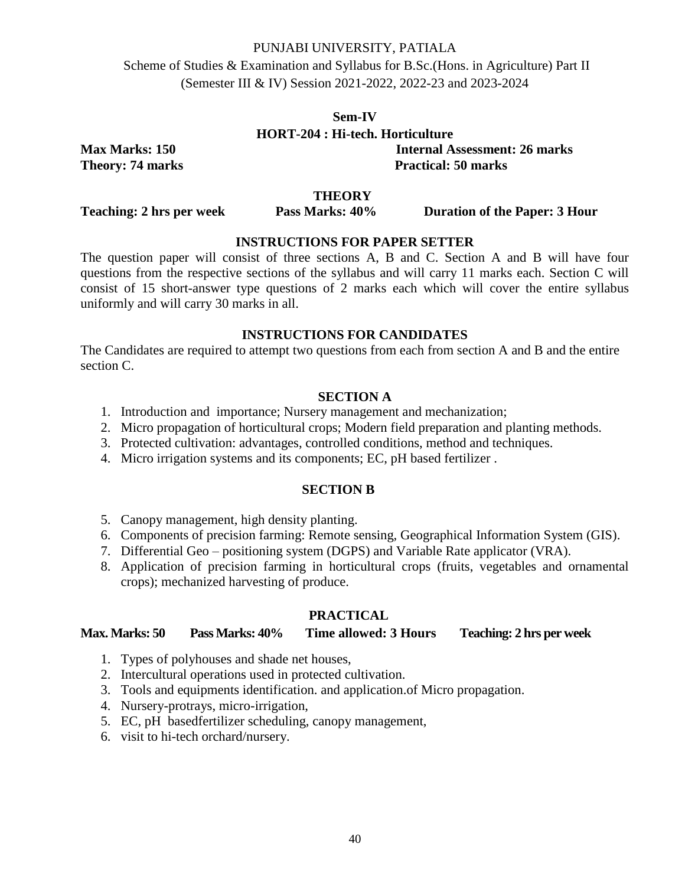PUNJABI UNIVERSITY, PATIALA

Scheme of Studies & Examination and Syllabus for B.Sc.(Hons. in Agriculture) Part II (Semester III & IV) Session 2021-2022, 2022-23 and 2023-2024

**Sem-IV**

**HORT-204 : Hi-tech. Horticulture**

**Max Marks: 150** **Internal Assessment: 26 marks**

**Theory: 74 marks** **Practical: 50 marks**

## THEORY

**Teaching: 2 hrs per week** **Pass Marks: 40%** **Duration of the Paper: 3 Hour**

### INSTRUCTIONS FOR PAPER SETTER

The question paper will consist of three sections A, B and C. Section A and B will have four questions from the respective sections of the syllabus and will carry 11 marks each. Section C will consist of 15 short-answer type questions of 2 marks each which will cover the entire syllabus uniformly and will carry 30 marks in all.

### INSTRUCTIONS FOR CANDIDATES

The Candidates are required to attempt two questions from each from section A and B and the entire section C.

### SECTION A

1. Introduction and importance; Nursery management and mechanization;
2. Micro propagation of horticultural crops; Modern field preparation and planting methods.
3. Protected cultivation: advantages, controlled conditions, method and techniques.
4. Micro irrigation systems and its components; EC, pH based fertilizer .

### SECTION B

5. Canopy management, high density planting.
6. Components of precision farming: Remote sensing, Geographical Information System (GIS).
7. Differential Geo – positioning system (DGPS) and Variable Rate applicator (VRA).
8. Application of precision farming in horticultural crops (fruits, vegetables and ornamental crops); mechanized harvesting of produce.

## PRACTICAL

**Max. Marks: 50** **Pass Marks: 40%** **Time allowed: 3 Hours** **Teaching: 2 hrs per week**

1. Types of polyhouses and shade net houses,
2. Intercultural operations used in protected cultivation.
3. Tools and equipments identification. and application.of Micro propagation.
4. Nursery-protrays, micro-irrigation,
5. EC, pH basedfertilizer scheduling, canopy management,
6. visit to hi-tech orchard/nursery.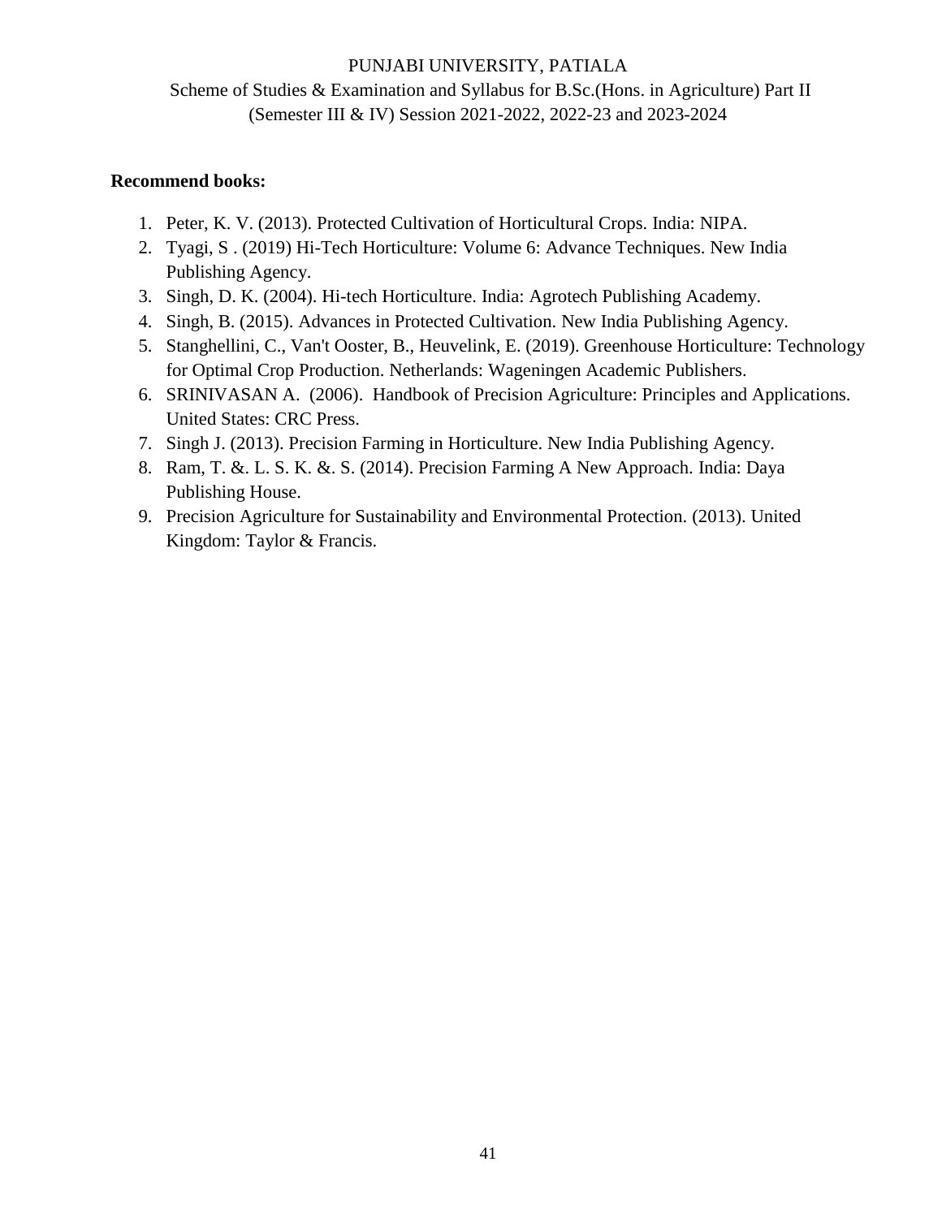**Recommend books:**

1. Peter, K. V. (2013). Protected Cultivation of Horticultural Crops. India: NIPA.
2. Tyagi, S . (2019) Hi-Tech Horticulture: Volume 6: Advance Techniques. New India Publishing Agency.
3. Singh, D. K. (2004). Hi-tech Horticulture. India: Agrotech Publishing Academy.
4. Singh, B. (2015). Advances in Protected Cultivation. New India Publishing Agency.
5. Stanghellini, C., Van't Ooster, B., Heuvelink, E. (2019). Greenhouse Horticulture: Technology for Optimal Crop Production. Netherlands: Wageningen Academic Publishers.
6. SRINIVASAN A. (2006). Handbook of Precision Agriculture: Principles and Applications. United States: CRC Press.
7. Singh J. (2013). Precision Farming in Horticulture. New India Publishing Agency.
8. Ram, T. &. L. S. K. &. S. (2014). Precision Farming A New Approach. India: Daya Publishing House.
9. Precision Agriculture for Sustainability and Environmental Protection. (2013). United Kingdom: Taylor & Francis.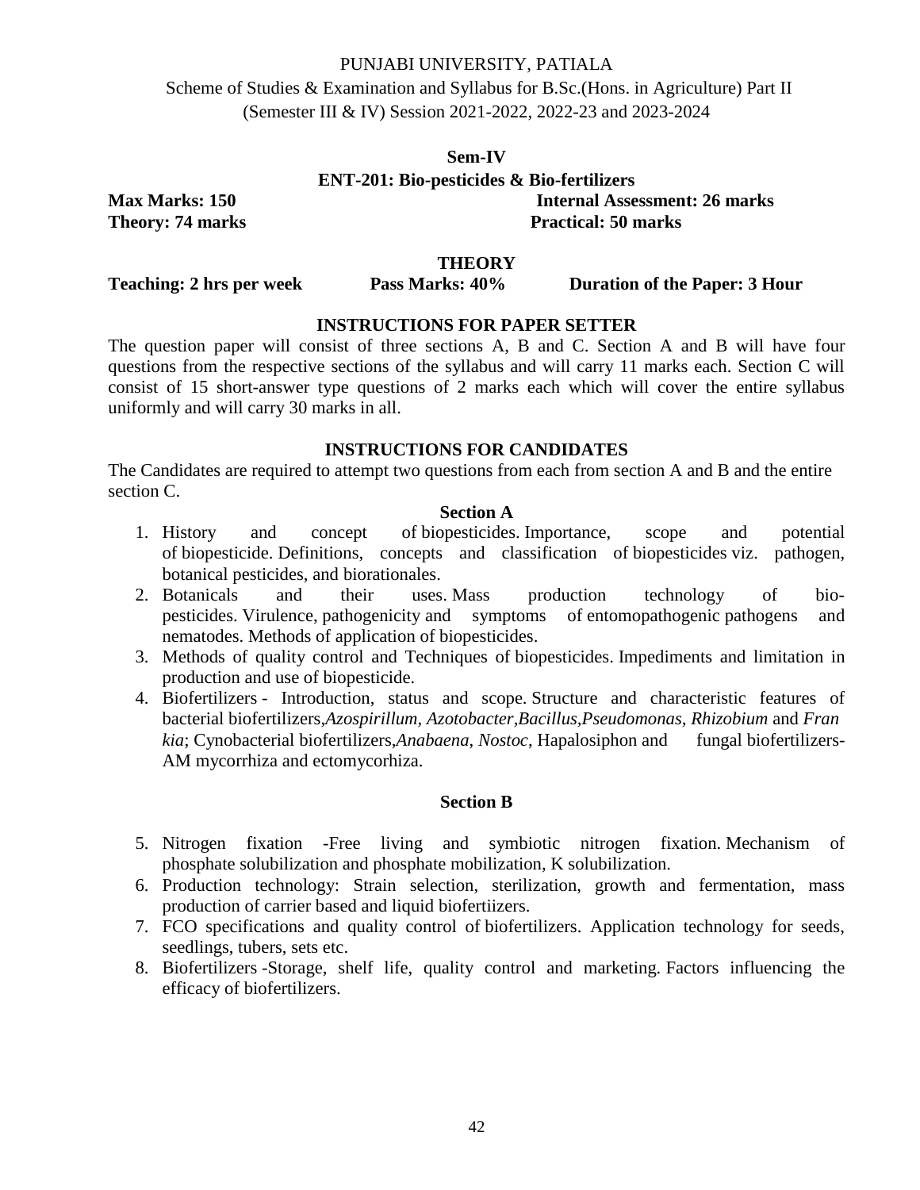PUNJABI UNIVERSITY, PATIALA

Scheme of Studies & Examination and Syllabus for B.Sc.(Hons. in Agriculture) Part II (Semester III & IV) Session 2021-2022, 2022-23 and 2023-2024

**Sem-IV**

**ENT-201: Bio-pesticides & Bio-fertilizers**

**Max Marks: 150** | **Internal Assessment: 26 marks**

**Theory: 74 marks** | **Practical: 50 marks**

**THEORY**

**Teaching: 2 hrs per week** | **Pass Marks: 40%** | **Duration of the Paper: 3 Hour**

**INSTRUCTIONS FOR PAPER SETTER**

The question paper will consist of three sections A, B and C. Section A and B will have four questions from the respective sections of the syllabus and will carry 11 marks each. Section C will consist of 15 short-answer type questions of 2 marks each which will cover the entire syllabus uniformly and will carry 30 marks in all.

**INSTRUCTIONS FOR CANDIDATES**

The Candidates are required to attempt two questions from each from section A and B and the entire section C.

**Section A**

1. History and concept of biopesticides. Importance, scope and potential of biopesticide. Definitions, concepts and classification of biopesticides viz. pathogen, botanical pesticides, and biorationales.
2. Botanicals and their uses. Mass production technology of bio-pesticides. Virulence, pathogenicity and symptoms of entomopathogenic pathogens and nematodes. Methods of application of biopesticides.
3. Methods of quality control and Techniques of biopesticides. Impediments and limitation in production and use of biopesticide.
4. Biofertilizers - Introduction, status and scope. Structure and characteristic features of bacterial biofertilizers,*Azospirillum*, *Azotobacter*,*Bacillus*,*Pseudomonas*, *Rhizobium* and *Frankia*; Cynobacterial biofertilizers,*Anabaena*, *Nostoc*, Hapalosiphon and fungal biofertilizers- AM mycorrhiza and ectomycorhiza.

**Section B**

5. Nitrogen fixation -Free living and symbiotic nitrogen fixation. Mechanism of phosphate solubilization and phosphate mobilization, K solubilization.
6. Production technology: Strain selection, sterilization, growth and fermentation, mass production of carrier based and liquid biofertiizers.
7. FCO specifications and quality control of biofertilizers. Application technology for seeds, seedlings, tubers, sets etc.
8. Biofertilizers -Storage, shelf life, quality control and marketing. Factors influencing the efficacy of biofertilizers.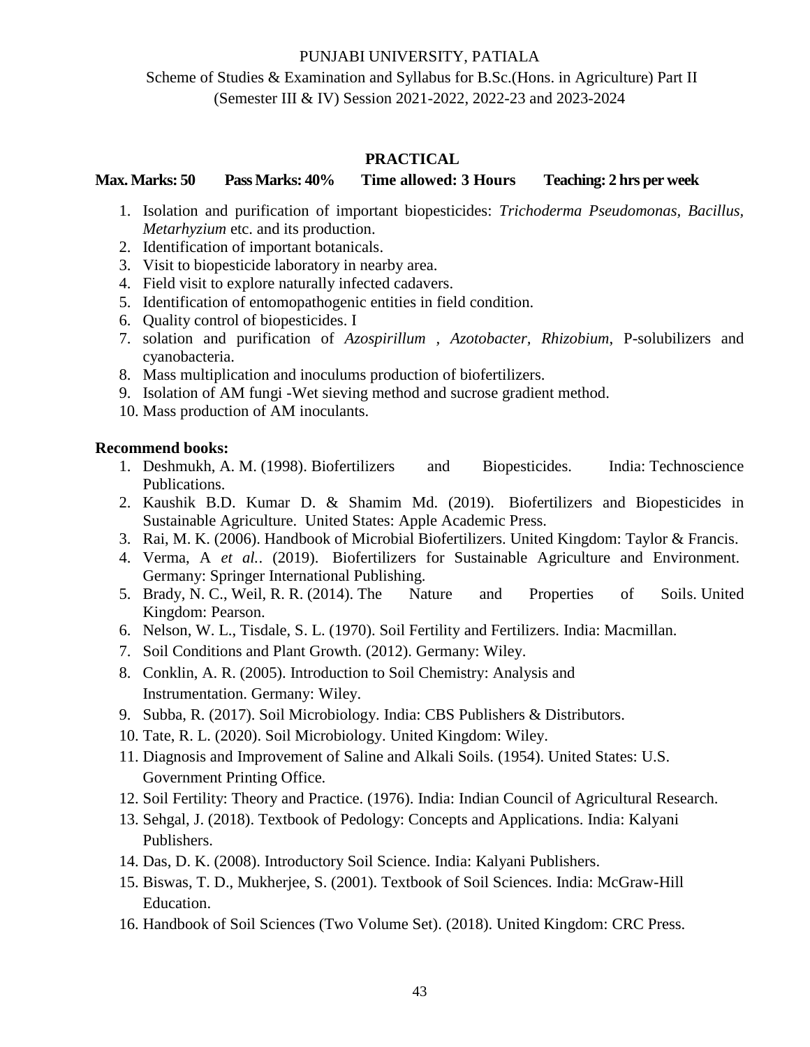PUNJABI UNIVERSITY, PATIALA

Scheme of Studies & Examination and Syllabus for B.Sc.(Hons. in Agriculture) Part II (Semester III & IV) Session 2021-2022, 2022-23 and 2023-2024

## PRACTICAL

**Max. Marks: 50 Pass Marks: 40% Time allowed: 3 Hours Teaching: 2 hrs per week**

1. Isolation and purification of important biopesticides: *Trichoderma Pseudomonas, Bacillus, Metarhyzium* etc. and its production.
2. Identification of important botanicals.
3. Visit to biopesticide laboratory in nearby area.
4. Field visit to explore naturally infected cadavers.
5. Identification of entomopathogenic entities in field condition.
6. Quality control of biopesticides. I
7. solation and purification of *Azospirillum* , *Azotobacter, Rhizobium*, P-solubilizers and cyanobacteria.
8. Mass multiplication and inoculums production of biofertilizers.
9. Isolation of AM fungi -Wet sieving method and sucrose gradient method.
10. Mass production of AM inoculants.

**Recommend books:**

1. Deshmukh, A. M. (1998). Biofertilizers and Biopesticides. India: Technoscience Publications.
2. Kaushik B.D. Kumar D. & Shamim Md. (2019). Biofertilizers and Biopesticides in Sustainable Agriculture. United States: Apple Academic Press.
3. Rai, M. K. (2006). Handbook of Microbial Biofertilizers. United Kingdom: Taylor & Francis.
4. Verma, A *et al.*. (2019). Biofertilizers for Sustainable Agriculture and Environment. Germany: Springer International Publishing.
5. Brady, N. C., Weil, R. R. (2014). The Nature and Properties of Soils. United Kingdom: Pearson.
6. Nelson, W. L., Tisdale, S. L. (1970). Soil Fertility and Fertilizers. India: Macmillan.
7. Soil Conditions and Plant Growth. (2012). Germany: Wiley.
8. Conklin, A. R. (2005). Introduction to Soil Chemistry: Analysis and Instrumentation. Germany: Wiley.
9. Subba, R. (2017). Soil Microbiology. India: CBS Publishers & Distributors.
10. Tate, R. L. (2020). Soil Microbiology. United Kingdom: Wiley.
11. Diagnosis and Improvement of Saline and Alkali Soils. (1954). United States: U.S. Government Printing Office.
12. Soil Fertility: Theory and Practice. (1976). India: Indian Council of Agricultural Research.
13. Sehgal, J. (2018). Textbook of Pedology: Concepts and Applications. India: Kalyani Publishers.
14. Das, D. K. (2008). Introductory Soil Science. India: Kalyani Publishers.
15. Biswas, T. D., Mukherjee, S. (2001). Textbook of Soil Sciences. India: McGraw-Hill Education.
16. Handbook of Soil Sciences (Two Volume Set). (2018). United Kingdom: CRC Press.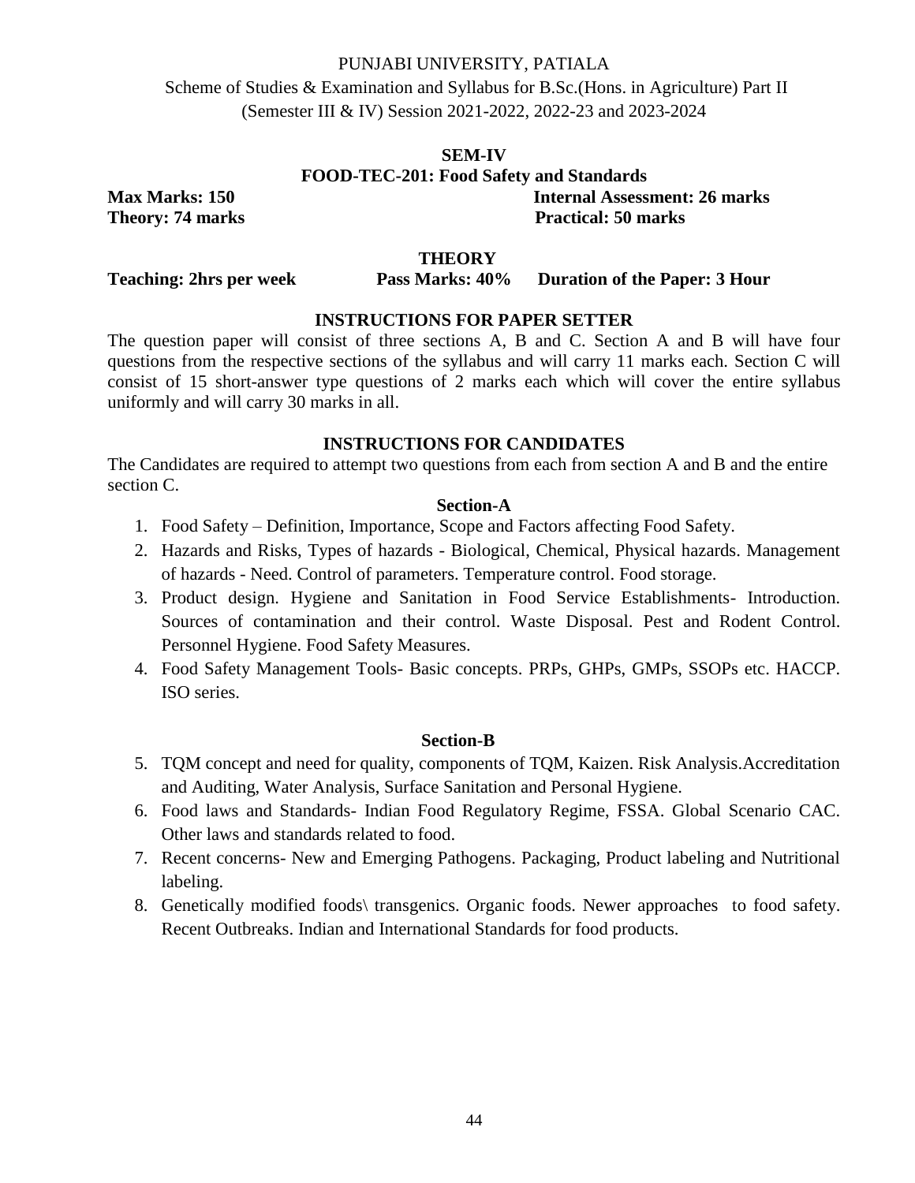PUNJABI UNIVERSITY, PATIALA

Scheme of Studies & Examination and Syllabus for B.Sc.(Hons. in Agriculture) Part II (Semester III & IV) Session 2021-2022, 2022-23 and 2023-2024

## SEM-IV

## FOOD-TEC-201: Food Safety and Standards

**Max Marks: 150** **Internal Assessment: 26 marks**
**Theory: 74 marks** **Practical: 50 marks**

### THEORY

**Teaching: 2hrs per week** **Pass Marks: 40%** **Duration of the Paper: 3 Hour**

### INSTRUCTIONS FOR PAPER SETTER

The question paper will consist of three sections A, B and C. Section A and B will have four questions from the respective sections of the syllabus and will carry 11 marks each. Section C will consist of 15 short-answer type questions of 2 marks each which will cover the entire syllabus uniformly and will carry 30 marks in all.

### INSTRUCTIONS FOR CANDIDATES

The Candidates are required to attempt two questions from each from section A and B and the entire section C.

### Section-A

1. Food Safety – Definition, Importance, Scope and Factors affecting Food Safety.
2. Hazards and Risks, Types of hazards - Biological, Chemical, Physical hazards. Management of hazards - Need. Control of parameters. Temperature control. Food storage.
3. Product design. Hygiene and Sanitation in Food Service Establishments- Introduction. Sources of contamination and their control. Waste Disposal. Pest and Rodent Control. Personnel Hygiene. Food Safety Measures.
4. Food Safety Management Tools- Basic concepts. PRPs, GHPs, GMPs, SSOPs etc. HACCP. ISO series.

### Section-B

5. TQM concept and need for quality, components of TQM, Kaizen. Risk Analysis.Accreditation and Auditing, Water Analysis, Surface Sanitation and Personal Hygiene.
6. Food laws and Standards- Indian Food Regulatory Regime, FSSA. Global Scenario CAC. Other laws and standards related to food.
7. Recent concerns- New and Emerging Pathogens. Packaging, Product labeling and Nutritional labeling.
8. Genetically modified foods\ transgenics. Organic foods. Newer approaches to food safety. Recent Outbreaks. Indian and International Standards for food products.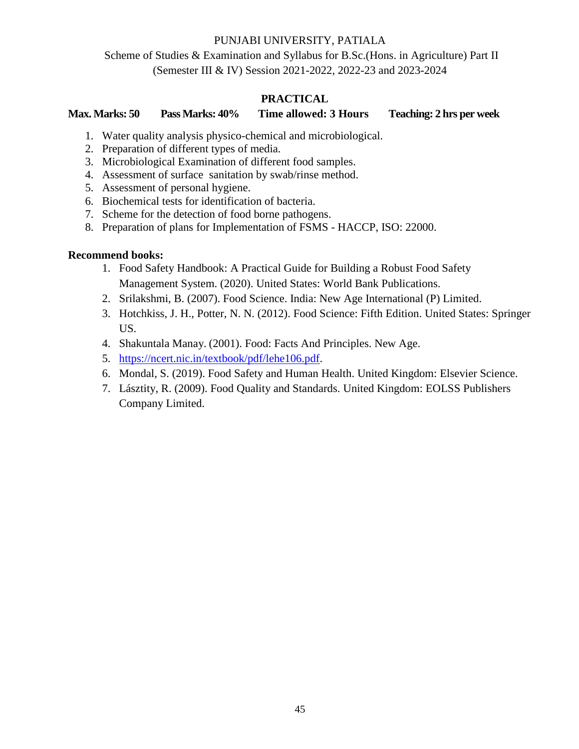PUNJABI UNIVERSITY, PATIALA

Scheme of Studies & Examination and Syllabus for B.Sc.(Hons. in Agriculture) Part II (Semester III & IV) Session 2021-2022, 2022-23 and 2023-2024

## PRACTICAL

**Max. Marks: 50 Pass Marks: 40% Time allowed: 3 Hours Teaching: 2 hrs per week**

1. Water quality analysis physico-chemical and microbiological.
2. Preparation of different types of media.
3. Microbiological Examination of different food samples.
4. Assessment of surface sanitation by swab/rinse method.
5. Assessment of personal hygiene.
6. Biochemical tests for identification of bacteria.
7. Scheme for the detection of food borne pathogens.
8. Preparation of plans for Implementation of FSMS - HACCP, ISO: 22000.

**Recommend books:**

1. Food Safety Handbook: A Practical Guide for Building a Robust Food Safety Management System. (2020). United States: World Bank Publications.
2. Srilakshmi, B. (2007). Food Science. India: New Age International (P) Limited.
3. Hotchkiss, J. H., Potter, N. N. (2012). Food Science: Fifth Edition. United States: Springer US.
4. Shakuntala Manay. (2001). Food: Facts And Principles. New Age.
5. https://ncert.nic.in/textbook/pdf/lehe106.pdf.
6. Mondal, S. (2019). Food Safety and Human Health. United Kingdom: Elsevier Science.
7. Lásztity, R. (2009). Food Quality and Standards. United Kingdom: EOLSS Publishers Company Limited.